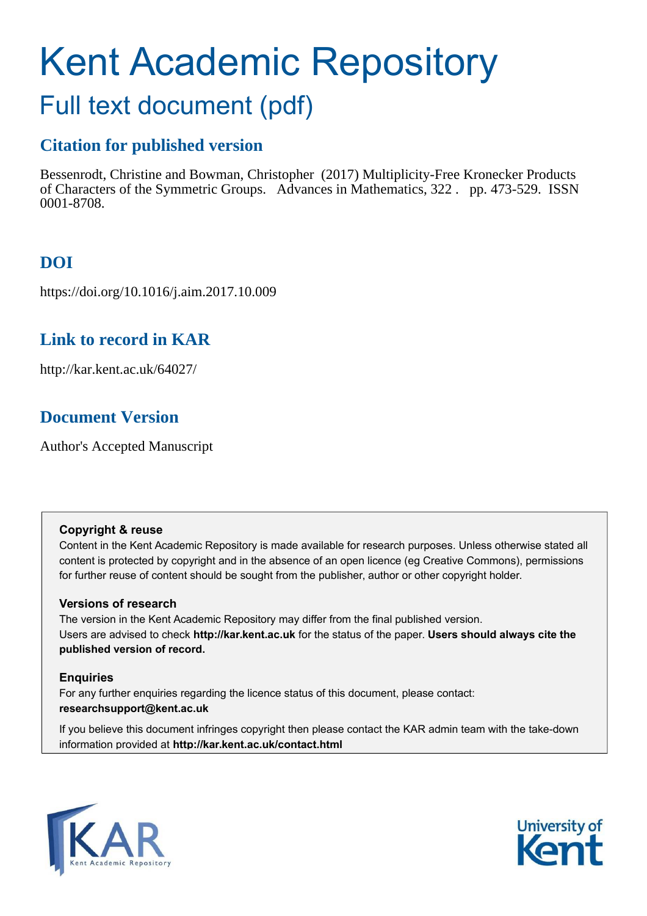# Kent Academic Repository

## Full text document (pdf)

### Citation for published version

Bessenrodt, Christine and Bowman, Christopher (2017) Multiplicity-Free Kronecker Products of Characters of the Symmetric Groups. Advances in Mathematics, 322 . pp. 473-529. ISSN 0001-8708.

### DOI

https://doi.org/10.1016/j.aim.2017.10.009

### Link to record in KAR

http://kar.kent.ac.uk/64027/

### Document Version

Author's Accepted Manuscript

**Copyright & reuse**

Content in the Kent Academic Repository is made available for research purposes. Unless otherwise stated all content is protected by copyright and in the absence of an open licence (eg Creative Commons), permissions for further reuse of content should be sought from the publisher, author or other copyright holder.

**Versions of research**

The version in the Kent Academic Repository may differ from the final published version. Users are advised to check **http://kar.kent.ac.uk** for the status of the paper. **Users should always cite the published version of record.**

**Enquiries**

For any further enquiries regarding the licence status of this document, please contact: **researchsupport@kent.ac.uk**

If you believe this document infringes copyright then please contact the KAR admin team with the take-down information provided at **http://kar.kent.ac.uk/contact.html**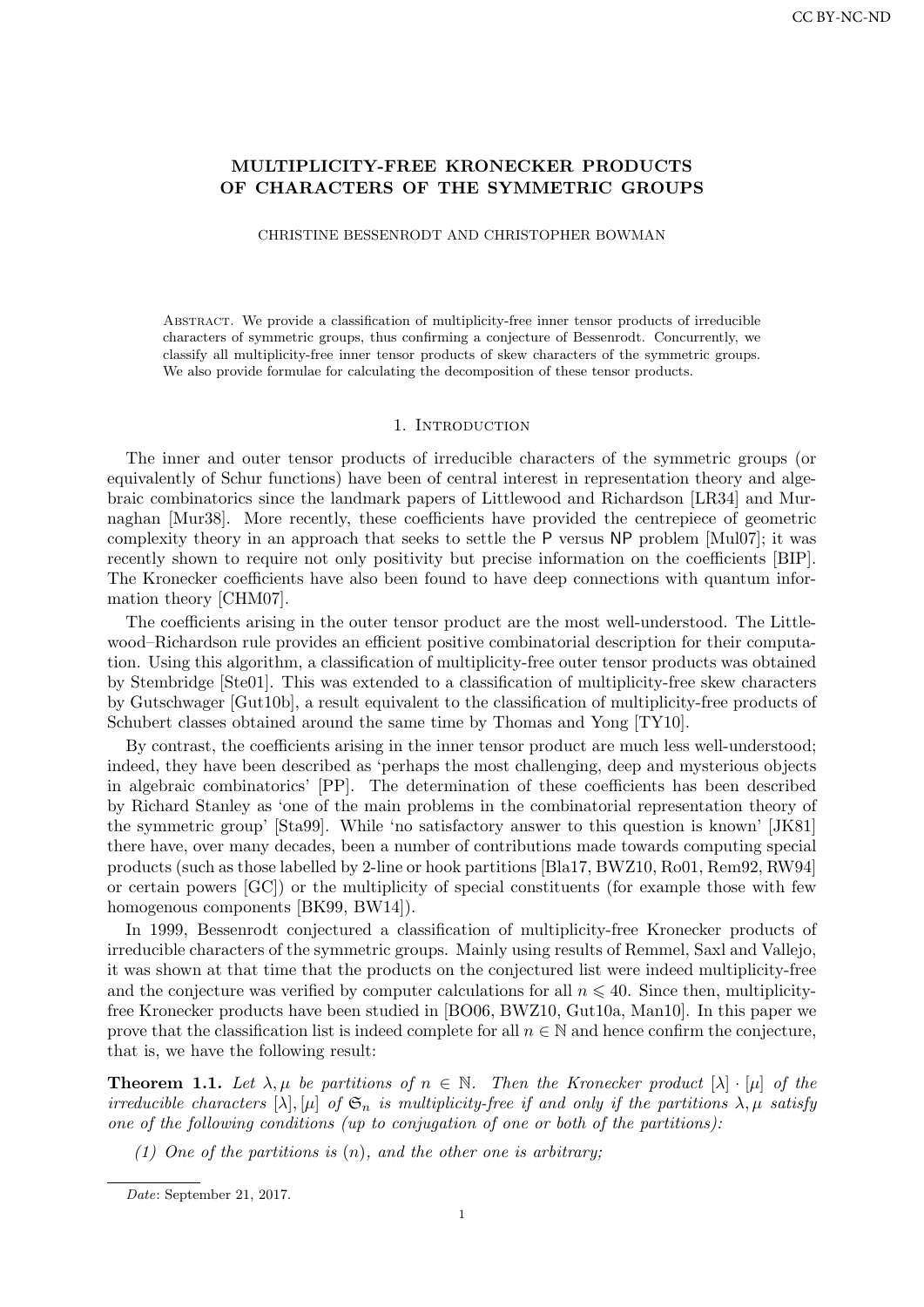# MULTIPLICITY-FREE KRONECKER PRODUCTS OF CHARACTERS OF THE SYMMETRIC GROUPS

CHRISTINE BESSENRODT AND CHRISTOPHER BOWMAN

Abstract. We provide a classification of multiplicity-free inner tensor products of irreducible characters of symmetric groups, thus confirming a conjecture of Bessenrodt. Concurrently, we classify all multiplicity-free inner tensor products of skew characters of the symmetric groups. We also provide formulae for calculating the decomposition of these tensor products.

## 1. Introduction

The inner and outer tensor products of irreducible characters of the symmetric groups (or equivalently of Schur functions) have been of central interest in representation theory and algebraic combinatorics since the landmark papers of Littlewood and Richardson [LR34] and Murnaghan [Mur38]. More recently, these coefficients have provided the centrepiece of geometric complexity theory in an approach that seeks to settle the P versus NP problem [Mul07]; it was recently shown to require not only positivity but precise information on the coefficients [BIP]. The Kronecker coefficients have also been found to have deep connections with quantum information theory [CHM07].

The coefficients arising in the outer tensor product are the most well-understood. The Littlewood–Richardson rule provides an efficient positive combinatorial description for their computation. Using this algorithm, a classification of multiplicity-free outer tensor products was obtained by Stembridge [Ste01]. This was extended to a classification of multiplicity-free skew characters by Gutschwager [Gut10b], a result equivalent to the classification of multiplicity-free products of Schubert classes obtained around the same time by Thomas and Yong [TY10].

By contrast, the coefficients arising in the inner tensor product are much less well-understood; indeed, they have been described as 'perhaps the most challenging, deep and mysterious objects in algebraic combinatorics' [PP]. The determination of these coefficients has been described by Richard Stanley as 'one of the main problems in the combinatorial representation theory of the symmetric group' [Sta99]. While 'no satisfactory answer to this question is known' [JK81] there have, over many decades, been a number of contributions made towards computing special products (such as those labelled by 2-line or hook partitions [Bla17, BWZ10, Ro01, Rem92, RW94] or certain powers [GC]) or the multiplicity of special constituents (for example those with few homogenous components [BK99, BW14]).

In 1999, Bessenrodt conjectured a classification of multiplicity-free Kronecker products of irreducible characters of the symmetric groups. Mainly using results of Remmel, Saxl and Vallejo, it was shown at that time that the products on the conjectured list were indeed multiplicity-free and the conjecture was verified by computer calculations for all $n \leqslant 40$. Since then, multiplicity-free Kronecker products have been studied in [BO06, BWZ10, Gut10a, Man10]. In this paper we prove that the classification list is indeed complete for all $n \in \mathbb{N}$ and hence confirm the conjecture, that is, we have the following result:

**Theorem 1.1.** *Let $\lambda, \mu$ be partitions of $n \in \mathbb{N}$. Then the Kronecker product $[\lambda] \cdot [\mu]$ of the irreducible characters $[\lambda], [\mu]$ of $\mathfrak{S}_n$ is multiplicity-free if and only if the partitions $\lambda, \mu$ satisfy one of the following conditions (up to conjugation of one or both of the partitions):*

*(1) One of the partitions is $(n)$, and the other one is arbitrary;*

---

*Date*: September 21, 2017.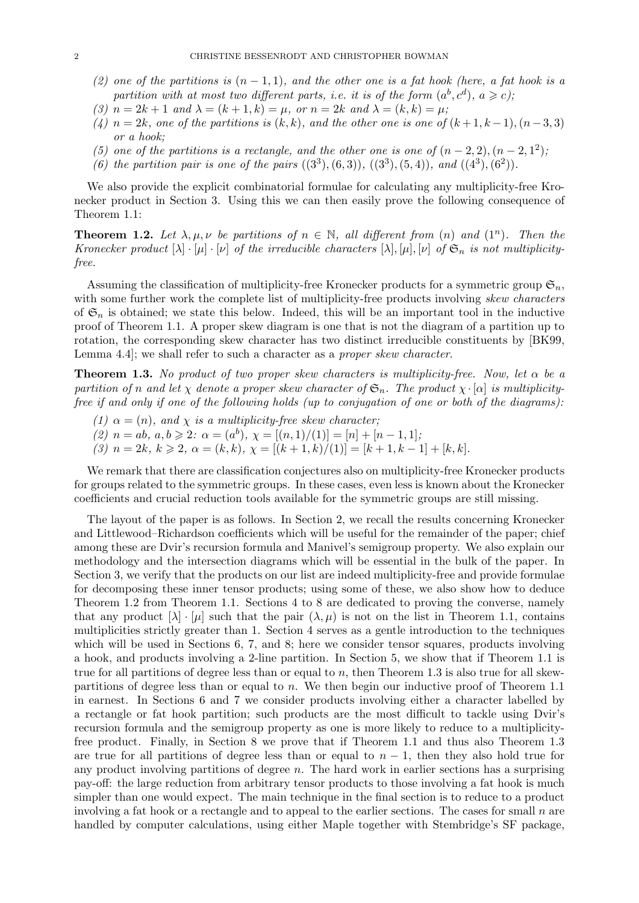(2) *one of the partitions is $(n-1,1)$, and the other one is a fat hook (here, a fat hook is a partition with at most two different parts, i.e. it is of the form $(a^b, c^d)$, $a \geqslant c$);*
(3) *$n = 2k+1$ and $\lambda = (k+1,k) = \mu$, or $n = 2k$ and $\lambda = (k,k) = \mu$;*
(4) *$n = 2k$, one of the partitions is $(k,k)$, and the other one is one of $(k+1,k-1), (n-3,3)$ or a hook;*
(5) *one of the partitions is a rectangle, and the other one is one of $(n-2,2), (n-2,1^2)$;*
(6) *the partition pair is one of the pairs $((3^3),(6,3))$, $((3^3),(5,4))$, and $((4^3),(6^2))$.*

We also provide the explicit combinatorial formulae for calculating any multiplicity-free Kronecker product in Section 3. Using this we can then easily prove the following consequence of Theorem 1.1:

**Theorem 1.2.** *Let $\lambda, \mu, \nu$ be partitions of $n \in \mathbb{N}$, all different from $(n)$ and $(1^n)$. Then the Kronecker product $[\lambda] \cdot [\mu] \cdot [\nu]$ of the irreducible characters $[\lambda], [\mu], [\nu]$ of $\mathfrak{S}_n$ is not multiplicity-free.*

Assuming the classification of multiplicity-free Kronecker products for a symmetric group $\mathfrak{S}_n$, with some further work the complete list of multiplicity-free products involving *skew characters* of $\mathfrak{S}_n$ is obtained; we state this below. Indeed, this will be an important tool in the inductive proof of Theorem 1.1. A proper skew diagram is one that is not the diagram of a partition up to rotation, the corresponding skew character has two distinct irreducible constituents by [BK99, Lemma 4.4]; we shall refer to such a character as a *proper skew character*.

**Theorem 1.3.** *No product of two proper skew characters is multiplicity-free. Now, let $\alpha$ be a partition of $n$ and let $\chi$ denote a proper skew character of $\mathfrak{S}_n$. The product $\chi \cdot [\alpha]$ is multiplicity-free if and only if one of the following holds (up to conjugation of one or both of the diagrams):*

(1) *$\alpha = (n)$, and $\chi$ is a multiplicity-free skew character;*
(2) *$n = ab$, $a, b \geqslant 2$: $\alpha = (a^b)$, $\chi = [(n,1)/(1)] = [n] + [n-1,1]$;*
(3) *$n = 2k$, $k \geqslant 2$, $\alpha = (k,k)$, $\chi = [(k+1,k)/(1)] = [k+1,k-1] + [k,k]$.*

We remark that there are classification conjectures also on multiplicity-free Kronecker products for groups related to the symmetric groups. In these cases, even less is known about the Kronecker coefficients and crucial reduction tools available for the symmetric groups are still missing.

The layout of the paper is as follows. In Section 2, we recall the results concerning Kronecker and Littlewood–Richardson coefficients which will be useful for the remainder of the paper; chief among these are Dvir's recursion formula and Manivel's semigroup property. We also explain our methodology and the intersection diagrams which will be essential in the bulk of the paper. In Section 3, we verify that the products on our list are indeed multiplicity-free and provide formulae for decomposing these inner tensor products; using some of these, we also show how to deduce Theorem 1.2 from Theorem 1.1. Sections 4 to 8 are dedicated to proving the converse, namely that any product $[\lambda] \cdot [\mu]$ such that the pair $(\lambda, \mu)$ is not on the list in Theorem 1.1, contains multiplicities strictly greater than 1. Section 4 serves as a gentle introduction to the techniques which will be used in Sections 6, 7, and 8; here we consider tensor squares, products involving a hook, and products involving a 2-line partition. In Section 5, we show that if Theorem 1.1 is true for all partitions of degree less than or equal to $n$, then Theorem 1.3 is also true for all skew-partitions of degree less than or equal to $n$. We then begin our inductive proof of Theorem 1.1 in earnest. In Sections 6 and 7 we consider products involving either a character labelled by a rectangle or fat hook partition; such products are the most difficult to tackle using Dvir's recursion formula and the semigroup property as one is more likely to reduce to a multiplicity-free product. Finally, in Section 8 we prove that if Theorem 1.1 and thus also Theorem 1.3 are true for all partitions of degree less than or equal to $n-1$, then they also hold true for any product involving partitions of degree $n$. The hard work in earlier sections has a surprising pay-off: the large reduction from arbitrary tensor products to those involving a fat hook is much simpler than one would expect. The main technique in the final section is to reduce to a product involving a fat hook or a rectangle and to appeal to the earlier sections. The cases for small $n$ are handled by computer calculations, using either Maple together with Stembridge's SF package,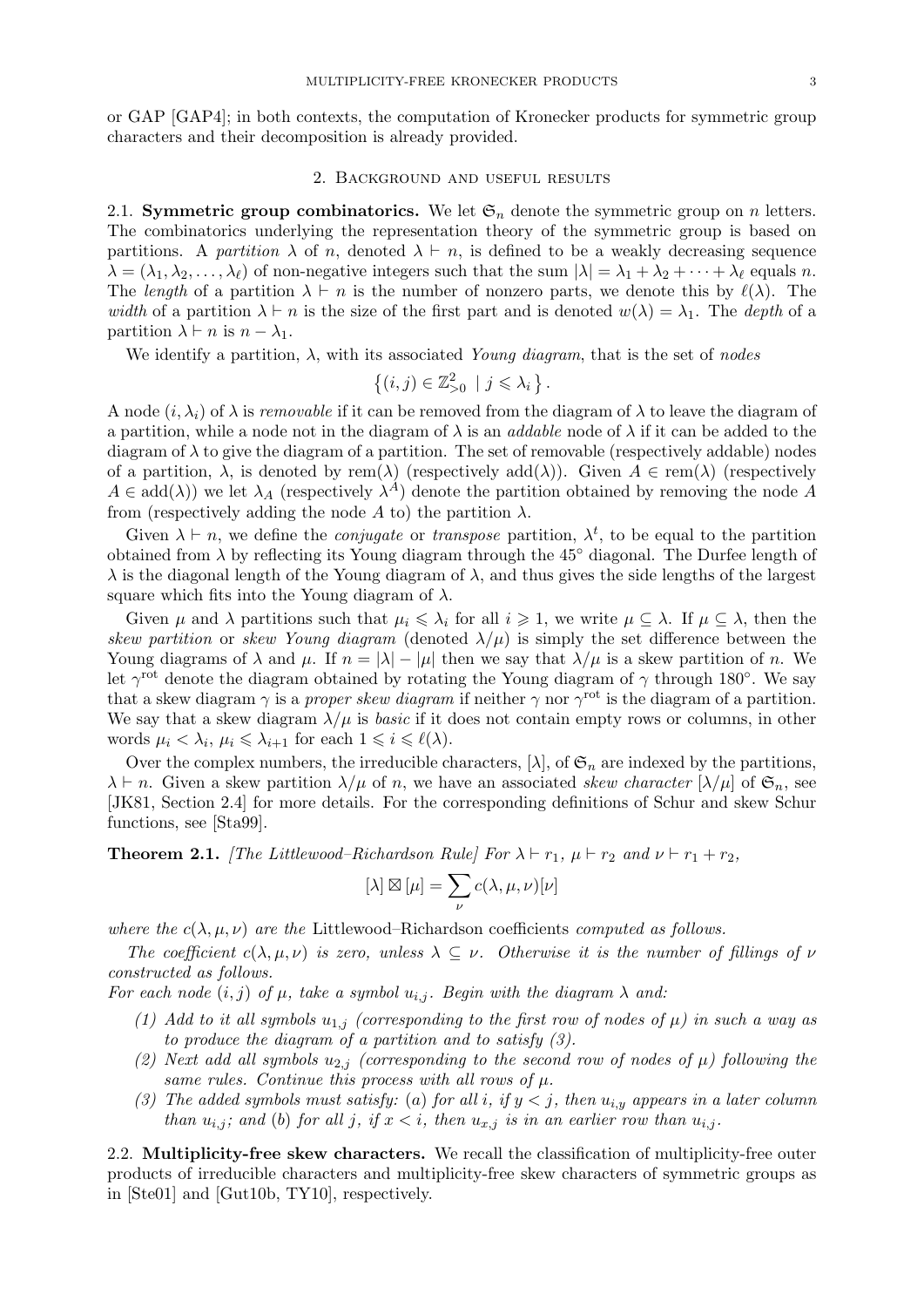or GAP [GAP4]; in both contexts, the computation of Kronecker products for symmetric group characters and their decomposition is already provided.

## 2. Background and useful results

**2.1. Symmetric group combinatorics.** We let $\mathfrak{S}_n$ denote the symmetric group on $n$ letters. The combinatorics underlying the representation theory of the symmetric group is based on partitions. A *partition* $\lambda$ of $n$, denoted $\lambda \vdash n$, is defined to be a weakly decreasing sequence $\lambda = (\lambda_1, \lambda_2, \ldots, \lambda_\ell)$ of non-negative integers such that the sum $|\lambda| = \lambda_1 + \lambda_2 + \cdots + \lambda_\ell$ equals $n$. The *length* of a partition $\lambda \vdash n$ is the number of nonzero parts, we denote this by $\ell(\lambda)$. The *width* of a partition $\lambda \vdash n$ is the size of the first part and is denoted $w(\lambda) = \lambda_1$. The *depth* of a partition $\lambda \vdash n$ is $n - \lambda_1$.

We identify a partition, $\lambda$, with its associated *Young diagram*, that is the set of *nodes*

$$\left\{(i,j) \in \mathbb{Z}^2_{>0} \;\mid\; j \leqslant \lambda_i \right\}.$$

A node $(i, \lambda_i)$ of $\lambda$ is *removable* if it can be removed from the diagram of $\lambda$ to leave the diagram of a partition, while a node not in the diagram of $\lambda$ is an *addable* node of $\lambda$ if it can be added to the diagram of $\lambda$ to give the diagram of a partition. The set of removable (respectively addable) nodes of a partition, $\lambda$, is denoted by rem$(\lambda)$ (respectively add$(\lambda)$). Given $A \in \text{rem}(\lambda)$ (respectively $A \in \text{add}(\lambda)$) we let $\lambda_A$ (respectively $\lambda^A$) denote the partition obtained by removing the node $A$ from (respectively adding the node $A$ to) the partition $\lambda$.

Given $\lambda \vdash n$, we define the *conjugate* or *transpose* partition, $\lambda^t$, to be equal to the partition obtained from $\lambda$ by reflecting its Young diagram through the $45^\circ$ diagonal. The Durfee length of $\lambda$ is the diagonal length of the Young diagram of $\lambda$, and thus gives the side lengths of the largest square which fits into the Young diagram of $\lambda$.

Given $\mu$ and $\lambda$ partitions such that $\mu_i \leqslant \lambda_i$ for all $i \geqslant 1$, we write $\mu \subseteq \lambda$. If $\mu \subseteq \lambda$, then the *skew partition* or *skew Young diagram* (denoted $\lambda/\mu$) is simply the set difference between the Young diagrams of $\lambda$ and $\mu$. If $n = |\lambda| - |\mu|$ then we say that $\lambda/\mu$ is a skew partition of $n$. We let $\gamma^{\text{rot}}$ denote the diagram obtained by rotating the Young diagram of $\gamma$ through $180^\circ$. We say that a skew diagram $\gamma$ is a *proper skew diagram* if neither $\gamma$ nor $\gamma^{\text{rot}}$ is the diagram of a partition. We say that a skew diagram $\lambda/\mu$ is *basic* if it does not contain empty rows or columns, in other words $\mu_i < \lambda_i$, $\mu_i \leqslant \lambda_{i+1}$ for each $1 \leqslant i \leqslant \ell(\lambda)$.

Over the complex numbers, the irreducible characters, $[\lambda]$, of $\mathfrak{S}_n$ are indexed by the partitions, $\lambda \vdash n$. Given a skew partition $\lambda/\mu$ of $n$, we have an associated *skew character* $[\lambda/\mu]$ of $\mathfrak{S}_n$, see [JK81, Section 2.4] for more details. For the corresponding definitions of Schur and skew Schur functions, see [Sta99].

**Theorem 2.1.** *[The Littlewood–Richardson Rule] For $\lambda \vdash r_1$, $\mu \vdash r_2$ and $\nu \vdash r_1 + r_2$,*

$$[\lambda] \boxtimes [\mu] = \sum_\nu c(\lambda, \mu, \nu)[\nu]$$

*where the $c(\lambda, \mu, \nu)$ are the* Littlewood–Richardson coefficients *computed as follows.*

*The coefficient $c(\lambda, \mu, \nu)$ is zero, unless $\lambda \subseteq \nu$. Otherwise it is the number of fillings of $\nu$ constructed as follows.*

*For each node $(i, j)$ of $\mu$, take a symbol $u_{i,j}$. Begin with the diagram $\lambda$ and:*

1. *Add to it all symbols $u_{1,j}$ (corresponding to the first row of nodes of $\mu$) in such a way as to produce the diagram of a partition and to satisfy (3).*
2. *Next add all symbols $u_{2,j}$ (corresponding to the second row of nodes of $\mu$) following the same rules. Continue this process with all rows of $\mu$.*
3. *The added symbols must satisfy: (a) for all $i$, if $y < j$, then $u_{i,y}$ appears in a later column than $u_{i,j}$; and (b) for all $j$, if $x < i$, then $u_{x,j}$ is in an earlier row than $u_{i,j}$.*

**2.2. Multiplicity-free skew characters.** We recall the classification of multiplicity-free outer products of irreducible characters and multiplicity-free skew characters of symmetric groups as in [Ste01] and [Gut10b, TY10], respectively.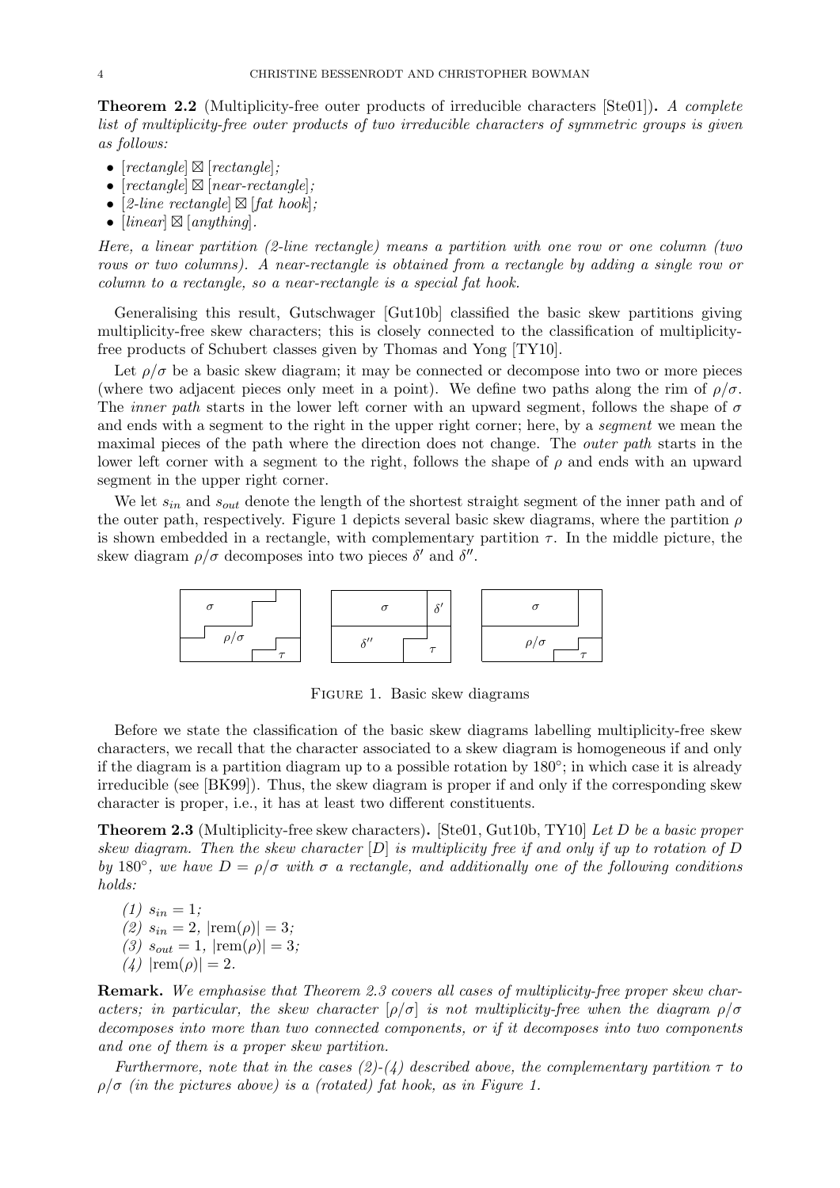**Theorem 2.2** (Multiplicity-free outer products of irreducible characters [Ste01])**.** *A complete list of multiplicity-free outer products of two irreducible characters of symmetric groups is given as follows:*

- *[rectangle] $\boxtimes$ [rectangle];*
- *[rectangle] $\boxtimes$ [near-rectangle];*
- *[2-line rectangle] $\boxtimes$ [fat hook];*
- *[linear] $\boxtimes$ [anything].*

*Here, a linear partition (2-line rectangle) means a partition with one row or one column (two rows or two columns). A near-rectangle is obtained from a rectangle by adding a single row or column to a rectangle, so a near-rectangle is a special fat hook.*

Generalising this result, Gutschwager [Gut10b] classified the basic skew partitions giving multiplicity-free skew characters; this is closely connected to the classification of multiplicity-free products of Schubert classes given by Thomas and Yong [TY10].

Let $\rho/\sigma$ be a basic skew diagram; it may be connected or decompose into two or more pieces (where two adjacent pieces only meet in a point). We define two paths along the rim of $\rho/\sigma$. The *inner path* starts in the lower left corner with an upward segment, follows the shape of $\sigma$ and ends with a segment to the right in the upper right corner; here, by a *segment* we mean the maximal pieces of the path where the direction does not change. The *outer path* starts in the lower left corner with a segment to the right, follows the shape of $\rho$ and ends with an upward segment in the upper right corner.

We let $s_{in}$ and $s_{out}$ denote the length of the shortest straight segment of the inner path and of the outer path, respectively. Figure 1 depicts several basic skew diagrams, where the partition $\rho$ is shown embedded in a rectangle, with complementary partition $\tau$. In the middle picture, the skew diagram $\rho/\sigma$ decomposes into two pieces $\delta'$ and $\delta''$.

Figure 1. Basic skew diagrams

Before we state the classification of the basic skew diagrams labelling multiplicity-free skew characters, we recall that the character associated to a skew diagram is homogeneous if and only if the diagram is a partition diagram up to a possible rotation by $180°$; in which case it is already irreducible (see [BK99]). Thus, the skew diagram is proper if and only if the corresponding skew character is proper, i.e., it has at least two different constituents.

**Theorem 2.3** (Multiplicity-free skew characters)**.** [Ste01, Gut10b, TY10] *Let $D$ be a basic proper skew diagram. Then the skew character $[D]$ is multiplicity free if and only if up to rotation of $D$ by $180°$, we have $D = \rho/\sigma$ with $\sigma$ a rectangle, and additionally one of the following conditions holds:*

*(1)* $s_{in} = 1$*;*
*(2)* $s_{in} = 2$, $|\text{rem}(\rho)| = 3$*;*
*(3)* $s_{out} = 1$, $|\text{rem}(\rho)| = 3$*;*
*(4)* $|\text{rem}(\rho)| = 2$*.*

**Remark.** *We emphasise that Theorem 2.3 covers all cases of multiplicity-free proper skew characters; in particular, the skew character $[\rho/\sigma]$ is not multiplicity-free when the diagram $\rho/\sigma$ decomposes into more than two connected components, or if it decomposes into two components and one of them is a proper skew partition.*

*Furthermore, note that in the cases (2)-(4) described above, the complementary partition $\tau$ to $\rho/\sigma$ (in the pictures above) is a (rotated) fat hook, as in Figure 1.*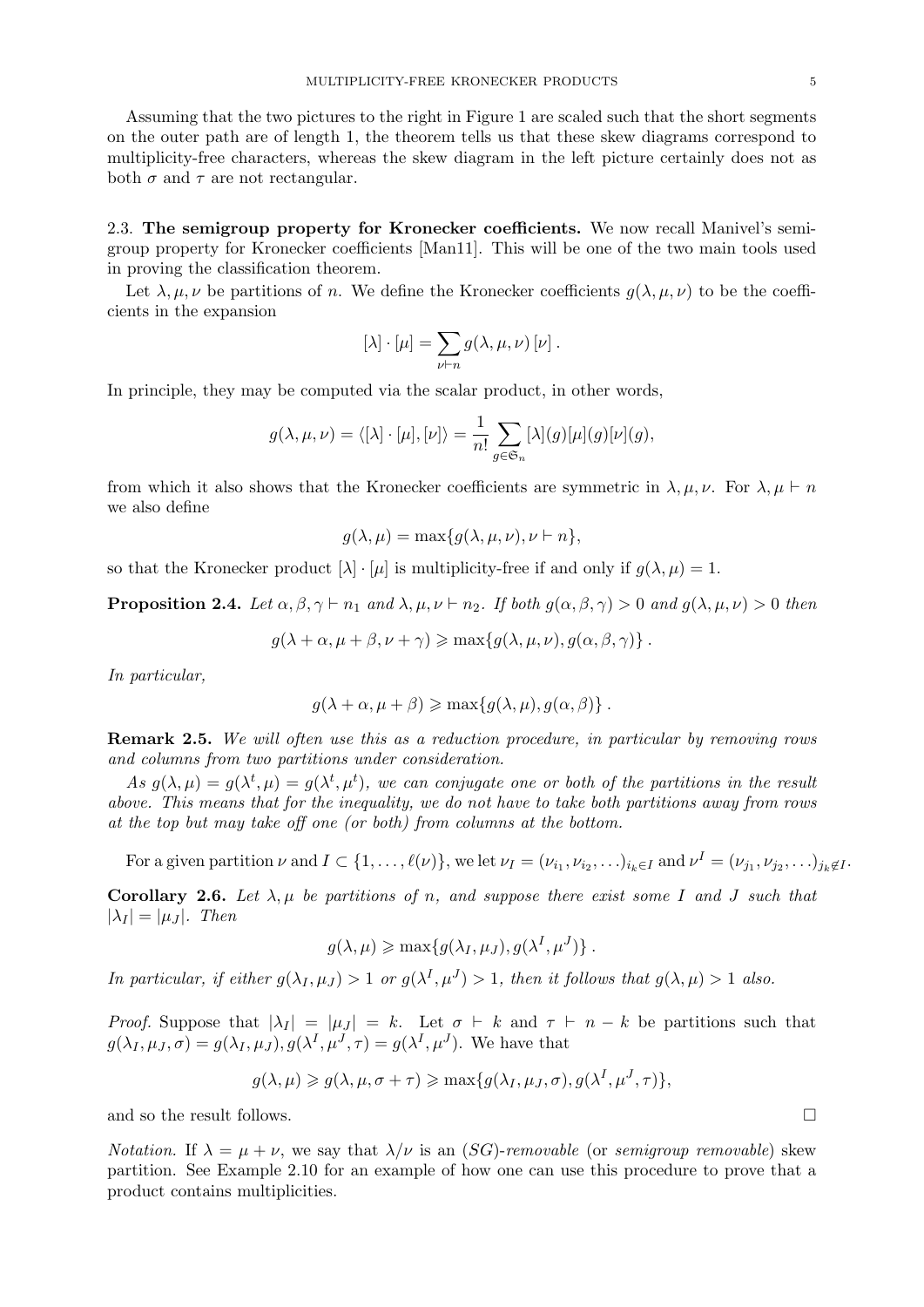Assuming that the two pictures to the right in Figure 1 are scaled such that the short segments on the outer path are of length 1, the theorem tells us that these skew diagrams correspond to multiplicity-free characters, whereas the skew diagram in the left picture certainly does not as both $\sigma$ and $\tau$ are not rectangular.

**2.3. The semigroup property for Kronecker coefficients.** We now recall Manivel's semigroup property for Kronecker coefficients [Man11]. This will be one of the two main tools used in proving the classification theorem.

Let $\lambda, \mu, \nu$ be partitions of $n$. We define the Kronecker coefficients $g(\lambda, \mu, \nu)$ to be the coefficients in the expansion

$$[\lambda] \cdot [\mu] = \sum_{\nu \vdash n} g(\lambda, \mu, \nu) \, [\nu] \, .$$

In principle, they may be computed via the scalar product, in other words,

$$g(\lambda, \mu, \nu) = \langle [\lambda] \cdot [\mu], [\nu] \rangle = \frac{1}{n!} \sum_{g \in \mathfrak{S}_n} [\lambda](g)[\mu](g)[\nu](g),$$

from which it also shows that the Kronecker coefficients are symmetric in $\lambda, \mu, \nu$. For $\lambda, \mu \vdash n$ we also define

$$g(\lambda, \mu) = \max\{g(\lambda, \mu, \nu), \nu \vdash n\},$$

so that the Kronecker product $[\lambda] \cdot [\mu]$ is multiplicity-free if and only if $g(\lambda, \mu) = 1$.

**Proposition 2.4.** *Let $\alpha, \beta, \gamma \vdash n_1$ and $\lambda, \mu, \nu \vdash n_2$. If both $g(\alpha, \beta, \gamma) > 0$ and $g(\lambda, \mu, \nu) > 0$ then*

$$g(\lambda + \alpha, \mu + \beta, \nu + \gamma) \geqslant \max\{g(\lambda, \mu, \nu), g(\alpha, \beta, \gamma)\} \, .$$

*In particular,*

$$g(\lambda + \alpha, \mu + \beta) \geqslant \max\{g(\lambda, \mu), g(\alpha, \beta)\} \, .$$

**Remark 2.5.** *We will often use this as a reduction procedure, in particular by removing rows and columns from two partitions under consideration.*

*As $g(\lambda, \mu) = g(\lambda^t, \mu) = g(\lambda^t, \mu^t)$, we can conjugate one or both of the partitions in the result above. This means that for the inequality, we do not have to take both partitions away from rows at the top but may take off one (or both) from columns at the bottom.*

For a given partition $\nu$ and $I \subset \{1, \ldots, \ell(\nu)\}$, we let $\nu_I = (\nu_{i_1}, \nu_{i_2}, \ldots)_{i_k \in I}$ and $\nu^I = (\nu_{j_1}, \nu_{j_2}, \ldots)_{j_k \notin I}$.

**Corollary 2.6.** *Let $\lambda, \mu$ be partitions of $n$, and suppose there exist some $I$ and $J$ such that $|\lambda_I| = |\mu_J|$. Then*

$$g(\lambda, \mu) \geqslant \max\{g(\lambda_I, \mu_J), g(\lambda^I, \mu^J)\} \, .$$

*In particular, if either $g(\lambda_I, \mu_J) > 1$ or $g(\lambda^I, \mu^J) > 1$, then it follows that $g(\lambda, \mu) > 1$ also.*

*Proof.* Suppose that $|\lambda_I| = |\mu_J| = k$. Let $\sigma \vdash k$ and $\tau \vdash n - k$ be partitions such that $g(\lambda_I, \mu_J, \sigma) = g(\lambda_I, \mu_J), g(\lambda^I, \mu^J, \tau) = g(\lambda^I, \mu^J)$. We have that

$$g(\lambda, \mu) \geqslant g(\lambda, \mu, \sigma + \tau) \geqslant \max\{g(\lambda_I, \mu_J, \sigma), g(\lambda^I, \mu^J, \tau)\},$$

and so the result follows. □

*Notation.* If $\lambda = \mu + \nu$, we say that $\lambda/\nu$ is an *(SG)-removable* (or *semigroup removable*) skew partition. See Example 2.10 for an example of how one can use this procedure to prove that a product contains multiplicities.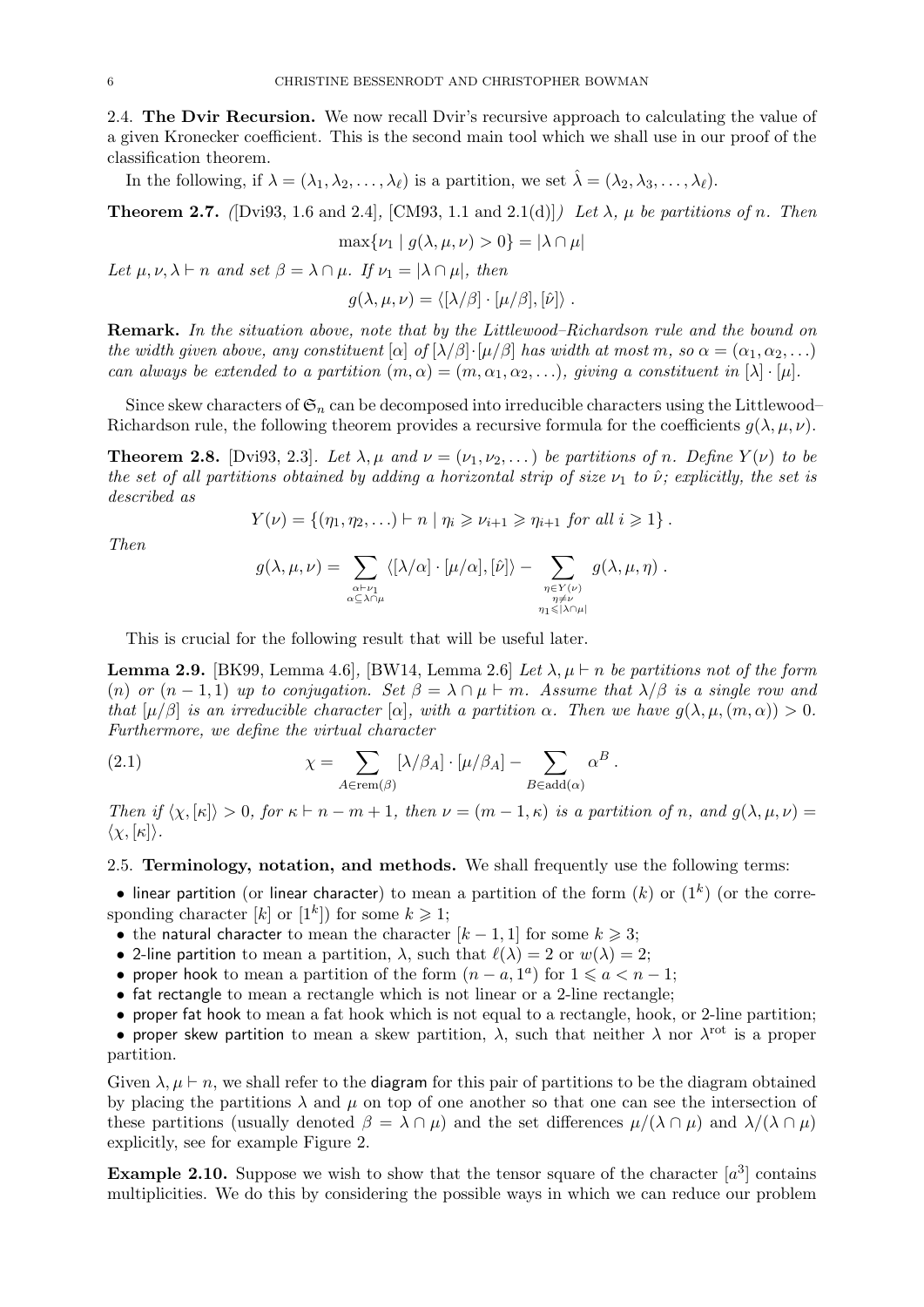### 2.4. The Dvir Recursion.

We now recall Dvir's recursive approach to calculating the value of a given Kronecker coefficient. This is the second main tool which we shall use in our proof of the classification theorem.

In the following, if $\lambda = (\lambda_1, \lambda_2, \ldots, \lambda_\ell)$ is a partition, we set $\hat{\lambda} = (\lambda_2, \lambda_3, \ldots, \lambda_\ell)$.

**Theorem 2.7.** *([Dvi93, 1.6 and 2.4], [CM93, 1.1 and 2.1(d)]) Let $\lambda$, $\mu$ be partitions of $n$. Then*

$$\max\{\nu_1 \mid g(\lambda, \mu, \nu) > 0\} = |\lambda \cap \mu|$$

*Let $\mu, \nu, \lambda \vdash n$ and set $\beta = \lambda \cap \mu$. If $\nu_1 = |\lambda \cap \mu|$, then*

$$g(\lambda, \mu, \nu) = \langle [\lambda/\beta] \cdot [\mu/\beta], [\hat{\nu}] \rangle \,.$$

**Remark.** *In the situation above, note that by the Littlewood–Richardson rule and the bound on the width given above, any constituent $[\alpha]$ of $[\lambda/\beta] \cdot [\mu/\beta]$ has width at most $m$, so $\alpha = (\alpha_1, \alpha_2, \ldots)$ can always be extended to a partition $(m, \alpha) = (m, \alpha_1, \alpha_2, \ldots)$, giving a constituent in $[\lambda] \cdot [\mu]$.*

Since skew characters of $\mathfrak{S}_n$ can be decomposed into irreducible characters using the Littlewood–Richardson rule, the following theorem provides a recursive formula for the coefficients $g(\lambda, \mu, \nu)$.

**Theorem 2.8.** [Dvi93, 2.3]. *Let $\lambda, \mu$ and $\nu = (\nu_1, \nu_2, \ldots)$ be partitions of $n$. Define $Y(\nu)$ to be the set of all partitions obtained by adding a horizontal strip of size $\nu_1$ to $\hat{\nu}$; explicitly, the set is described as*

$$Y(\nu) = \{(\eta_1, \eta_2, \ldots) \vdash n \mid \eta_i \geqslant \nu_{i+1} \geqslant \eta_{i+1} \text{ for all } i \geqslant 1\} \,.$$

*Then*

$$g(\lambda, \mu, \nu) = \sum_{\substack{\alpha \vdash \nu_1 \\ \alpha \subseteq \lambda \cap \mu}} \langle [\lambda/\alpha] \cdot [\mu/\alpha], [\hat{\nu}] \rangle - \sum_{\substack{\eta \in Y(\nu) \\ \eta \neq \nu \\ \eta_1 \leqslant |\lambda \cap \mu|}} g(\lambda, \mu, \eta) \,.$$

This is crucial for the following result that will be useful later.

**Lemma 2.9.** [BK99, Lemma 4.6], [BW14, Lemma 2.6] *Let $\lambda, \mu \vdash n$ be partitions not of the form $(n)$ or $(n-1, 1)$ up to conjugation. Set $\beta = \lambda \cap \mu \vdash m$. Assume that $\lambda/\beta$ is a single row and that $[\mu/\beta]$ is an irreducible character $[\alpha]$, with a partition $\alpha$. Then we have $g(\lambda, \mu, (m, \alpha)) > 0$. Furthermore, we define the virtual character*

$$\chi = \sum_{A \in \mathrm{rem}(\beta)} [\lambda/\beta_A] \cdot [\mu/\beta_A] - \sum_{B \in \mathrm{add}(\alpha)} \alpha^B \,. \tag{2.1}$$

*Then if $\langle \chi, [\kappa] \rangle > 0$, for $\kappa \vdash n - m + 1$, then $\nu = (m-1, \kappa)$ is a partition of $n$, and $g(\lambda, \mu, \nu) = \langle \chi, [\kappa] \rangle$.*

### 2.5. Terminology, notation, and methods.

We shall frequently use the following terms:

- linear partition (or linear character) to mean a partition of the form $(k)$ or $(1^k)$ (or the corresponding character $[k]$ or $[1^k]$) for some $k \geqslant 1$;
- the natural character to mean the character $[k-1, 1]$ for some $k \geqslant 3$;
- 2-line partition to mean a partition, $\lambda$, such that $\ell(\lambda) = 2$ or $w(\lambda) = 2$;
- proper hook to mean a partition of the form $(n-a, 1^a)$ for $1 \leqslant a < n-1$;
- fat rectangle to mean a rectangle which is not linear or a 2-line rectangle;
- proper fat hook to mean a fat hook which is not equal to a rectangle, hook, or 2-line partition;
- proper skew partition to mean a skew partition, $\lambda$, such that neither $\lambda$ nor $\lambda^{\mathrm{rot}}$ is a proper partition.

Given $\lambda, \mu \vdash n$, we shall refer to the diagram for this pair of partitions to be the diagram obtained by placing the partitions $\lambda$ and $\mu$ on top of one another so that one can see the intersection of these partitions (usually denoted $\beta = \lambda \cap \mu$) and the set differences $\mu/(\lambda \cap \mu)$ and $\lambda/(\lambda \cap \mu)$ explicitly, see for example Figure 2.

**Example 2.10.** Suppose we wish to show that the tensor square of the character $[a^3]$ contains multiplicities. We do this by considering the possible ways in which we can reduce our problem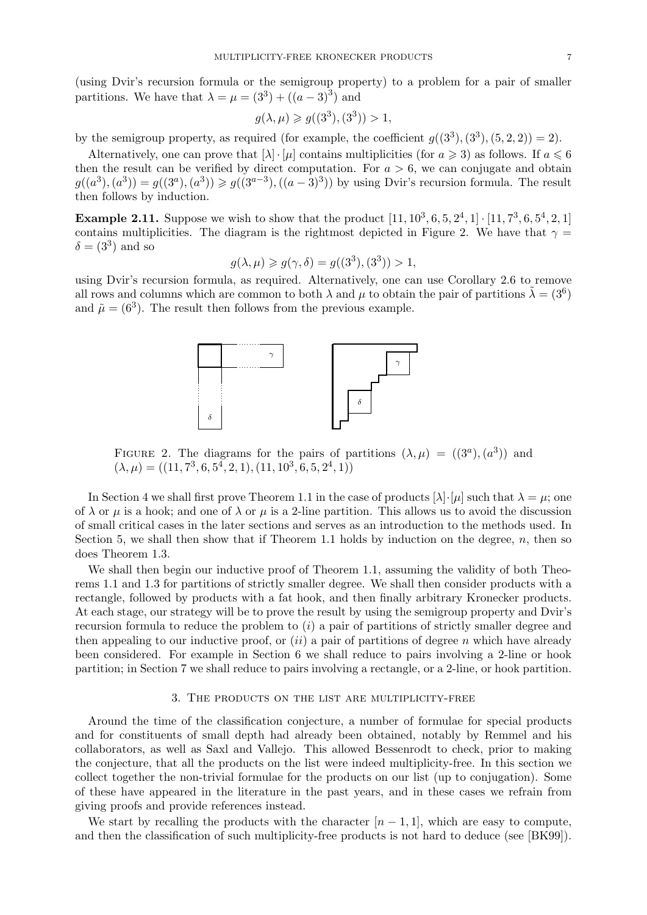(using Dvir's recursion formula or the semigroup property) to a problem for a pair of smaller partitions. We have that $\lambda = \mu = (3^3) + ((a-3)^3)$ and

$$g(\lambda, \mu) \geqslant g((3^3), (3^3)) > 1,$$

by the semigroup property, as required (for example, the coefficient $g((3^3), (3^3), (5, 2, 2)) = 2$).

Alternatively, one can prove that $[\lambda] \cdot [\mu]$ contains multiplicities (for $a \geqslant 3$) as follows. If $a \leqslant 6$ then the result can be verified by direct computation. For $a > 6$, we can conjugate and obtain $g((a^3), (a^3)) = g((3^a), (a^3)) \geqslant g((3^{a-3}), ((a-3)^3))$ by using Dvir's recursion formula. The result then follows by induction.

**Example 2.11.** Suppose we wish to show that the product $[11, 10^3, 6, 5, 2^4, 1] \cdot [11, 7^3, 6, 5^4, 2, 1]$ contains multiplicities. The diagram is the rightmost depicted in Figure 2. We have that $\gamma = \delta = (3^3)$ and so

$$g(\lambda, \mu) \geqslant g(\gamma, \delta) = g((3^3), (3^3)) > 1,$$

using Dvir's recursion formula, as required. Alternatively, one can use Corollary 2.6 to remove all rows and columns which are common to both $\lambda$ and $\mu$ to obtain the pair of partitions $\tilde{\lambda} = (3^6)$ and $\tilde{\mu} = (6^3)$. The result then follows from the previous example.

FIGURE 2. The diagrams for the pairs of partitions $(\lambda, \mu) = ((3^a), (a^3))$ and $(\lambda, \mu) = ((11, 7^3, 6, 5^4, 2, 1), (11, 10^3, 6, 5, 2^4, 1))$

In Section 4 we shall first prove Theorem 1.1 in the case of products $[\lambda] \cdot [\mu]$ such that $\lambda = \mu$; one of $\lambda$ or $\mu$ is a hook; and one of $\lambda$ or $\mu$ is a 2-line partition. This allows us to avoid the discussion of small critical cases in the later sections and serves as an introduction to the methods used. In Section 5, we shall then show that if Theorem 1.1 holds by induction on the degree, $n$, then so does Theorem 1.3.

We shall then begin our inductive proof of Theorem 1.1, assuming the validity of both Theorems 1.1 and 1.3 for partitions of strictly smaller degree. We shall then consider products with a rectangle, followed by products with a fat hook, and then finally arbitrary Kronecker products. At each stage, our strategy will be to prove the result by using the semigroup property and Dvir's recursion formula to reduce the problem to $(i)$ a pair of partitions of strictly smaller degree and then appealing to our inductive proof, or $(ii)$ a pair of partitions of degree $n$ which have already been considered. For example in Section 6 we shall reduce to pairs involving a 2-line or hook partition; in Section 7 we shall reduce to pairs involving a rectangle, or a 2-line, or hook partition.

## 3. The products on the list are multiplicity-free

Around the time of the classification conjecture, a number of formulae for special products and for constituents of small depth had already been obtained, notably by Remmel and his collaborators, as well as Saxl and Vallejo. This allowed Bessenrodt to check, prior to making the conjecture, that all the products on the list were indeed multiplicity-free. In this section we collect together the non-trivial formulae for the products on our list (up to conjugation). Some of these have appeared in the literature in the past years, and in these cases we refrain from giving proofs and provide references instead.

We start by recalling the products with the character $[n-1, 1]$, which are easy to compute, and then the classification of such multiplicity-free products is not hard to deduce (see [BK99]).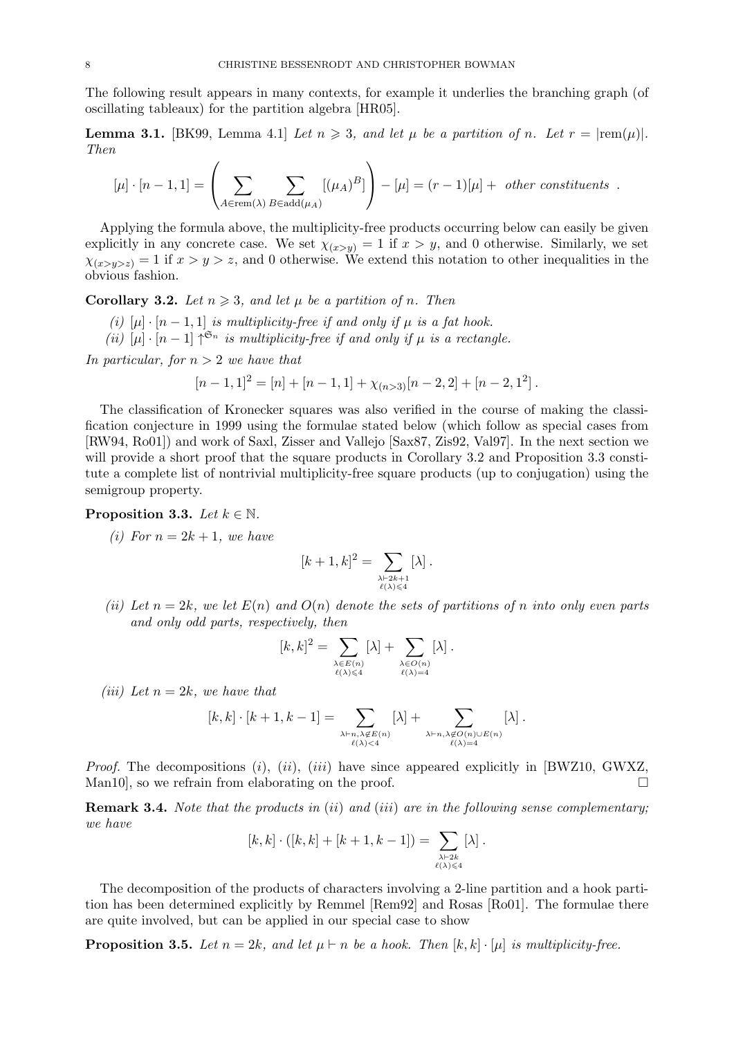The following result appears in many contexts, for example it underlies the branching graph (of oscillating tableaux) for the partition algebra [HR05].

**Lemma 3.1.** [BK99, Lemma 4.1] *Let $n \geqslant 3$, and let $\mu$ be a partition of $n$. Let $r = |\mathrm{rem}(\mu)|$. Then*

$$[\mu] \cdot [n-1,1] = \left( \sum_{A \in \mathrm{rem}(\lambda)} \sum_{B \in \mathrm{add}(\mu_A)} [(\mu_A)^B] \right) - [\mu] = (r-1)[\mu] + \text{ other constituents } .$$

Applying the formula above, the multiplicity-free products occurring below can easily be given explicitly in any concrete case. We set $\chi_{(x>y)} = 1$ if $x > y$, and 0 otherwise. Similarly, we set $\chi_{(x>y>z)} = 1$ if $x > y > z$, and 0 otherwise. We extend this notation to other inequalities in the obvious fashion.

**Corollary 3.2.** *Let $n \geqslant 3$, and let $\mu$ be a partition of $n$. Then*

*(i) $[\mu] \cdot [n-1,1]$ is multiplicity-free if and only if $\mu$ is a fat hook.*
*(ii) $[\mu] \cdot [n-1] \uparrow^{\mathfrak{S}_n}$ is multiplicity-free if and only if $\mu$ is a rectangle.*

*In particular, for $n > 2$ we have that*

$$[n-1,1]^2 = [n] + [n-1,1] + \chi_{(n>3)}[n-2,2] + [n-2,1^2] .$$

The classification of Kronecker squares was also verified in the course of making the classification conjecture in 1999 using the formulae stated below (which follow as special cases from [RW94, Ro01]) and work of Saxl, Zisser and Vallejo [Sax87, Zis92, Val97]. In the next section we will provide a short proof that the square products in Corollary 3.2 and Proposition 3.3 constitute a complete list of nontrivial multiplicity-free square products (up to conjugation) using the semigroup property.

**Proposition 3.3.** *Let $k \in \mathbb{N}$.*

*(i) For $n = 2k+1$, we have*

$$[k+1,k]^2 = \sum_{\substack{\lambda \vdash 2k+1 \\ \ell(\lambda) \leqslant 4}} [\lambda] .$$

*(ii) Let $n = 2k$, we let $E(n)$ and $O(n)$ denote the sets of partitions of $n$ into only even parts and only odd parts, respectively, then*

$$[k,k]^2 = \sum_{\substack{\lambda \in E(n) \\ \ell(\lambda) \leqslant 4}} [\lambda] + \sum_{\substack{\lambda \in O(n) \\ \ell(\lambda) = 4}} [\lambda] .$$

*(iii) Let $n = 2k$, we have that*

$$[k,k] \cdot [k+1,k-1] = \sum_{\substack{\lambda \vdash n, \lambda \notin E(n) \\ \ell(\lambda) < 4}} [\lambda] + \sum_{\substack{\lambda \vdash n, \lambda \notin O(n) \cup E(n) \\ \ell(\lambda) = 4}} [\lambda] .$$

*Proof.* The decompositions $(i)$, $(ii)$, $(iii)$ have since appeared explicitly in [BWZ10, GWXZ, Man10], so we refrain from elaborating on the proof. $\square$

**Remark 3.4.** *Note that the products in (ii) and (iii) are in the following sense complementary; we have*

$$[k,k] \cdot ([k,k] + [k+1,k-1]) = \sum_{\substack{\lambda \vdash 2k \\ \ell(\lambda) \leqslant 4}} [\lambda] .$$

The decomposition of the products of characters involving a 2-line partition and a hook partition has been determined explicitly by Remmel [Rem92] and Rosas [Ro01]. The formulae there are quite involved, but can be applied in our special case to show

**Proposition 3.5.** *Let $n = 2k$, and let $\mu \vdash n$ be a hook. Then $[k,k] \cdot [\mu]$ is multiplicity-free.*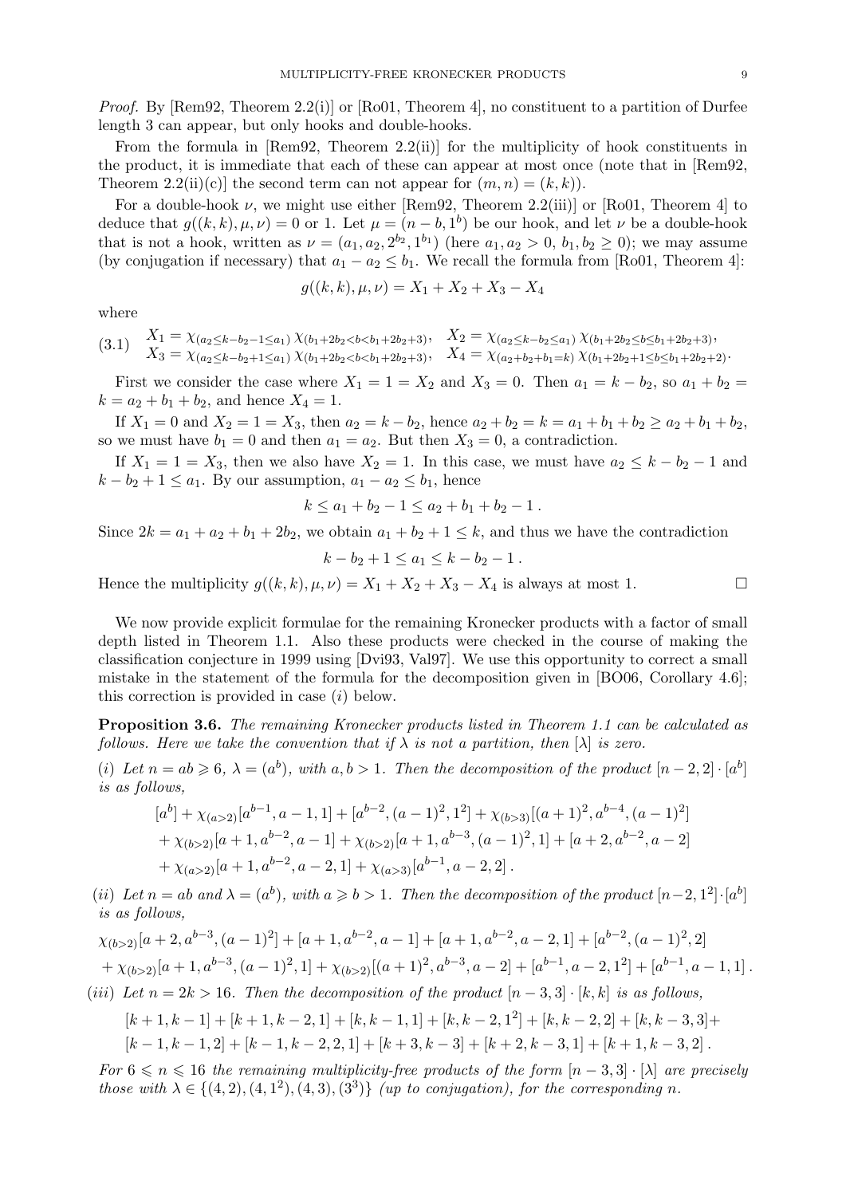*Proof.* By [Rem92, Theorem 2.2(i)] or [Ro01, Theorem 4], no constituent to a partition of Durfee length 3 can appear, but only hooks and double-hooks.

From the formula in [Rem92, Theorem 2.2(ii)] for the multiplicity of hook constituents in the product, it is immediate that each of these can appear at most once (note that in [Rem92, Theorem 2.2(ii)(c)] the second term can not appear for $(m,n)=(k,k)$).

For a double-hook $\nu$, we might use either [Rem92, Theorem 2.2(iii)] or [Ro01, Theorem 4] to deduce that $g((k,k),\mu,\nu)=0$ or 1. Let $\mu=(n-b,1^b)$ be our hook, and let $\nu$ be a double-hook that is not a hook, written as $\nu=(a_1,a_2,2^{b_2},1^{b_1})$ (here $a_1,a_2>0$, $b_1,b_2\geq 0$); we may assume (by conjugation if necessary) that $a_1-a_2\leq b_1$. We recall the formula from [Ro01, Theorem 4]:

$$g((k,k),\mu,\nu)=X_1+X_2+X_3-X_4$$

where

$$(3.1)\quad \begin{array}{ll} X_1=\chi_{(a_2\leq k-b_2-1\leq a_1)}\,\chi_{(b_1+2b_2<b<b_1+2b_2+3)}, & X_2=\chi_{(a_2\leq k-b_2\leq a_1)}\,\chi_{(b_1+2b_2\leq b\leq b_1+2b_2+3)},\\ X_3=\chi_{(a_2\leq k-b_2+1\leq a_1)}\,\chi_{(b_1+2b_2<b<b_1+2b_2+3)}, & X_4=\chi_{(a_2+b_2+b_1=k)}\,\chi_{(b_1+2b_2+1\leq b\leq b_1+2b_2+2)}.\end{array}$$

First we consider the case where $X_1=1=X_2$ and $X_3=0$. Then $a_1=k-b_2$, so $a_1+b_2=k=a_2+b_1+b_2$, and hence $X_4=1$.

If $X_1=0$ and $X_2=1=X_3$, then $a_2=k-b_2$, hence $a_2+b_2=k=a_1+b_1+b_2\geq a_2+b_1+b_2$, so we must have $b_1=0$ and then $a_1=a_2$. But then $X_3=0$, a contradiction.

If $X_1=1=X_3$, then we also have $X_2=1$. In this case, we must have $a_2\leq k-b_2-1$ and $k-b_2+1\leq a_1$. By our assumption, $a_1-a_2\leq b_1$, hence

$$k\leq a_1+b_2-1\leq a_2+b_1+b_2-1\,.$$

Since $2k=a_1+a_2+b_1+2b_2$, we obtain $a_1+b_2+1\leq k$, and thus we have the contradiction

$$k-b_2+1\leq a_1\leq k-b_2-1\,.$$

Hence the multiplicity $g((k,k),\mu,\nu)=X_1+X_2+X_3-X_4$ is always at most 1. □

We now provide explicit formulae for the remaining Kronecker products with a factor of small depth listed in Theorem 1.1. Also these products were checked in the course of making the classification conjecture in 1999 using [Dvi93, Val97]. We use this opportunity to correct a small mistake in the statement of the formula for the decomposition given in [BO06, Corollary 4.6]; this correction is provided in case $(i)$ below.

**Proposition 3.6.** *The remaining Kronecker products listed in Theorem 1.1 can be calculated as follows. Here we take the convention that if $\lambda$ is not a partition, then $[\lambda]$ is zero.*

*(i) Let $n=ab\geqslant 6$, $\lambda=(a^b)$, with $a,b>1$. Then the decomposition of the product $[n-2,2]\cdot[a^b]$ is as follows,*

$$\begin{aligned}&[a^b]+\chi_{(a>2)}[a^{b-1},a-1,1]+[a^{b-2},(a-1)^2,1^2]+\chi_{(b>3)}[(a+1)^2,a^{b-4},(a-1)^2]\\&+\chi_{(b>2)}[a+1,a^{b-2},a-1]+\chi_{(b>2)}[a+1,a^{b-3},(a-1)^2,1]+[a+2,a^{b-2},a-2]\\&+\chi_{(a>2)}[a+1,a^{b-2},a-2,1]+\chi_{(a>3)}[a^{b-1},a-2,2]\,.\end{aligned}$$

*(ii) Let $n=ab$ and $\lambda=(a^b)$, with $a\geqslant b>1$. Then the decomposition of the product $[n-2,1^2]\cdot[a^b]$ is as follows,*

$$\begin{aligned}&\chi_{(b>2)}[a+2,a^{b-3},(a-1)^2]+[a+1,a^{b-2},a-1]+[a+1,a^{b-2},a-2,1]+[a^{b-2},(a-1)^2,2]\\&+\chi_{(b>2)}[a+1,a^{b-3},(a-1)^2,1]+\chi_{(b>2)}[(a+1)^2,a^{b-3},a-2]+[a^{b-1},a-2,1^2]+[a^{b-1},a-1,1]\,.\end{aligned}$$

*(iii) Let $n=2k>16$. Then the decomposition of the product $[n-3,3]\cdot[k,k]$ is as follows,*

$$\begin{aligned}&[k+1,k-1]+[k+1,k-2,1]+[k,k-1,1]+[k,k-2,1^2]+[k,k-2,2]+[k,k-3,3]+\\&[k-1,k-1,2]+[k-1,k-2,2,1]+[k+3,k-3]+[k+2,k-3,1]+[k+1,k-3,2]\,.\end{aligned}$$

*For $6\leqslant n\leqslant 16$ the remaining multiplicity-free products of the form $[n-3,3]\cdot[\lambda]$ are precisely those with $\lambda\in\{(4,2),(4,1^2),(4,3),(3^3)\}$ (up to conjugation), for the corresponding $n$.*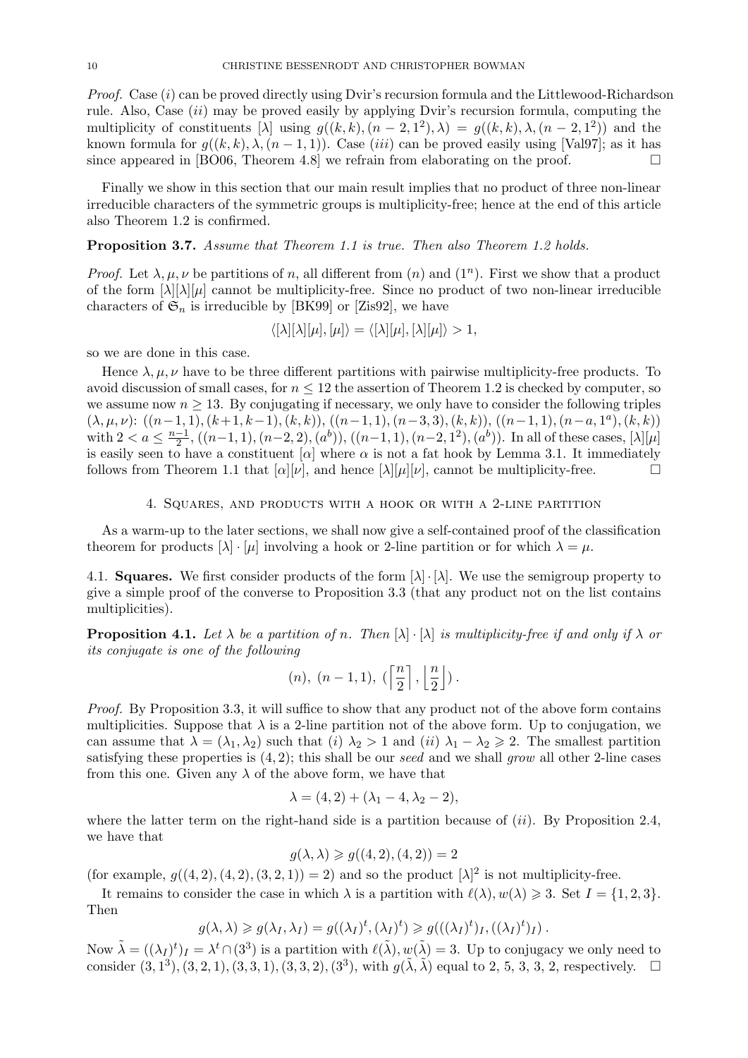*Proof.* Case $(i)$ can be proved directly using Dvir's recursion formula and the Littlewood-Richardson rule. Also, Case $(ii)$ may be proved easily by applying Dvir's recursion formula, computing the multiplicity of constituents $[\lambda]$ using $g((k,k),(n-2,1^2),\lambda) = g((k,k),\lambda,(n-2,1^2))$ and the known formula for $g((k,k),\lambda,(n-1,1))$. Case $(iii)$ can be proved easily using [Val97]; as it has since appeared in [BO06, Theorem 4.8] we refrain from elaborating on the proof. □

Finally we show in this section that our main result implies that no product of three non-linear irreducible characters of the symmetric groups is multiplicity-free; hence at the end of this article also Theorem 1.2 is confirmed.

**Proposition 3.7.** *Assume that Theorem 1.1 is true. Then also Theorem 1.2 holds.*

*Proof.* Let $\lambda, \mu, \nu$ be partitions of $n$, all different from $(n)$ and $(1^n)$. First we show that a product of the form $[\lambda][\lambda][\mu]$ cannot be multiplicity-free. Since no product of two non-linear irreducible characters of $\mathfrak{S}_n$ is irreducible by [BK99] or [Zis92], we have

$$\langle [\lambda][\lambda][\mu], [\mu] \rangle = \langle [\lambda][\mu], [\lambda][\mu] \rangle > 1,$$

so we are done in this case.

Hence $\lambda, \mu, \nu$ have to be three different partitions with pairwise multiplicity-free products. To avoid discussion of small cases, for $n \leq 12$ the assertion of Theorem 1.2 is checked by computer, so we assume now $n \geq 13$. By conjugating if necessary, we only have to consider the following triples $(\lambda, \mu, \nu)$: $((n-1,1),(k+1,k-1),(k,k))$, $((n-1,1),(n-3,3),(k,k))$, $((n-1,1),(n-a,1^a),(k,k))$ with $2 < a \leq \frac{n-1}{2}$, $((n-1,1),(n-2,2),(a^b))$, $((n-1,1),(n-2,1^2),(a^b))$. In all of these cases, $[\lambda][\mu]$ is easily seen to have a constituent $[\alpha]$ where $\alpha$ is not a fat hook by Lemma 3.1. It immediately follows from Theorem 1.1 that $[\alpha][\nu]$, and hence $[\lambda][\mu][\nu]$, cannot be multiplicity-free. □

## 4. Squares, and products with a hook or with a 2-line partition

As a warm-up to the later sections, we shall now give a self-contained proof of the classification theorem for products $[\lambda] \cdot [\mu]$ involving a hook or 2-line partition or for which $\lambda = \mu$.

4.1. **Squares.** We first consider products of the form $[\lambda] \cdot [\lambda]$. We use the semigroup property to give a simple proof of the converse to Proposition 3.3 (that any product not on the list contains multiplicities).

**Proposition 4.1.** *Let $\lambda$ be a partition of $n$. Then $[\lambda] \cdot [\lambda]$ is multiplicity-free if and only if $\lambda$ or its conjugate is one of the following*

$$(n),\ (n-1,1),\ (\left\lceil \frac{n}{2} \right\rceil, \left\lfloor \frac{n}{2} \right\rfloor).$$

*Proof.* By Proposition 3.3, it will suffice to show that any product not of the above form contains multiplicities. Suppose that $\lambda$ is a 2-line partition not of the above form. Up to conjugation, we can assume that $\lambda = (\lambda_1, \lambda_2)$ such that $(i)$ $\lambda_2 > 1$ and $(ii)$ $\lambda_1 - \lambda_2 \geqslant 2$. The smallest partition satisfying these properties is $(4,2)$; this shall be our *seed* and we shall *grow* all other 2-line cases from this one. Given any $\lambda$ of the above form, we have that

$$\lambda = (4,2) + (\lambda_1 - 4, \lambda_2 - 2),$$

where the latter term on the right-hand side is a partition because of $(ii)$. By Proposition 2.4, we have that

$$g(\lambda, \lambda) \geqslant g((4,2),(4,2)) = 2$$

(for example, $g((4,2),(4,2),(3,2,1)) = 2$) and so the product $[\lambda]^2$ is not multiplicity-free.

It remains to consider the case in which $\lambda$ is a partition with $\ell(\lambda), w(\lambda) \geqslant 3$. Set $I = \{1,2,3\}$. Then

$$g(\lambda, \lambda) \geqslant g(\lambda_I, \lambda_I) = g((\lambda_I)^t, (\lambda_I)^t) \geqslant g(((\lambda_I)^t)_I, ((\lambda_I)^t)_I).$$

Now $\tilde{\lambda} = ((\lambda_I)^t)_I = \lambda^t \cap (3^3)$ is a partition with $\ell(\tilde{\lambda}), w(\tilde{\lambda}) = 3$. Up to conjugacy we only need to consider $(3,1^3), (3,2,1), (3,3,1), (3,3,2), (3^3)$, with $g(\tilde{\lambda}, \tilde{\lambda})$ equal to 2, 5, 3, 3, 2, respectively. □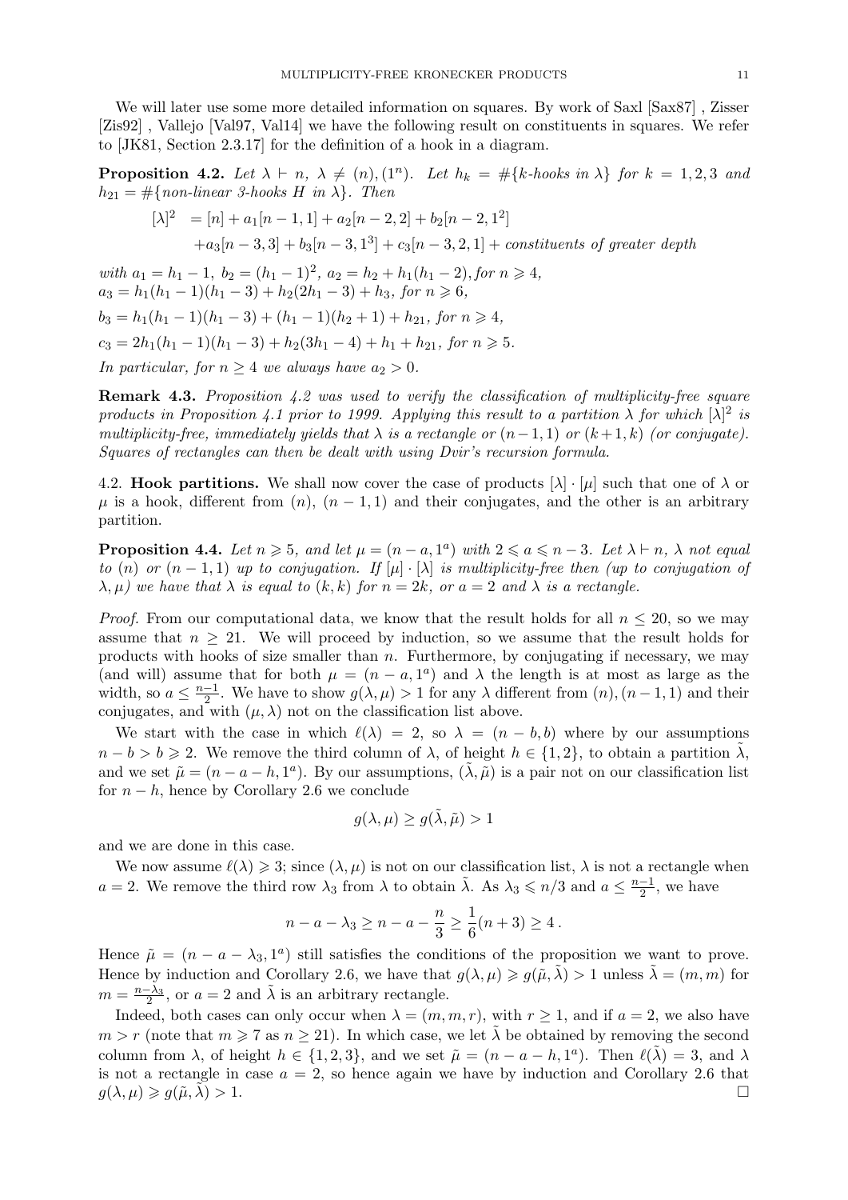We will later use some more detailed information on squares. By work of Saxl [Sax87] , Zisser [Zis92] , Vallejo [Val97, Val14] we have the following result on constituents in squares. We refer to [JK81, Section 2.3.17] for the definition of a hook in a diagram.

**Proposition 4.2.** *Let $\lambda \vdash n$, $\lambda \neq (n), (1^n)$. Let $h_k = \#\{k\text{-hooks in } \lambda\}$ for $k = 1, 2, 3$ and $h_{21} = \#\{\text{non-linear 3-hooks } H \text{ in } \lambda\}$. Then*

$$
\begin{aligned}
[\lambda]^2 &= [n] + a_1[n-1,1] + a_2[n-2,2] + b_2[n-2,1^2] \\
&\quad + a_3[n-3,3] + b_3[n-3,1^3] + c_3[n-3,2,1] + \text{constituents of greater depth}
\end{aligned}
$$

*with $a_1 = h_1 - 1$, $b_2 = (h_1-1)^2$, $a_2 = h_2 + h_1(h_1-2)$, for $n \geqslant 4$,*
*$a_3 = h_1(h_1-1)(h_1-3) + h_2(2h_1-3) + h_3$, for $n \geqslant 6$,*

*$b_3 = h_1(h_1-1)(h_1-3) + (h_1-1)(h_2+1) + h_{21}$, for $n \geqslant 4$,*

*$c_3 = 2h_1(h_1-1)(h_1-3) + h_2(3h_1-4) + h_1 + h_{21}$, for $n \geqslant 5$.*

*In particular, for $n \geq 4$ we always have $a_2 > 0$.*

**Remark 4.3.** *Proposition 4.2 was used to verify the classification of multiplicity-free square products in Proposition 4.1 prior to 1999. Applying this result to a partition $\lambda$ for which $[\lambda]^2$ is multiplicity-free, immediately yields that $\lambda$ is a rectangle or $(n-1,1)$ or $(k+1,k)$ (or conjugate). Squares of rectangles can then be dealt with using Dvir's recursion formula.*

4.2. **Hook partitions.** We shall now cover the case of products $[\lambda]\cdot[\mu]$ such that one of $\lambda$ or $\mu$ is a hook, different from $(n)$, $(n-1,1)$ and their conjugates, and the other is an arbitrary partition.

**Proposition 4.4.** *Let $n \geqslant 5$, and let $\mu = (n-a, 1^a)$ with $2 \leqslant a \leqslant n-3$. Let $\lambda \vdash n$, $\lambda$ not equal to $(n)$ or $(n-1,1)$ up to conjugation. If $[\mu]\cdot[\lambda]$ is multiplicity-free then (up to conjugation of $\lambda, \mu$) we have that $\lambda$ is equal to $(k,k)$ for $n = 2k$, or $a = 2$ and $\lambda$ is a rectangle.*

*Proof.* From our computational data, we know that the result holds for all $n \leq 20$, so we may assume that $n \geq 21$. We will proceed by induction, so we assume that the result holds for products with hooks of size smaller than $n$. Furthermore, by conjugating if necessary, we may (and will) assume that for both $\mu = (n-a, 1^a)$ and $\lambda$ the length is at most as large as the width, so $a \leq \frac{n-1}{2}$. We have to show $g(\lambda, \mu) > 1$ for any $\lambda$ different from $(n), (n-1,1)$ and their conjugates, and with $(\mu, \lambda)$ not on the classification list above.

We start with the case in which $\ell(\lambda) = 2$, so $\lambda = (n-b, b)$ where by our assumptions $n-b > b \geqslant 2$. We remove the third column of $\lambda$, of height $h \in \{1,2\}$, to obtain a partition $\tilde{\lambda}$, and we set $\tilde{\mu} = (n-a-h, 1^a)$. By our assumptions, $(\tilde{\lambda}, \tilde{\mu})$ is a pair not on our classification list for $n-h$, hence by Corollary 2.6 we conclude

$$
g(\lambda, \mu) \geq g(\tilde{\lambda}, \tilde{\mu}) > 1
$$

and we are done in this case.

We now assume $\ell(\lambda) \geqslant 3$; since $(\lambda, \mu)$ is not on our classification list, $\lambda$ is not a rectangle when $a = 2$. We remove the third row $\lambda_3$ from $\lambda$ to obtain $\tilde{\lambda}$. As $\lambda_3 \leqslant n/3$ and $a \leq \frac{n-1}{2}$, we have

$$
n - a - \lambda_3 \geq n - a - \frac{n}{3} \geq \frac{1}{6}(n+3) \geq 4\,.
$$

Hence $\tilde{\mu} = (n-a-\lambda_3, 1^a)$ still satisfies the conditions of the proposition we want to prove. Hence by induction and Corollary 2.6, we have that $g(\lambda, \mu) \geqslant g(\tilde{\mu}, \tilde{\lambda}) > 1$ unless $\tilde{\lambda} = (m,m)$ for $m = \frac{n-\lambda_3}{2}$, or $a = 2$ and $\tilde{\lambda}$ is an arbitrary rectangle.

Indeed, both cases can only occur when $\lambda = (m,m,r)$, with $r \geq 1$, and if $a = 2$, we also have $m > r$ (note that $m \geqslant 7$ as $n \geq 21$). In which case, we let $\tilde{\lambda}$ be obtained by removing the second column from $\lambda$, of height $h \in \{1,2,3\}$, and we set $\tilde{\mu} = (n-a-h, 1^a)$. Then $\ell(\tilde{\lambda}) = 3$, and $\lambda$ is not a rectangle in case $a = 2$, so hence again we have by induction and Corollary 2.6 that $g(\lambda, \mu) \geqslant g(\tilde{\mu}, \tilde{\lambda}) > 1$. $\square$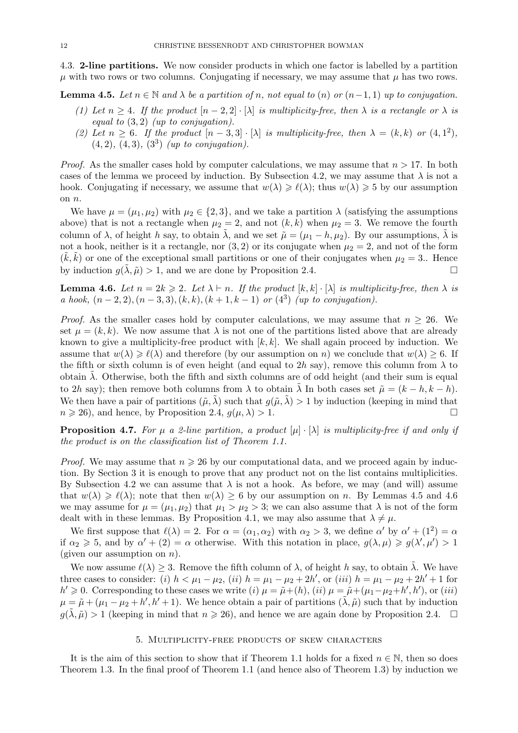4.3. **2-line partitions.** We now consider products in which one factor is labelled by a partition $\mu$ with two rows or two columns. Conjugating if necessary, we may assume that $\mu$ has two rows.

**Lemma 4.5.** *Let $n \in \mathbb{N}$ and $\lambda$ be a partition of $n$, not equal to $(n)$ or $(n-1,1)$ up to conjugation.*

*(1) Let $n \geq 4$. If the product $[n-2,2] \cdot [\lambda]$ is multiplicity-free, then $\lambda$ is a rectangle or $\lambda$ is equal to $(3,2)$ (up to conjugation).*

*(2) Let $n \geq 6$. If the product $[n-3,3] \cdot [\lambda]$ is multiplicity-free, then $\lambda = (k,k)$ or $(4,1^2)$, $(4,2)$, $(4,3)$, $(3^3)$ (up to conjugation).*

*Proof.* As the smaller cases hold by computer calculations, we may assume that $n > 17$. In both cases of the lemma we proceed by induction. By Subsection 4.2, we may assume that $\lambda$ is not a hook. Conjugating if necessary, we assume that $w(\lambda) \geqslant \ell(\lambda)$; thus $w(\lambda) \geqslant 5$ by our assumption on $n$.

We have $\mu = (\mu_1, \mu_2)$ with $\mu_2 \in \{2,3\}$, and we take a partition $\lambda$ (satisfying the assumptions above) that is not a rectangle when $\mu_2 = 2$, and not $(k,k)$ when $\mu_2 = 3$. We remove the fourth column of $\lambda$, of height $h$ say, to obtain $\tilde{\lambda}$, and we set $\tilde{\mu} = (\mu_1 - h, \mu_2)$. By our assumptions, $\tilde{\lambda}$ is not a hook, neither is it a rectangle, nor $(3,2)$ or its conjugate when $\mu_2 = 2$, and not of the form $(\tilde{k}, \tilde{k})$ or one of the exceptional small partitions or one of their conjugates when $\mu_2 = 3$.. Hence by induction $g(\tilde{\lambda}, \tilde{\mu}) > 1$, and we are done by Proposition 2.4. □

**Lemma 4.6.** *Let $n = 2k \geqslant 2$. Let $\lambda \vdash n$. If the product $[k,k] \cdot [\lambda]$ is multiplicity-free, then $\lambda$ is a hook, $(n-2,2), (n-3,3), (k,k), (k+1,k-1)$ or $(4^3)$ (up to conjugation).*

*Proof.* As the smaller cases hold by computer calculations, we may assume that $n \geq 26$. We set $\mu = (k,k)$. We now assume that $\lambda$ is not one of the partitions listed above that are already known to give a multiplicity-free product with $[k,k]$. We shall again proceed by induction. We assume that $w(\lambda) \geqslant \ell(\lambda)$ and therefore (by our assumption on $n$) we conclude that $w(\lambda) \geq 6$. If the fifth or sixth column is of even height (and equal to $2h$ say), remove this column from $\lambda$ to obtain $\tilde{\lambda}$. Otherwise, both the fifth and sixth columns are of odd height (and their sum is equal to $2h$ say); then remove both columns from $\lambda$ to obtain $\tilde{\lambda}$ In both cases set $\tilde{\mu} = (k-h, k-h)$. We then have a pair of partitions $(\tilde{\mu}, \tilde{\lambda})$ such that $g(\tilde{\mu}, \tilde{\lambda}) > 1$ by induction (keeping in mind that $n \geqslant 26$), and hence, by Proposition 2.4, $g(\mu, \lambda) > 1$. □

**Proposition 4.7.** *For $\mu$ a 2-line partition, a product $[\mu] \cdot [\lambda]$ is multiplicity-free if and only if the product is on the classification list of Theorem 1.1.*

*Proof.* We may assume that $n \geqslant 26$ by our computational data, and we proceed again by induction. By Section 3 it is enough to prove that any product not on the list contains multiplicities. By Subsection 4.2 we can assume that $\lambda$ is not a hook. As before, we may (and will) assume that $w(\lambda) \geqslant \ell(\lambda)$; note that then $w(\lambda) \geq 6$ by our assumption on $n$. By Lemmas 4.5 and 4.6 we may assume for $\mu = (\mu_1, \mu_2)$ that $\mu_1 > \mu_2 > 3$; we can also assume that $\lambda$ is not of the form dealt with in these lemmas. By Proposition 4.1, we may also assume that $\lambda \neq \mu$.

We first suppose that $\ell(\lambda) = 2$. For $\alpha = (\alpha_1, \alpha_2)$ with $\alpha_2 > 3$, we define $\alpha'$ by $\alpha' + (1^2) = \alpha$ if $\alpha_2 \geqslant 5$, and by $\alpha' + (2) = \alpha$ otherwise. With this notation in place, $g(\lambda, \mu) \geqslant g(\lambda', \mu') > 1$ (given our assumption on $n$).

We now assume $\ell(\lambda) \geq 3$. Remove the fifth column of $\lambda$, of height $h$ say, to obtain $\tilde{\lambda}$. We have three cases to consider: $(i)$ $h < \mu_1 - \mu_2$, $(ii)$ $h = \mu_1 - \mu_2 + 2h'$, or $(iii)$ $h = \mu_1 - \mu_2 + 2h' + 1$ for $h' \geqslant 0$. Corresponding to these cases we write $(i)$ $\mu = \tilde{\mu} + (h)$, $(ii)$ $\mu = \tilde{\mu} + (\mu_1 - \mu_2 + h', h')$, or $(iii)$ $\mu = \tilde{\mu} + (\mu_1 - \mu_2 + h', h' + 1)$. We hence obtain a pair of partitions $(\tilde{\lambda}, \tilde{\mu})$ such that by induction $g(\tilde{\lambda}, \tilde{\mu}) > 1$ (keeping in mind that $n \geqslant 26$), and hence we are again done by Proposition 2.4. □

## 5. Multiplicity-free products of skew characters

It is the aim of this section to show that if Theorem 1.1 holds for a fixed $n \in \mathbb{N}$, then so does Theorem 1.3. In the final proof of Theorem 1.1 (and hence also of Theorem 1.3) by induction we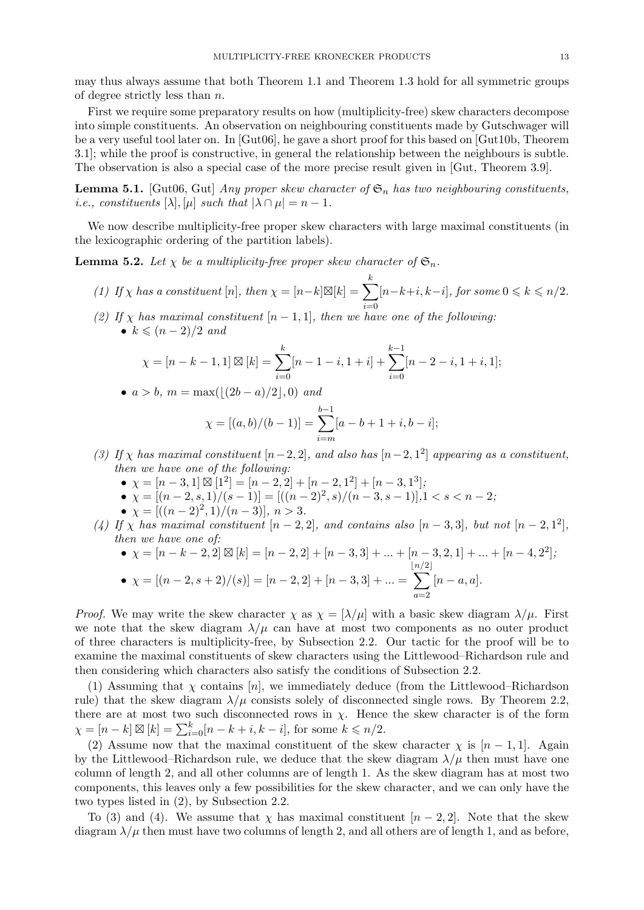may thus always assume that both Theorem 1.1 and Theorem 1.3 hold for all symmetric groups of degree strictly less than $n$.

First we require some preparatory results on how (multiplicity-free) skew characters decompose into simple constituents. An observation on neighbouring constituents made by Gutschwager will be a very useful tool later on. In [Gut06], he gave a short proof for this based on [Gut10b, Theorem 3.1]; while the proof is constructive, in general the relationship between the neighbours is subtle. The observation is also a special case of the more precise result given in [Gut, Theorem 3.9].

**Lemma 5.1.** [Gut06, Gut] *Any proper skew character of $\mathfrak{S}_n$ has two neighbouring constituents, i.e., constituents $[\lambda], [\mu]$ such that $|\lambda \cap \mu| = n-1$.*

We now describe multiplicity-free proper skew characters with large maximal constituents (in the lexicographic ordering of the partition labels).

**Lemma 5.2.** *Let $\chi$ be a multiplicity-free proper skew character of $\mathfrak{S}_n$.*

*(1) If $\chi$ has a constituent $[n]$, then $\chi = [n-k] \boxtimes [k] = \sum_{i=0}^{k} [n-k+i, k-i]$, for some $0 \leqslant k \leqslant n/2$.*

*(2) If $\chi$ has maximal constituent $[n-1,1]$, then we have one of the following:*
- *$k \leqslant (n-2)/2$ and*
$$\chi = [n-k-1,1] \boxtimes [k] = \sum_{i=0}^{k} [n-1-i, 1+i] + \sum_{i=0}^{k-1} [n-2-i, 1+i, 1];$$
- *$a > b$, $m = \max(\lfloor (2b-a)/2 \rfloor, 0)$ and*
$$\chi = [(a,b)/(b-1)] = \sum_{i=m}^{b-1} [a-b+1+i, b-i];$$

*(3) If $\chi$ has maximal constituent $[n-2,2]$, and also has $[n-2,1^2]$ appearing as a constituent, then we have one of the following:*
- *$\chi = [n-3,1] \boxtimes [1^2] = [n-2,2] + [n-2,1^2] + [n-3,1^3]$;*
- *$\chi = [(n-2,s,1)/(s-1)] = [((n-2)^2,s)/(n-3,s-1)]$, $1 < s < n-2$;*
- *$\chi = [((n-2)^2,1)/(n-3)]$, $n > 3$.*

*(4) If $\chi$ has maximal constituent $[n-2,2]$, and contains also $[n-3,3]$, but not $[n-2,1^2]$, then we have one of:*
- *$\chi = [n-k-2,2] \boxtimes [k] = [n-2,2] + [n-3,3] + \ldots + [n-3,2,1] + \ldots + [n-4,2^2]$;*
- *$\chi = [(n-2,s+2)/(s)] = [n-2,2] + [n-3,3] + \ldots = \sum_{a=2}^{\lfloor n/2 \rfloor} [n-a,a]$.*

*Proof.* We may write the skew character $\chi$ as $\chi = [\lambda/\mu]$ with a basic skew diagram $\lambda/\mu$. First we note that the skew diagram $\lambda/\mu$ can have at most two components as no outer product of three characters is multiplicity-free, by Subsection 2.2. Our tactic for the proof will be to examine the maximal constituents of skew characters using the Littlewood–Richardson rule and then considering which characters also satisfy the conditions of Subsection 2.2.

(1) Assuming that $\chi$ contains $[n]$, we immediately deduce (from the Littlewood–Richardson rule) that the skew diagram $\lambda/\mu$ consists solely of disconnected single rows. By Theorem 2.2, there are at most two such disconnected rows in $\chi$. Hence the skew character is of the form $\chi = [n-k] \boxtimes [k] = \sum_{i=0}^{k} [n-k+i, k-i]$, for some $k \leqslant n/2$.

(2) Assume now that the maximal constituent of the skew character $\chi$ is $[n-1,1]$. Again by the Littlewood–Richardson rule, we deduce that the skew diagram $\lambda/\mu$ then must have one column of length 2, and all other columns are of length 1. As the skew diagram has at most two components, this leaves only a few possibilities for the skew character, and we can only have the two types listed in (2), by Subsection 2.2.

To (3) and (4). We assume that $\chi$ has maximal constituent $[n-2,2]$. Note that the skew diagram $\lambda/\mu$ then must have two columns of length 2, and all others are of length 1, and as before,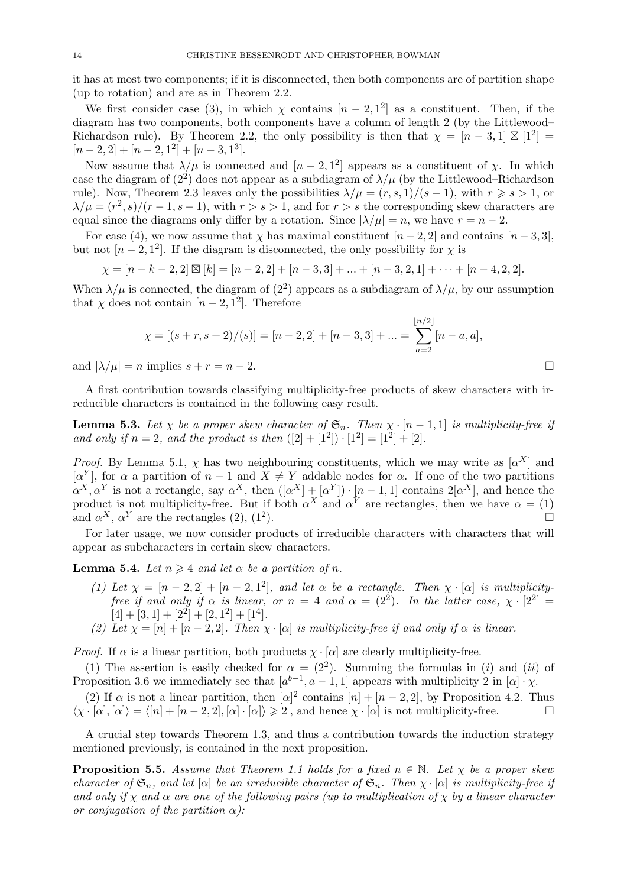it has at most two components; if it is disconnected, then both components are of partition shape (up to rotation) and are as in Theorem 2.2.

We first consider case (3), in which $\chi$ contains $[n-2,1^2]$ as a constituent. Then, if the diagram has two components, both components have a column of length 2 (by the Littlewood–Richardson rule). By Theorem 2.2, the only possibility is then that $\chi = [n-3,1] \boxtimes [1^2] = [n-2,2]+[n-2,1^2]+[n-3,1^3]$.

Now assume that $\lambda/\mu$ is connected and $[n-2,1^2]$ appears as a constituent of $\chi$. In which case the diagram of $(2^2)$ does not appear as a subdiagram of $\lambda/\mu$ (by the Littlewood–Richardson rule). Now, Theorem 2.3 leaves only the possibilities $\lambda/\mu = (r,s,1)/(s-1)$, with $r \geqslant s > 1$, or $\lambda/\mu = (r^2,s)/(r-1,s-1)$, with $r > s > 1$, and for $r > s$ the corresponding skew characters are equal since the diagrams only differ by a rotation. Since $|\lambda/\mu| = n$, we have $r = n-2$.

For case (4), we now assume that $\chi$ has maximal constituent $[n-2,2]$ and contains $[n-3,3]$, but not $[n-2,1^2]$. If the diagram is disconnected, the only possibility for $\chi$ is

$$\chi = [n-k-2,2] \boxtimes [k] = [n-2,2]+[n-3,3]+...+[n-3,2,1]+\cdots+[n-4,2,2].$$

When $\lambda/\mu$ is connected, the diagram of $(2^2)$ appears as a subdiagram of $\lambda/\mu$, by our assumption that $\chi$ does not contain $[n-2,1^2]$. Therefore

$$\chi = [(s+r,s+2)/(s)] = [n-2,2]+[n-3,3]+... = \sum_{a=2}^{\lfloor n/2 \rfloor} [n-a,a],$$

and $|\lambda/\mu| = n$ implies $s+r = n-2$. □

A first contribution towards classifying multiplicity-free products of skew characters with irreducible characters is contained in the following easy result.

**Lemma 5.3.** *Let $\chi$ be a proper skew character of $\mathfrak{S}_n$. Then $\chi \cdot [n-1,1]$ is multiplicity-free if and only if $n=2$, and the product is then $([2]+[1^2])\cdot[1^2] = [1^2]+[2]$.*

*Proof.* By Lemma 5.1, $\chi$ has two neighbouring constituents, which we may write as $[\alpha^X]$ and $[\alpha^Y]$, for $\alpha$ a partition of $n-1$ and $X \neq Y$ addable nodes for $\alpha$. If one of the two partitions $\alpha^X, \alpha^Y$ is not a rectangle, say $\alpha^X$, then $([\alpha^X]+[\alpha^Y])\cdot[n-1,1]$ contains $2[\alpha^X]$, and hence the product is not multiplicity-free. But if both $\alpha^X$ and $\alpha^Y$ are rectangles, then we have $\alpha = (1)$ and $\alpha^X$, $\alpha^Y$ are the rectangles $(2)$, $(1^2)$. □

For later usage, we now consider products of irreducible characters with characters that will appear as subcharacters in certain skew characters.

**Lemma 5.4.** *Let $n \geqslant 4$ and let $\alpha$ be a partition of $n$.*

*(1) Let $\chi = [n-2,2]+[n-2,1^2]$, and let $\alpha$ be a rectangle. Then $\chi\cdot[\alpha]$ is multiplicity-free if and only if $\alpha$ is linear, or $n=4$ and $\alpha = (2^2)$. In the latter case, $\chi\cdot[2^2] = [4]+[3,1]+[2^2]+[2,1^2]+[1^4]$.*

*(2) Let $\chi = [n]+[n-2,2]$. Then $\chi\cdot[\alpha]$ is multiplicity-free if and only if $\alpha$ is linear.*

*Proof.* If $\alpha$ is a linear partition, both products $\chi\cdot[\alpha]$ are clearly multiplicity-free.

(1) The assertion is easily checked for $\alpha = (2^2)$. Summing the formulas in $(i)$ and $(ii)$ of Proposition 3.6 we immediately see that $[a^{b-1}, a-1, 1]$ appears with multiplicity 2 in $[\alpha]\cdot\chi$.

(2) If $\alpha$ is not a linear partition, then $[\alpha]^2$ contains $[n]+[n-2,2]$, by Proposition 4.2. Thus $\langle \chi\cdot[\alpha],[\alpha]\rangle = \langle [n]+[n-2,2], [\alpha]\cdot[\alpha]\rangle \geqslant 2$ , and hence $\chi\cdot[\alpha]$ is not multiplicity-free. □

A crucial step towards Theorem 1.3, and thus a contribution towards the induction strategy mentioned previously, is contained in the next proposition.

**Proposition 5.5.** *Assume that Theorem 1.1 holds for a fixed $n \in \mathbb{N}$. Let $\chi$ be a proper skew character of $\mathfrak{S}_n$, and let $[\alpha]$ be an irreducible character of $\mathfrak{S}_n$. Then $\chi\cdot[\alpha]$ is multiplicity-free if and only if $\chi$ and $\alpha$ are one of the following pairs (up to multiplication of $\chi$ by a linear character or conjugation of the partition $\alpha$):*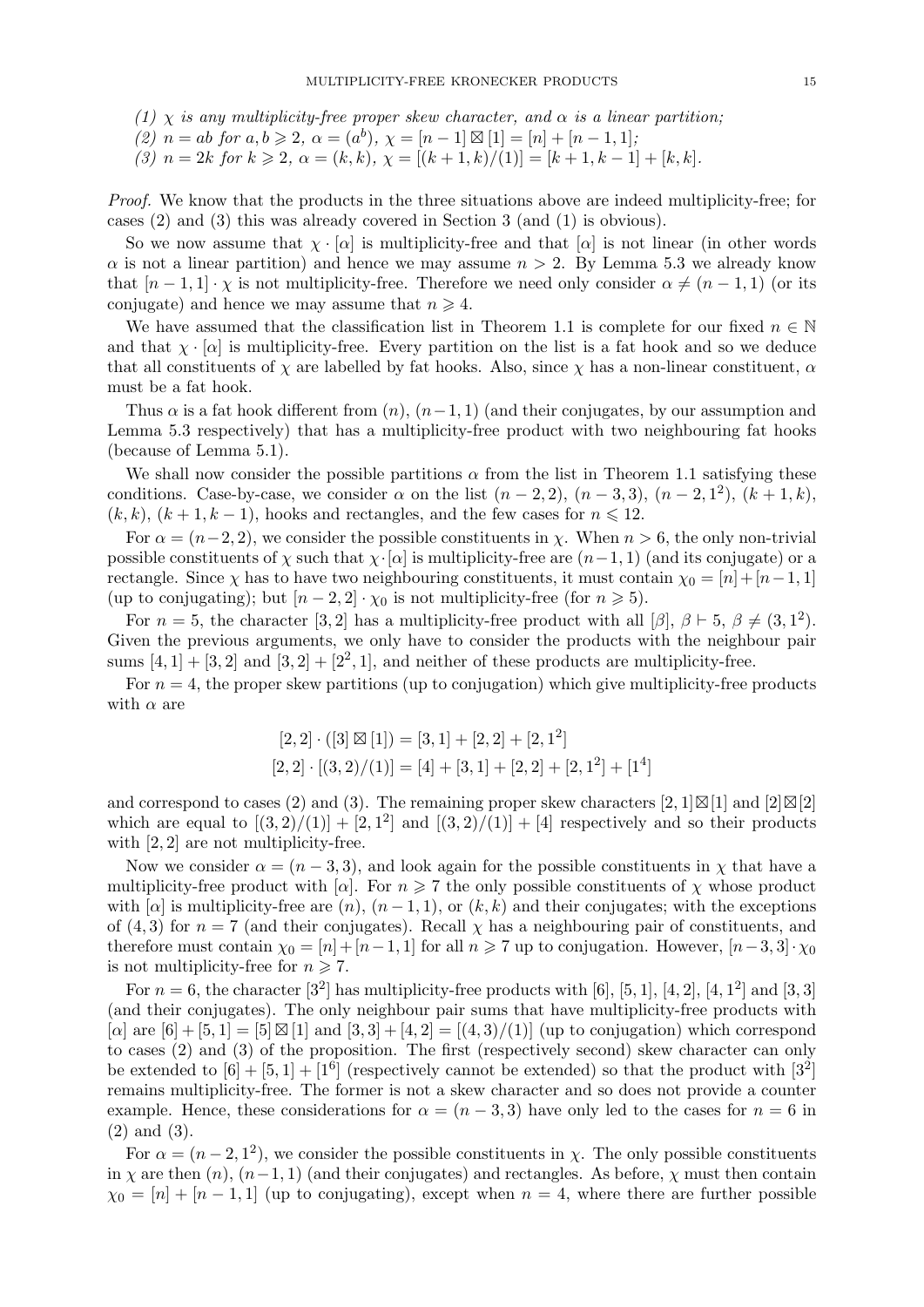(1) $\chi$ *is any multiplicity-free proper skew character, and* $\alpha$ *is a linear partition;*
(2) $n = ab$ *for* $a, b \geqslant 2$, $\alpha = (a^b)$, $\chi = [n-1] \boxtimes [1] = [n] + [n-1, 1]$;
(3) $n = 2k$ *for* $k \geqslant 2$, $\alpha = (k, k)$, $\chi = [(k+1, k)/(1)] = [k+1, k-1] + [k, k]$.

*Proof.* We know that the products in the three situations above are indeed multiplicity-free; for cases (2) and (3) this was already covered in Section 3 (and (1) is obvious).

So we now assume that $\chi \cdot [\alpha]$ is multiplicity-free and that $[\alpha]$ is not linear (in other words $\alpha$ is not a linear partition) and hence we may assume $n > 2$. By Lemma 5.3 we already know that $[n-1, 1] \cdot \chi$ is not multiplicity-free. Therefore we need only consider $\alpha \neq (n-1, 1)$ (or its conjugate) and hence we may assume that $n \geqslant 4$.

We have assumed that the classification list in Theorem 1.1 is complete for our fixed $n \in \mathbb{N}$ and that $\chi \cdot [\alpha]$ is multiplicity-free. Every partition on the list is a fat hook and so we deduce that all constituents of $\chi$ are labelled by fat hooks. Also, since $\chi$ has a non-linear constituent, $\alpha$ must be a fat hook.

Thus $\alpha$ is a fat hook different from $(n)$, $(n-1, 1)$ (and their conjugates, by our assumption and Lemma 5.3 respectively) that has a multiplicity-free product with two neighbouring fat hooks (because of Lemma 5.1).

We shall now consider the possible partitions $\alpha$ from the list in Theorem 1.1 satisfying these conditions. Case-by-case, we consider $\alpha$ on the list $(n-2, 2)$, $(n-3, 3)$, $(n-2, 1^2)$, $(k+1, k)$, $(k, k)$, $(k+1, k-1)$, hooks and rectangles, and the few cases for $n \leqslant 12$.

For $\alpha = (n-2, 2)$, we consider the possible constituents in $\chi$. When $n > 6$, the only non-trivial possible constituents of $\chi$ such that $\chi \cdot [\alpha]$ is multiplicity-free are $(n-1, 1)$ (and its conjugate) or a rectangle. Since $\chi$ has to have two neighbouring constituents, it must contain $\chi_0 = [n] + [n-1, 1]$ (up to conjugating); but $[n-2, 2] \cdot \chi_0$ is not multiplicity-free (for $n \geqslant 5$).

For $n = 5$, the character $[3, 2]$ has a multiplicity-free product with all $[\beta]$, $\beta \vdash 5$, $\beta \neq (3, 1^2)$. Given the previous arguments, we only have to consider the products with the neighbour pair sums $[4, 1] + [3, 2]$ and $[3, 2] + [2^2, 1]$, and neither of these products are multiplicity-free.

For $n = 4$, the proper skew partitions (up to conjugation) which give multiplicity-free products with $\alpha$ are

$$[2, 2] \cdot ([3] \boxtimes [1]) = [3, 1] + [2, 2] + [2, 1^2]$$
$$[2, 2] \cdot [(3, 2)/(1)] = [4] + [3, 1] + [2, 2] + [2, 1^2] + [1^4]$$

and correspond to cases (2) and (3). The remaining proper skew characters $[2, 1] \boxtimes [1]$ and $[2] \boxtimes [2]$ which are equal to $[(3, 2)/(1)] + [2, 1^2]$ and $[(3, 2)/(1)] + [4]$ respectively and so their products with $[2, 2]$ are not multiplicity-free.

Now we consider $\alpha = (n-3, 3)$, and look again for the possible constituents in $\chi$ that have a multiplicity-free product with $[\alpha]$. For $n \geqslant 7$ the only possible constituents of $\chi$ whose product with $[\alpha]$ is multiplicity-free are $(n)$, $(n-1, 1)$, or $(k, k)$ and their conjugates; with the exceptions of $(4, 3)$ for $n = 7$ (and their conjugates). Recall $\chi$ has a neighbouring pair of constituents, and therefore must contain $\chi_0 = [n] + [n-1, 1]$ for all $n \geqslant 7$ up to conjugation. However, $[n-3, 3] \cdot \chi_0$ is not multiplicity-free for $n \geqslant 7$.

For $n = 6$, the character $[3^2]$ has multiplicity-free products with $[6]$, $[5, 1]$, $[4, 2]$, $[4, 1^2]$ and $[3, 3]$ (and their conjugates). The only neighbour pair sums that have multiplicity-free products with $[\alpha]$ are $[6] + [5, 1] = [5] \boxtimes [1]$ and $[3, 3] + [4, 2] = [(4, 3)/(1)]$ (up to conjugation) which correspond to cases (2) and (3) of the proposition. The first (respectively second) skew character can only be extended to $[6] + [5, 1] + [1^6]$ (respectively cannot be extended) so that the product with $[3^2]$ remains multiplicity-free. The former is not a skew character and so does not provide a counter example. Hence, these considerations for $\alpha = (n-3, 3)$ have only led to the cases for $n = 6$ in (2) and (3).

For $\alpha = (n-2, 1^2)$, we consider the possible constituents in $\chi$. The only possible constituents in $\chi$ are then $(n)$, $(n-1, 1)$ (and their conjugates) and rectangles. As before, $\chi$ must then contain $\chi_0 = [n] + [n-1, 1]$ (up to conjugating), except when $n = 4$, where there are further possible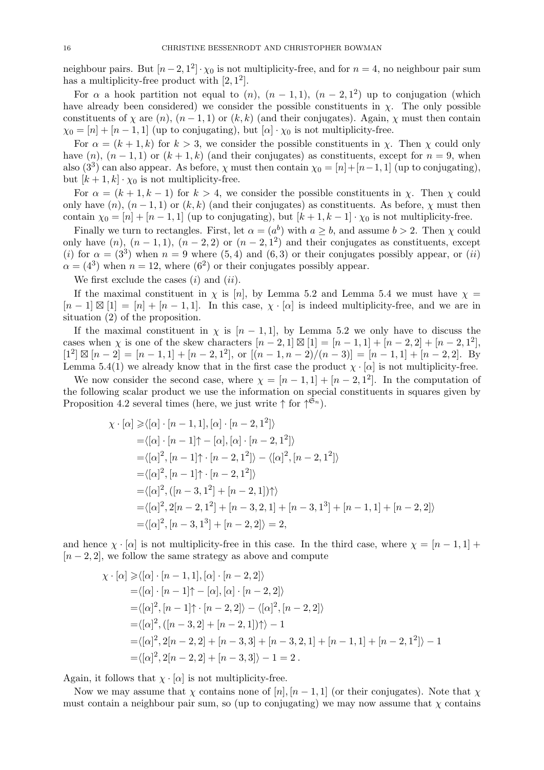neighbour pairs. But $[n-2,1^2]\cdot\chi_0$ is not multiplicity-free, and for $n=4$, no neighbour pair sum has a multiplicity-free product with $[2,1^2]$.

For $\alpha$ a hook partition not equal to $(n)$, $(n-1,1)$, $(n-2,1^2)$ up to conjugation (which have already been considered) we consider the possible constituents in $\chi$. The only possible constituents of $\chi$ are $(n)$, $(n-1,1)$ or $(k,k)$ (and their conjugates). Again, $\chi$ must then contain $\chi_0=[n]+[n-1,1]$ (up to conjugating), but $[\alpha]\cdot\chi_0$ is not multiplicity-free.

For $\alpha=(k+1,k)$ for $k>3$, we consider the possible constituents in $\chi$. Then $\chi$ could only have $(n)$, $(n-1,1)$ or $(k+1,k)$ (and their conjugates) as constituents, except for $n=9$, when also $(3^3)$ can also appear. As before, $\chi$ must then contain $\chi_0=[n]+[n-1,1]$ (up to conjugating), but $[k+1,k]\cdot\chi_0$ is not multiplicity-free.

For $\alpha=(k+1,k-1)$ for $k>4$, we consider the possible constituents in $\chi$. Then $\chi$ could only have $(n)$, $(n-1,1)$ or $(k,k)$ (and their conjugates) as constituents. As before, $\chi$ must then contain $\chi_0=[n]+[n-1,1]$ (up to conjugating), but $[k+1,k-1]\cdot\chi_0$ is not multiplicity-free.

Finally we turn to rectangles. First, let $\alpha=(a^b)$ with $a\geq b$, and assume $b>2$. Then $\chi$ could only have $(n)$, $(n-1,1)$, $(n-2,2)$ or $(n-2,1^2)$ and their conjugates as constituents, except (*i*) for $\alpha=(3^3)$ when $n=9$ where $(5,4)$ and $(6,3)$ or their conjugates possibly appear, or (*ii*) $\alpha=(4^3)$ when $n=12$, where $(6^2)$ or their conjugates possibly appear.

We first exclude the cases (*i*) and (*ii*).

If the maximal constituent in $\chi$ is $[n]$, by Lemma 5.2 and Lemma 5.4 we must have $\chi=[n-1]\boxtimes[1]=[n]+[n-1,1]$. In this case, $\chi\cdot[\alpha]$ is indeed multiplicity-free, and we are in situation (2) of the proposition.

If the maximal constituent in $\chi$ is $[n-1,1]$, by Lemma 5.2 we only have to discuss the cases when $\chi$ is one of the skew characters $[n-2,1]\boxtimes[1]=[n-1,1]+[n-2,2]+[n-2,1^2]$, $[1^2]\boxtimes[n-2]=[n-1,1]+[n-2,1^2]$, or $[(n-1,n-2)/(n-3)]=[n-1,1]+[n-2,2]$. By Lemma 5.4(1) we already know that in the first case the product $\chi\cdot[\alpha]$ is not multiplicity-free.

We now consider the second case, where $\chi=[n-1,1]+[n-2,1^2]$. In the computation of the following scalar product we use the information on special constituents in squares given by Proposition 4.2 several times (here, we just write $\uparrow$ for $\uparrow^{\mathfrak{S}_n}$).

$$
\begin{aligned}
\chi\cdot[\alpha] \geqslant&\langle[\alpha]\cdot[n-1,1],[\alpha]\cdot[n-2,1^2]\rangle\\
=&\langle[\alpha]\cdot[n-1]\!\uparrow-[\alpha],[\alpha]\cdot[n-2,1^2]\rangle\\
=&\langle[\alpha]^2,[n-1]\!\uparrow\cdot[n-2,1^2]\rangle-\langle[\alpha]^2,[n-2,1^2]\rangle\\
=&\langle[\alpha]^2,[n-1]\!\uparrow\cdot[n-2,1^2]\rangle\\
=&\langle[\alpha]^2,([n-3,1^2]+[n-2,1])\!\uparrow\rangle\\
=&\langle[\alpha]^2,2[n-2,1^2]+[n-3,2,1]+[n-3,1^3]+[n-1,1]+[n-2,2]\rangle\\
=&\langle[\alpha]^2,[n-3,1^3]+[n-2,2]\rangle=2,
\end{aligned}
$$

and hence $\chi\cdot[\alpha]$ is not multiplicity-free in this case. In the third case, where $\chi=[n-1,1]+[n-2,2]$, we follow the same strategy as above and compute

$$
\begin{aligned}
\chi\cdot[\alpha] \geqslant&\langle[\alpha]\cdot[n-1,1],[\alpha]\cdot[n-2,2]\rangle\\
=&\langle[\alpha]\cdot[n-1]\!\uparrow-[\alpha],[\alpha]\cdot[n-2,2]\rangle\\
=&\langle[\alpha]^2,[n-1]\!\uparrow\cdot[n-2,2]\rangle-\langle[\alpha]^2,[n-2,2]\rangle\\
=&\langle[\alpha]^2,([n-3,2]+[n-2,1])\!\uparrow\rangle-1\\
=&\langle[\alpha]^2,2[n-2,2]+[n-3,3]+[n-3,2,1]+[n-1,1]+[n-2,1^2]\rangle-1\\
=&\langle[\alpha]^2,2[n-2,2]+[n-3,3]\rangle-1=2\,.
\end{aligned}
$$

Again, it follows that $\chi\cdot[\alpha]$ is not multiplicity-free.

Now we may assume that $\chi$ contains none of $[n],[n-1,1]$ (or their conjugates). Note that $\chi$ must contain a neighbour pair sum, so (up to conjugating) we may now assume that $\chi$ contains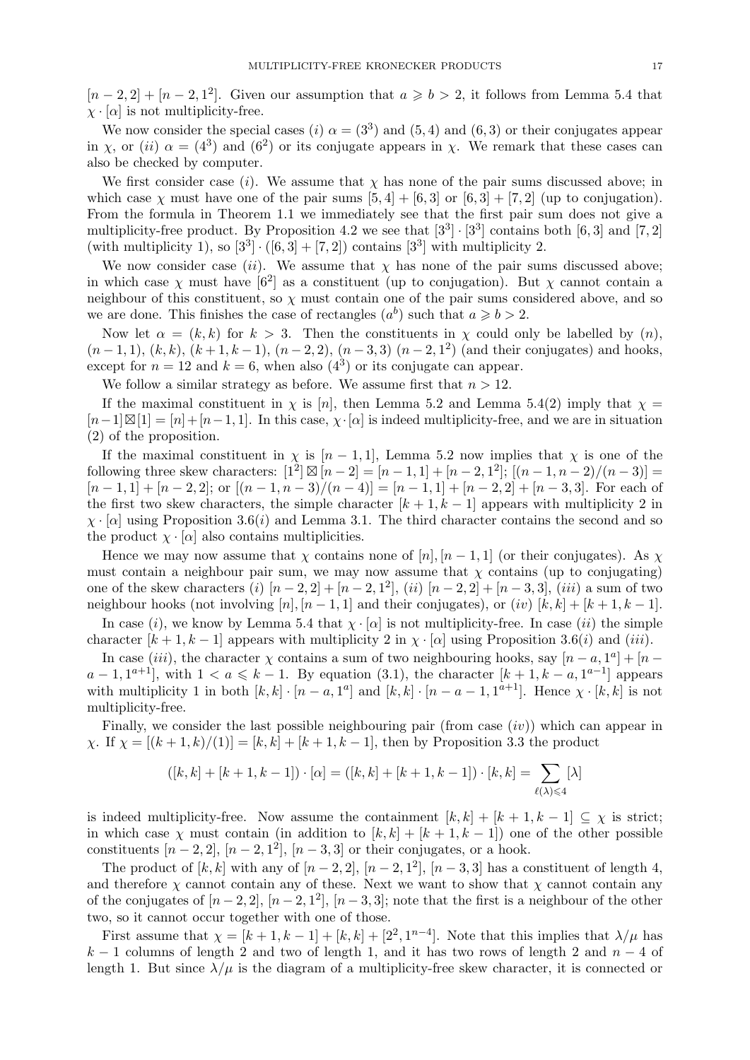$[n-2,2]+[n-2,1^2]$. Given our assumption that $a \geqslant b > 2$, it follows from Lemma 5.4 that $\chi \cdot [\alpha]$ is not multiplicity-free.

We now consider the special cases $(i)$ $\alpha = (3^3)$ and $(5,4)$ and $(6,3)$ or their conjugates appear in $\chi$, or $(ii)$ $\alpha = (4^3)$ and $(6^2)$ or its conjugate appears in $\chi$. We remark that these cases can also be checked by computer.

We first consider case $(i)$. We assume that $\chi$ has none of the pair sums discussed above; in which case $\chi$ must have one of the pair sums $[5,4]+[6,3]$ or $[6,3]+[7,2]$ (up to conjugation). From the formula in Theorem 1.1 we immediately see that the first pair sum does not give a multiplicity-free product. By Proposition 4.2 we see that $[3^3]\cdot[3^3]$ contains both $[6,3]$ and $[7,2]$ (with multiplicity 1), so $[3^3]\cdot([6,3]+[7,2])$ contains $[3^3]$ with multiplicity 2.

We now consider case $(ii)$. We assume that $\chi$ has none of the pair sums discussed above; in which case $\chi$ must have $[6^2]$ as a constituent (up to conjugation). But $\chi$ cannot contain a neighbour of this constituent, so $\chi$ must contain one of the pair sums considered above, and so we are done. This finishes the case of rectangles $(a^b)$ such that $a \geqslant b > 2$.

Now let $\alpha = (k,k)$ for $k > 3$. Then the constituents in $\chi$ could only be labelled by $(n)$, $(n-1,1)$, $(k,k)$, $(k+1,k-1)$, $(n-2,2)$, $(n-3,3)$ $(n-2,1^2)$ (and their conjugates) and hooks, except for $n=12$ and $k=6$, when also $(4^3)$ or its conjugate can appear.

We follow a similar strategy as before. We assume first that $n > 12$.

If the maximal constituent in $\chi$ is $[n]$, then Lemma 5.2 and Lemma 5.4(2) imply that $\chi = [n-1]\boxtimes[1] = [n]+[n-1,1]$. In this case, $\chi\cdot[\alpha]$ is indeed multiplicity-free, and we are in situation (2) of the proposition.

If the maximal constituent in $\chi$ is $[n-1,1]$, Lemma 5.2 now implies that $\chi$ is one of the following three skew characters: $[1^2]\boxtimes[n-2] = [n-1,1]+[n-2,1^2]$; $[(n-1,n-2)/(n-3)] = [n-1,1]+[n-2,2]$; or $[(n-1,n-3)/(n-4)] = [n-1,1]+[n-2,2]+[n-3,3]$. For each of the first two skew characters, the simple character $[k+1,k-1]$ appears with multiplicity 2 in $\chi\cdot[\alpha]$ using Proposition 3.6$(i)$ and Lemma 3.1. The third character contains the second and so the product $\chi\cdot[\alpha]$ also contains multiplicities.

Hence we may now assume that $\chi$ contains none of $[n],[n-1,1]$ (or their conjugates). As $\chi$ must contain a neighbour pair sum, we may now assume that $\chi$ contains (up to conjugating) one of the skew characters $(i)$ $[n-2,2]+[n-2,1^2]$, $(ii)$ $[n-2,2]+[n-3,3]$, $(iii)$ a sum of two neighbour hooks (not involving $[n],[n-1,1]$ and their conjugates), or $(iv)$ $[k,k]+[k+1,k-1]$.

In case $(i)$, we know by Lemma 5.4 that $\chi\cdot[\alpha]$ is not multiplicity-free. In case $(ii)$ the simple character $[k+1,k-1]$ appears with multiplicity 2 in $\chi\cdot[\alpha]$ using Proposition 3.6$(i)$ and $(iii)$.

In case $(iii)$, the character $\chi$ contains a sum of two neighbouring hooks, say $[n-a,1^a]+[n-a-1,1^{a+1}]$, with $1 < a \leqslant k-1$. By equation (3.1), the character $[k+1,k-a,1^{a-1}]$ appears with multiplicity 1 in both $[k,k]\cdot[n-a,1^a]$ and $[k,k]\cdot[n-a-1,1^{a+1}]$. Hence $\chi\cdot[k,k]$ is not multiplicity-free.

Finally, we consider the last possible neighbouring pair (from case $(iv)$) which can appear in $\chi$. If $\chi = [(k+1,k)/(1)] = [k,k]+[k+1,k-1]$, then by Proposition 3.3 the product

$$([k,k]+[k+1,k-1])\cdot[\alpha] = ([k,k]+[k+1,k-1])\cdot[k,k] = \sum_{\ell(\lambda)\leqslant 4}[\lambda]$$

is indeed multiplicity-free. Now assume the containment $[k,k]+[k+1,k-1] \subseteq \chi$ is strict; in which case $\chi$ must contain (in addition to $[k,k]+[k+1,k-1]$) one of the other possible constituents $[n-2,2]$, $[n-2,1^2]$, $[n-3,3]$ or their conjugates, or a hook.

The product of $[k,k]$ with any of $[n-2,2]$, $[n-2,1^2]$, $[n-3,3]$ has a constituent of length 4, and therefore $\chi$ cannot contain any of these. Next we want to show that $\chi$ cannot contain any of the conjugates of $[n-2,2]$, $[n-2,1^2]$, $[n-3,3]$; note that the first is a neighbour of the other two, so it cannot occur together with one of those.

First assume that $\chi = [k+1,k-1]+[k,k]+[2^2,1^{n-4}]$. Note that this implies that $\lambda/\mu$ has $k-1$ columns of length 2 and two of length 1, and it has two rows of length 2 and $n-4$ of length 1. But since $\lambda/\mu$ is the diagram of a multiplicity-free skew character, it is connected or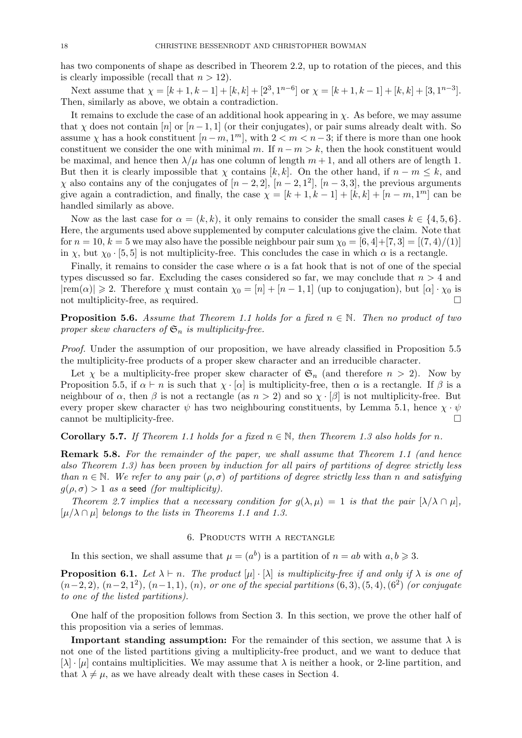has two components of shape as described in Theorem 2.2, up to rotation of the pieces, and this is clearly impossible (recall that $n > 12$).

Next assume that $\chi = [k+1, k-1] + [k, k] + [2^3, 1^{n-6}]$ or $\chi = [k+1, k-1] + [k, k] + [3, 1^{n-3}]$. Then, similarly as above, we obtain a contradiction.

It remains to exclude the case of an additional hook appearing in $\chi$. As before, we may assume that $\chi$ does not contain $[n]$ or $[n-1, 1]$ (or their conjugates), or pair sums already dealt with. So assume $\chi$ has a hook constituent $[n-m, 1^m]$, with $2 < m < n-3$; if there is more than one hook constituent we consider the one with minimal $m$. If $n - m > k$, then the hook constituent would be maximal, and hence then $\lambda/\mu$ has one column of length $m+1$, and all others are of length 1. But then it is clearly impossible that $\chi$ contains $[k, k]$. On the other hand, if $n - m \leq k$, and $\chi$ also contains any of the conjugates of $[n-2, 2]$, $[n-2, 1^2]$, $[n-3, 3]$, the previous arguments give again a contradiction, and finally, the case $\chi = [k+1, k-1] + [k, k] + [n-m, 1^m]$ can be handled similarly as above.

Now as the last case for $\alpha = (k, k)$, it only remains to consider the small cases $k \in \{4, 5, 6\}$. Here, the arguments used above supplemented by computer calculations give the claim. Note that for $n = 10$, $k = 5$ we may also have the possible neighbour pair sum $\chi_0 = [6, 4] + [7, 3] = [(7, 4)/(1)]$ in $\chi$, but $\chi_0 \cdot [5, 5]$ is not multiplicity-free. This concludes the case in which $\alpha$ is a rectangle.

Finally, it remains to consider the case where $\alpha$ is a fat hook that is not of one of the special types discussed so far. Excluding the cases considered so far, we may conclude that $n > 4$ and $|\text{rem}(\alpha)| \geqslant 2$. Therefore $\chi$ must contain $\chi_0 = [n] + [n-1, 1]$ (up to conjugation), but $[\alpha] \cdot \chi_0$ is not multiplicity-free, as required. □

**Proposition 5.6.** *Assume that Theorem 1.1 holds for a fixed $n \in \mathbb{N}$. Then no product of two proper skew characters of $\mathfrak{S}_n$ is multiplicity-free.*

*Proof.* Under the assumption of our proposition, we have already classified in Proposition 5.5 the multiplicity-free products of a proper skew character and an irreducible character.

Let $\chi$ be a multiplicity-free proper skew character of $\mathfrak{S}_n$ (and therefore $n > 2$). Now by Proposition 5.5, if $\alpha \vdash n$ is such that $\chi \cdot [\alpha]$ is multiplicity-free, then $\alpha$ is a rectangle. If $\beta$ is a neighbour of $\alpha$, then $\beta$ is not a rectangle (as $n > 2$) and so $\chi \cdot [\beta]$ is not multiplicity-free. But every proper skew character $\psi$ has two neighbouring constituents, by Lemma 5.1, hence $\chi \cdot \psi$ cannot be multiplicity-free. □

**Corollary 5.7.** *If Theorem 1.1 holds for a fixed $n \in \mathbb{N}$, then Theorem 1.3 also holds for $n$.*

**Remark 5.8.** *For the remainder of the paper, we shall assume that Theorem 1.1 (and hence also Theorem 1.3) has been proven by induction for all pairs of partitions of degree strictly less than $n \in \mathbb{N}$. We refer to any pair $(\rho, \sigma)$ of partitions of degree strictly less than $n$ and satisfying $g(\rho, \sigma) > 1$ as a* seed *(for multiplicity).*

*Theorem 2.7 implies that a necessary condition for $g(\lambda, \mu) = 1$ is that the pair $[\lambda/\lambda \cap \mu]$, $[\mu/\lambda \cap \mu]$ belongs to the lists in Theorems 1.1 and 1.3.*

## 6. Products with a rectangle

In this section, we shall assume that $\mu = (a^b)$ is a partition of $n = ab$ with $a, b \geqslant 3$.

**Proposition 6.1.** *Let $\lambda \vdash n$. The product $[\mu] \cdot [\lambda]$ is multiplicity-free if and only if $\lambda$ is one of $(n-2, 2)$, $(n-2, 1^2)$, $(n-1, 1)$, $(n)$, or one of the special partitions $(6, 3), (5, 4), (6^2)$ (or conjugate to one of the listed partitions).*

One half of the proposition follows from Section 3. In this section, we prove the other half of this proposition via a series of lemmas.

**Important standing assumption:** For the remainder of this section, we assume that $\lambda$ is not one of the listed partitions giving a multiplicity-free product, and we want to deduce that $[\lambda] \cdot [\mu]$ contains multiplicities. We may assume that $\lambda$ is neither a hook, or 2-line partition, and that $\lambda \neq \mu$, as we have already dealt with these cases in Section 4.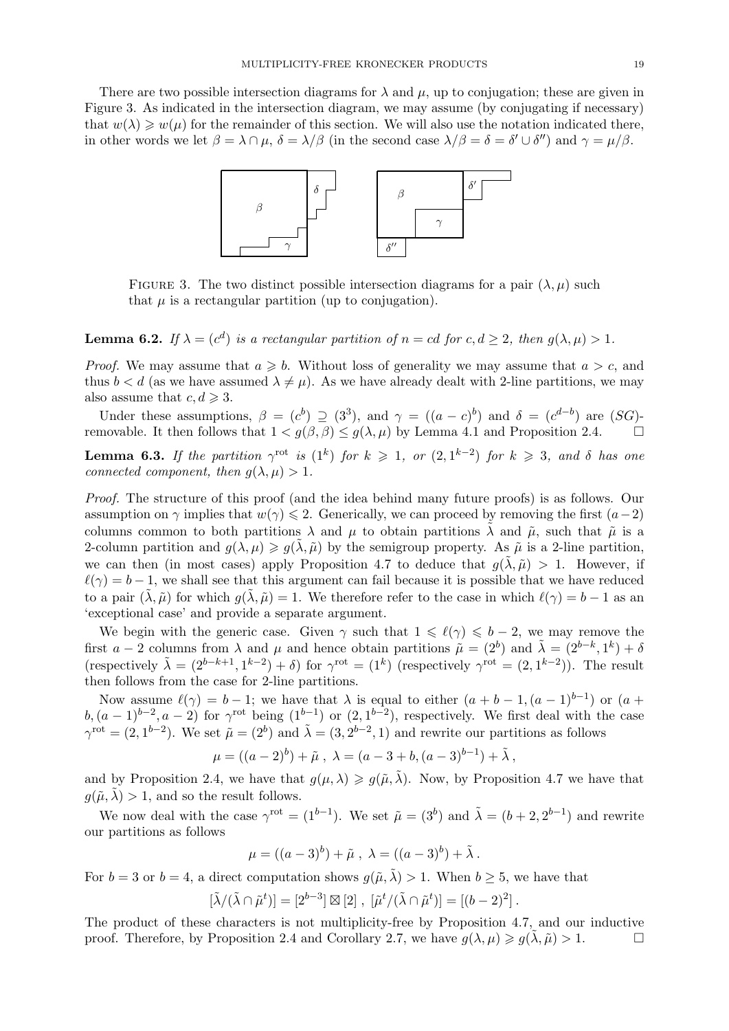There are two possible intersection diagrams for $\lambda$ and $\mu$, up to conjugation; these are given in Figure 3. As indicated in the intersection diagram, we may assume (by conjugating if necessary) that $w(\lambda) \geqslant w(\mu)$ for the remainder of this section. We will also use the notation indicated there, in other words we let $\beta = \lambda \cap \mu$, $\delta = \lambda/\beta$ (in the second case $\lambda/\beta = \delta = \delta' \cup \delta''$) and $\gamma = \mu/\beta$.

FIGURE 3. The two distinct possible intersection diagrams for a pair $(\lambda, \mu)$ such that $\mu$ is a rectangular partition (up to conjugation).

**Lemma 6.2.** *If $\lambda = (c^d)$ is a rectangular partition of $n = cd$ for $c, d \geq 2$, then $g(\lambda, \mu) > 1$.*

*Proof.* We may assume that $a \geqslant b$. Without loss of generality we may assume that $a > c$, and thus $b < d$ (as we have assumed $\lambda \neq \mu$). As we have already dealt with 2-line partitions, we may also assume that $c, d \geqslant 3$.

Under these assumptions, $\beta = (c^b) \supseteq (3^3)$, and $\gamma = ((a-c)^b)$ and $\delta = (c^{d-b})$ are $(SG)$-removable. It then follows that $1 < g(\beta, \beta) \leq g(\lambda, \mu)$ by Lemma 4.1 and Proposition 2.4. $\square$

**Lemma 6.3.** *If the partition $\gamma^{\mathrm{rot}}$ is $(1^k)$ for $k \geqslant 1$, or $(2, 1^{k-2})$ for $k \geqslant 3$, and $\delta$ has one connected component, then $g(\lambda, \mu) > 1$.*

*Proof.* The structure of this proof (and the idea behind many future proofs) is as follows. Our assumption on $\gamma$ implies that $w(\gamma) \leqslant 2$. Generically, we can proceed by removing the first $(a-2)$ columns common to both partitions $\lambda$ and $\mu$ to obtain partitions $\tilde{\lambda}$ and $\tilde{\mu}$, such that $\tilde{\mu}$ is a 2-column partition and $g(\lambda, \mu) \geqslant g(\tilde{\lambda}, \tilde{\mu})$ by the semigroup property. As $\tilde{\mu}$ is a 2-line partition, we can then (in most cases) apply Proposition 4.7 to deduce that $g(\tilde{\lambda}, \tilde{\mu}) > 1$. However, if $\ell(\gamma) = b - 1$, we shall see that this argument can fail because it is possible that we have reduced to a pair $(\tilde{\lambda}, \tilde{\mu})$ for which $g(\tilde{\lambda}, \tilde{\mu}) = 1$. We therefore refer to the case in which $\ell(\gamma) = b - 1$ as an 'exceptional case' and provide a separate argument.

We begin with the generic case. Given $\gamma$ such that $1 \leqslant \ell(\gamma) \leqslant b - 2$, we may remove the first $a - 2$ columns from $\lambda$ and $\mu$ and hence obtain partitions $\tilde{\mu} = (2^b)$ and $\tilde{\lambda} = (2^{b-k}, 1^k) + \delta$ (respectively $\tilde{\lambda} = (2^{b-k+1}, 1^{k-2}) + \delta$) for $\gamma^{\mathrm{rot}} = (1^k)$ (respectively $\gamma^{\mathrm{rot}} = (2, 1^{k-2})$). The result then follows from the case for 2-line partitions.

Now assume $\ell(\gamma) = b - 1$; we have that $\lambda$ is equal to either $(a + b - 1, (a-1)^{b-1})$ or $(a + b, (a-1)^{b-2}, a-2)$ for $\gamma^{\mathrm{rot}}$ being $(1^{b-1})$ or $(2, 1^{b-2})$, respectively. We first deal with the case $\gamma^{\mathrm{rot}} = (2, 1^{b-2})$. We set $\tilde{\mu} = (2^b)$ and $\tilde{\lambda} = (3, 2^{b-2}, 1)$ and rewrite our partitions as follows

$$\mu = ((a-2)^b) + \tilde{\mu}\ ,\ \lambda = (a - 3 + b, (a-3)^{b-1}) + \tilde{\lambda}\,,$$

and by Proposition 2.4, we have that $g(\mu, \lambda) \geqslant g(\tilde{\mu}, \tilde{\lambda})$. Now, by Proposition 4.7 we have that $g(\tilde{\mu}, \tilde{\lambda}) > 1$, and so the result follows.

We now deal with the case $\gamma^{\mathrm{rot}} = (1^{b-1})$. We set $\tilde{\mu} = (3^b)$ and $\tilde{\lambda} = (b + 2, 2^{b-1})$ and rewrite our partitions as follows

$$\mu = ((a-3)^b) + \tilde{\mu}\ ,\ \lambda = ((a-3)^b) + \tilde{\lambda}\,.$$

For $b = 3$ or $b = 4$, a direct computation shows $g(\tilde{\mu}, \tilde{\lambda}) > 1$. When $b \geq 5$, we have that

$$[\tilde{\lambda}/(\tilde{\lambda} \cap \tilde{\mu}^t)] = [2^{b-3}] \boxtimes [2]\ ,\ [\tilde{\mu}^t/(\tilde{\lambda} \cap \tilde{\mu}^t)] = [(b-2)^2]\,.$$

The product of these characters is not multiplicity-free by Proposition 4.7, and our inductive proof. Therefore, by Proposition 2.4 and Corollary 2.7, we have $g(\lambda, \mu) \geqslant g(\tilde{\lambda}, \tilde{\mu}) > 1$. $\square$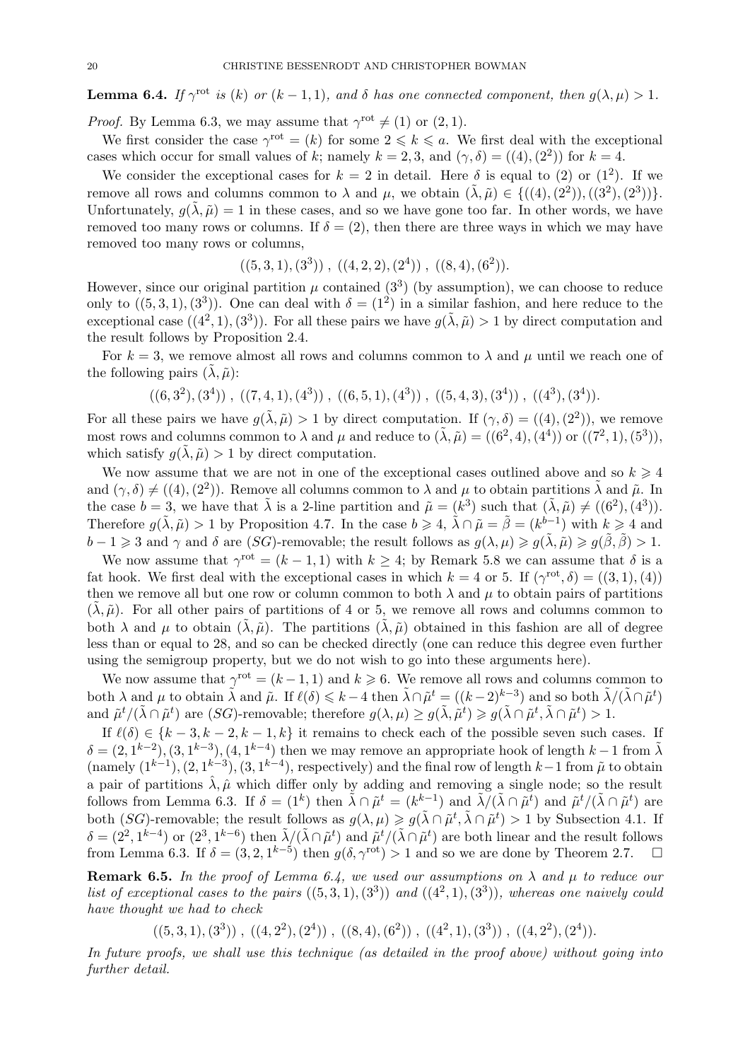**Lemma 6.4.** *If $\gamma^{\rm rot}$ is $(k)$ or $(k-1,1)$, and $\delta$ has one connected component, then $g(\lambda,\mu)>1$.*

*Proof.* By Lemma 6.3, we may assume that $\gamma^{\rm rot}\neq(1)$ or $(2,1)$.

We first consider the case $\gamma^{\rm rot}=(k)$ for some $2\leqslant k\leqslant a$. We first deal with the exceptional cases which occur for small values of $k$; namely $k=2,3$, and $(\gamma,\delta)=((4),(2^2))$ for $k=4$.

We consider the exceptional cases for $k=2$ in detail. Here $\delta$ is equal to $(2)$ or $(1^2)$. If we remove all rows and columns common to $\lambda$ and $\mu$, we obtain $(\tilde\lambda,\tilde\mu)\in\{((4),(2^2)),((3^2),(2^3))\}$. Unfortunately, $g(\tilde\lambda,\tilde\mu)=1$ in these cases, and so we have gone too far. In other words, we have removed too many rows or columns. If $\delta=(2)$, then there are three ways in which we may have removed too many rows or columns,

$$((5,3,1),(3^3))\ ,\ ((4,2,2),(2^4))\ ,\ ((8,4),(6^2)).$$

However, since our original partition $\mu$ contained $(3^3)$ (by assumption), we can choose to reduce only to $((5,3,1),(3^3))$. One can deal with $\delta=(1^2)$ in a similar fashion, and here reduce to the exceptional case $((4^2,1),(3^3))$. For all these pairs we have $g(\tilde\lambda,\tilde\mu)>1$ by direct computation and the result follows by Proposition 2.4.

For $k=3$, we remove almost all rows and columns common to $\lambda$ and $\mu$ until we reach one of the following pairs $(\tilde\lambda,\tilde\mu)$:

$$((6,3^2),(3^4))\ ,\ ((7,4,1),(4^3))\ ,\ ((6,5,1),(4^3))\ ,\ ((5,4,3),(3^4))\ ,\ ((4^3),(3^4)).$$

For all these pairs we have $g(\tilde\lambda,\tilde\mu)>1$ by direct computation. If $(\gamma,\delta)=((4),(2^2))$, we remove most rows and columns common to $\lambda$ and $\mu$ and reduce to $(\tilde\lambda,\tilde\mu)=((6^2,4),(4^4))$ or $((7^2,1),(5^3))$, which satisfy $g(\tilde\lambda,\tilde\mu)>1$ by direct computation.

We now assume that we are not in one of the exceptional cases outlined above and so $k\geqslant 4$ and $(\gamma,\delta)\neq((4),(2^2))$. Remove all columns common to $\lambda$ and $\mu$ to obtain partitions $\tilde\lambda$ and $\tilde\mu$. In the case $b=3$, we have that $\tilde\lambda$ is a 2-line partition and $\tilde\mu=(k^3)$ such that $(\tilde\lambda,\tilde\mu)\neq((6^2),(4^3))$. Therefore $g(\tilde\lambda,\tilde\mu)>1$ by Proposition 4.7. In the case $b\geqslant 4$, $\tilde\lambda\cap\tilde\mu=\tilde\beta=(k^{b-1})$ with $k\geqslant 4$ and $b-1\geqslant 3$ and $\gamma$ and $\delta$ are $(SG)$-removable; the result follows as $g(\lambda,\mu)\geqslant g(\tilde\lambda,\tilde\mu)\geqslant g(\tilde\beta,\tilde\beta)>1$.

We now assume that $\gamma^{\rm rot}=(k-1,1)$ with $k\geq 4$; by Remark 5.8 we can assume that $\delta$ is a fat hook. We first deal with the exceptional cases in which $k=4$ or $5$. If $(\gamma^{\rm rot},\delta)=((3,1),(4))$ then we remove all but one row or column common to both $\lambda$ and $\mu$ to obtain pairs of partitions $(\tilde\lambda,\tilde\mu)$. For all other pairs of partitions of 4 or 5, we remove all rows and columns common to both $\lambda$ and $\mu$ to obtain $(\tilde\lambda,\tilde\mu)$. The partitions $(\tilde\lambda,\tilde\mu)$ obtained in this fashion are all of degree less than or equal to 28, and so can be checked directly (one can reduce this degree even further using the semigroup property, but we do not wish to go into these arguments here).

We now assume that $\gamma^{\rm rot}=(k-1,1)$ and $k\geqslant 6$. We remove all rows and columns common to both $\lambda$ and $\mu$ to obtain $\tilde\lambda$ and $\tilde\mu$. If $\ell(\delta)\leqslant k-4$ then $\tilde\lambda\cap\tilde\mu^t=((k-2)^{k-3})$ and so both $\tilde\lambda/(\tilde\lambda\cap\tilde\mu^t)$ and $\tilde\mu^t/(\tilde\lambda\cap\tilde\mu^t)$ are $(SG)$-removable; therefore $g(\lambda,\mu)\geq g(\tilde\lambda,\tilde\mu^t)\geqslant g(\tilde\lambda\cap\tilde\mu^t,\tilde\lambda\cap\tilde\mu^t)>1$.

If $\ell(\delta)\in\{k-3,k-2,k-1,k\}$ it remains to check each of the possible seven such cases. If $\delta=(2,1^{k-2}),(3,1^{k-3}),(4,1^{k-4})$ then we may remove an appropriate hook of length $k-1$ from $\tilde\lambda$ (namely $(1^{k-1}),(2,1^{k-3}),(3,1^{k-4})$, respectively) and the final row of length $k-1$ from $\tilde\mu$ to obtain a pair of partitions $\hat\lambda,\hat\mu$ which differ only by adding and removing a single node; so the result follows from Lemma 6.3. If $\delta=(1^k)$ then $\tilde\lambda\cap\tilde\mu^t=(k^{k-1})$ and $\tilde\lambda/(\tilde\lambda\cap\tilde\mu^t)$ and $\tilde\mu^t/(\tilde\lambda\cap\tilde\mu^t)$ are both $(SG)$-removable; the result follows as $g(\lambda,\mu)\geqslant g(\tilde\lambda\cap\tilde\mu^t,\tilde\lambda\cap\tilde\mu^t)>1$ by Subsection 4.1. If $\delta=(2^2,1^{k-4})$ or $(2^3,1^{k-6})$ then $\tilde\lambda/(\tilde\lambda\cap\tilde\mu^t)$ and $\tilde\mu^t/(\tilde\lambda\cap\tilde\mu^t)$ are both linear and the result follows from Lemma 6.3. If $\delta=(3,2,1^{k-5})$ then $g(\delta,\gamma^{\rm rot})>1$ and so we are done by Theorem 2.7. $\square$

**Remark 6.5.** *In the proof of Lemma 6.4, we used our assumptions on $\lambda$ and $\mu$ to reduce our list of exceptional cases to the pairs $((5,3,1),(3^3))$ and $((4^2,1),(3^3))$, whereas one naively could have thought we had to check*

$$((5,3,1),(3^3))\ ,\ ((4,2^2),(2^4))\ ,\ ((8,4),(6^2))\ ,\ ((4^2,1),(3^3))\ ,\ ((4,2^2),(2^4)).$$

*In future proofs, we shall use this technique (as detailed in the proof above) without going into further detail.*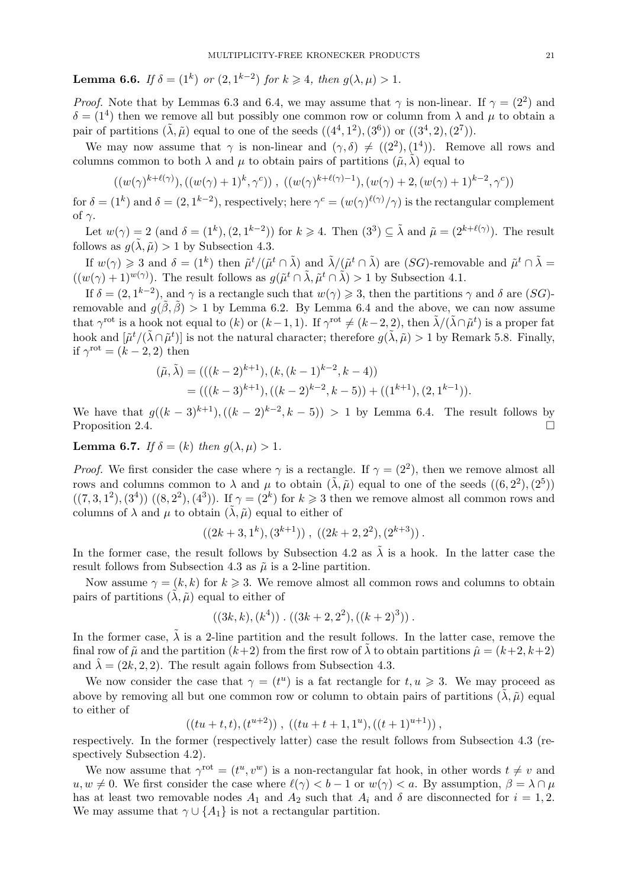**Lemma 6.6.** *If $\delta = (1^k)$ or $(2, 1^{k-2})$ for $k \geqslant 4$, then $g(\lambda, \mu) > 1$.*

*Proof.* Note that by Lemmas 6.3 and 6.4, we may assume that $\gamma$ is non-linear. If $\gamma = (2^2)$ and $\delta = (1^4)$ then we remove all but possibly one common row or column from $\lambda$ and $\mu$ to obtain a pair of partitions $(\tilde{\lambda}, \tilde{\mu})$ equal to one of the seeds $((4^4, 1^2), (3^6))$ or $((3^4, 2), (2^7))$.

We may now assume that $\gamma$ is non-linear and $(\gamma, \delta) \neq ((2^2), (1^4))$. Remove all rows and columns common to both $\lambda$ and $\mu$ to obtain pairs of partitions $(\tilde{\mu}, \tilde{\lambda})$ equal to

$$((w(\gamma)^{k+\ell(\gamma)}), ((w(\gamma)+1)^k, \gamma^c)) \ , \ ((w(\gamma)^{k+\ell(\gamma)-1}), (w(\gamma)+2, (w(\gamma)+1)^{k-2}, \gamma^c))$$

for $\delta = (1^k)$ and $\delta = (2, 1^{k-2})$, respectively; here $\gamma^c = (w(\gamma)^{\ell(\gamma)}/\gamma)$ is the rectangular complement of $\gamma$.

Let $w(\gamma) = 2$ (and $\delta = (1^k), (2, 1^{k-2})$) for $k \geqslant 4$. Then $(3^3) \subseteq \tilde{\lambda}$ and $\tilde{\mu} = (2^{k+\ell(\gamma)})$. The result follows as $g(\tilde{\lambda}, \tilde{\mu}) > 1$ by Subsection 4.3.

If $w(\gamma) \geqslant 3$ and $\delta = (1^k)$ then $\tilde{\mu}^t/(\tilde{\mu}^t \cap \tilde{\lambda})$ and $\tilde{\lambda}/(\tilde{\mu}^t \cap \tilde{\lambda})$ are $(SG)$-removable and $\tilde{\mu}^t \cap \tilde{\lambda} = ((w(\gamma)+1)^{w(\gamma)})$. The result follows as $g(\tilde{\mu}^t \cap \tilde{\lambda}, \tilde{\mu}^t \cap \tilde{\lambda}) > 1$ by Subsection 4.1.

If $\delta = (2, 1^{k-2})$, and $\gamma$ is a rectangle such that $w(\gamma) \geqslant 3$, then the partitions $\gamma$ and $\delta$ are $(SG)$-removable and $g(\tilde{\beta}, \tilde{\beta}) > 1$ by Lemma 6.2. By Lemma 6.4 and the above, we can now assume that $\gamma^{\text{rot}}$ is a hook not equal to $(k)$ or $(k-1, 1)$. If $\gamma^{\text{rot}} \neq (k-2, 2)$, then $\tilde{\lambda}/(\tilde{\lambda} \cap \tilde{\mu}^t)$ is a proper fat hook and $[\tilde{\mu}^t/(\tilde{\lambda} \cap \tilde{\mu}^t)]$ is not the natural character; therefore $g(\tilde{\lambda}, \tilde{\mu}) > 1$ by Remark 5.8. Finally, if $\gamma^{\text{rot}} = (k-2, 2)$ then

$$\begin{aligned}
(\tilde{\mu}, \tilde{\lambda}) &= (((k-2)^{k+1}), (k, (k-1)^{k-2}, k-4)) \\
&= (((k-3)^{k+1}), ((k-2)^{k-2}, k-5)) + ((1^{k+1}), (2, 1^{k-1})).
\end{aligned}$$

We have that $g((k-3)^{k+1}), ((k-2)^{k-2}, k-5)) > 1$ by Lemma 6.4. The result follows by Proposition 2.4. $\square$

**Lemma 6.7.** *If $\delta = (k)$ then $g(\lambda, \mu) > 1$.*

*Proof.* We first consider the case where $\gamma$ is a rectangle. If $\gamma = (2^2)$, then we remove almost all rows and columns common to $\lambda$ and $\mu$ to obtain $(\tilde{\lambda}, \tilde{\mu})$ equal to one of the seeds $((6, 2^2), (2^5))$ $((7, 3, 1^2), (3^4))$ $((8, 2^2), (4^3))$. If $\gamma = (2^k)$ for $k \geqslant 3$ then we remove almost all common rows and columns of $\lambda$ and $\mu$ to obtain $(\tilde{\lambda}, \tilde{\mu})$ equal to either of

$$((2k+3, 1^k), (3^{k+1})) \ , \ ((2k+2, 2^2), (2^{k+3})) \, .$$

In the former case, the result follows by Subsection 4.2 as $\tilde{\lambda}$ is a hook. In the latter case the result follows from Subsection 4.3 as $\tilde{\mu}$ is a 2-line partition.

Now assume $\gamma = (k, k)$ for $k \geqslant 3$. We remove almost all common rows and columns to obtain pairs of partitions $(\tilde{\lambda}, \tilde{\mu})$ equal to either of

$$((3k, k), (k^4)) \, . \, ((3k+2, 2^2), ((k+2)^3)) \, .$$

In the former case, $\tilde{\lambda}$ is a 2-line partition and the result follows. In the latter case, remove the final row of $\tilde{\mu}$ and the partition $(k+2)$ from the first row of $\tilde{\lambda}$ to obtain partitions $\hat{\mu} = (k+2, k+2)$ and $\hat{\lambda} = (2k, 2, 2)$. The result again follows from Subsection 4.3.

We now consider the case that $\gamma = (t^u)$ is a fat rectangle for $t, u \geqslant 3$. We may proceed as above by removing all but one common row or column to obtain pairs of partitions $(\tilde{\lambda}, \tilde{\mu})$ equal to either of

$$((tu+t, t), (t^{u+2})) \ , \ ((tu+t+1, 1^u), ((t+1)^{u+1})) \, ,$$

respectively. In the former (respectively latter) case the result follows from Subsection 4.3 (respectively Subsection 4.2).

We now assume that $\gamma^{\text{rot}} = (t^u, v^w)$ is a non-rectangular fat hook, in other words $t \neq v$ and $u, w \neq 0$. We first consider the case where $\ell(\gamma) < b-1$ or $w(\gamma) < a$. By assumption, $\beta = \lambda \cap \mu$ has at least two removable nodes $A_1$ and $A_2$ such that $A_i$ and $\delta$ are disconnected for $i = 1, 2$. We may assume that $\gamma \cup \{A_1\}$ is not a rectangular partition.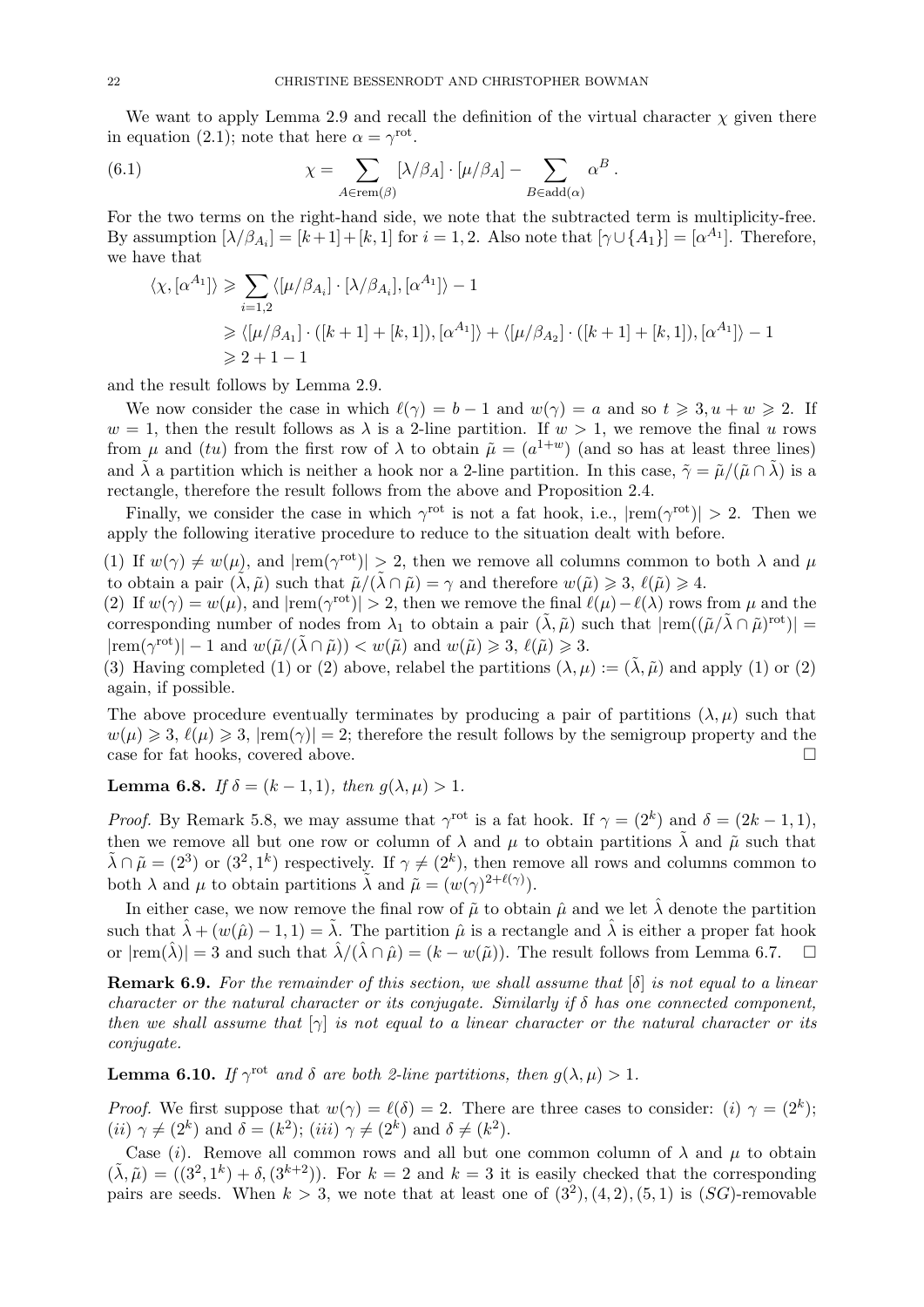We want to apply Lemma 2.9 and recall the definition of the virtual character $\chi$ given there in equation (2.1); note that here $\alpha = \gamma^{\text{rot}}$.

$$\chi = \sum_{A \in \text{rem}(\beta)} [\lambda/\beta_A] \cdot [\mu/\beta_A] - \sum_{B \in \text{add}(\alpha)} \alpha^B . \tag{6.1}$$

For the two terms on the right-hand side, we note that the subtracted term is multiplicity-free. By assumption $[\lambda/\beta_{A_i}] = [k+1]+[k,1]$ for $i = 1, 2$. Also note that $[\gamma \cup \{A_1\}] = [\alpha^{A_1}]$. Therefore, we have that

$$\begin{aligned}
\langle \chi, [\alpha^{A_1}] \rangle &\geqslant \sum_{i=1,2} \langle [\mu/\beta_{A_i}] \cdot [\lambda/\beta_{A_i}], [\alpha^{A_1}] \rangle - 1 \\
&\geqslant \langle [\mu/\beta_{A_1}] \cdot ([k+1] + [k,1]), [\alpha^{A_1}] \rangle + \langle [\mu/\beta_{A_2}] \cdot ([k+1] + [k,1]), [\alpha^{A_1}] \rangle - 1 \\
&\geqslant 2 + 1 - 1
\end{aligned}$$

and the result follows by Lemma 2.9.

We now consider the case in which $\ell(\gamma) = b-1$ and $w(\gamma) = a$ and so $t \geqslant 3, u + w \geqslant 2$. If $w = 1$, then the result follows as $\lambda$ is a 2-line partition. If $w > 1$, we remove the final $u$ rows from $\mu$ and $(tu)$ from the first row of $\lambda$ to obtain $\tilde{\mu} = (a^{1+w})$ (and so has at least three lines) and $\tilde{\lambda}$ a partition which is neither a hook nor a 2-line partition. In this case, $\tilde{\gamma} = \tilde{\mu}/(\tilde{\mu} \cap \tilde{\lambda})$ is a rectangle, therefore the result follows from the above and Proposition 2.4.

Finally, we consider the case in which $\gamma^{\text{rot}}$ is not a fat hook, i.e., $|\text{rem}(\gamma^{\text{rot}})| > 2$. Then we apply the following iterative procedure to reduce to the situation dealt with before.

(1) If $w(\gamma) \neq w(\mu)$, and $|\text{rem}(\gamma^{\text{rot}})| > 2$, then we remove all columns common to both $\lambda$ and $\mu$ to obtain a pair $(\tilde{\lambda}, \tilde{\mu})$ such that $\tilde{\mu}/(\tilde{\lambda} \cap \tilde{\mu}) = \gamma$ and therefore $w(\tilde{\mu}) \geqslant 3$, $\ell(\tilde{\mu}) \geqslant 4$.
(2) If $w(\gamma) = w(\mu)$, and $|\text{rem}(\gamma^{\text{rot}})| > 2$, then we remove the final $\ell(\mu) - \ell(\lambda)$ rows from $\mu$ and the corresponding number of nodes from $\lambda_1$ to obtain a pair $(\tilde{\lambda}, \tilde{\mu})$ such that $|\text{rem}((\tilde{\mu}/\tilde{\lambda} \cap \tilde{\mu})^{\text{rot}})| = |\text{rem}(\gamma^{\text{rot}})| - 1$ and $w(\tilde{\mu}/(\tilde{\lambda} \cap \tilde{\mu})) < w(\tilde{\mu})$ and $w(\tilde{\mu}) \geqslant 3$, $\ell(\tilde{\mu}) \geqslant 3$.
(3) Having completed (1) or (2) above, relabel the partitions $(\lambda, \mu) := (\tilde{\lambda}, \tilde{\mu})$ and apply (1) or (2) again, if possible.

The above procedure eventually terminates by producing a pair of partitions $(\lambda, \mu)$ such that $w(\mu) \geqslant 3$, $\ell(\mu) \geqslant 3$, $|\text{rem}(\gamma)| = 2$; therefore the result follows by the semigroup property and the case for fat hooks, covered above. $\square$

**Lemma 6.8.** *If $\delta = (k-1, 1)$, then $g(\lambda, \mu) > 1$.*

*Proof.* By Remark 5.8, we may assume that $\gamma^{\text{rot}}$ is a fat hook. If $\gamma = (2^k)$ and $\delta = (2k-1, 1)$, then we remove all but one row or column of $\lambda$ and $\mu$ to obtain partitions $\tilde{\lambda}$ and $\tilde{\mu}$ such that $\tilde{\lambda} \cap \tilde{\mu} = (2^3)$ or $(3^2, 1^k)$ respectively. If $\gamma \neq (2^k)$, then remove all rows and columns common to both $\lambda$ and $\mu$ to obtain partitions $\tilde{\lambda}$ and $\tilde{\mu} = (w(\gamma)^{2+\ell(\gamma)})$.

In either case, we now remove the final row of $\tilde{\mu}$ to obtain $\hat{\mu}$ and we let $\hat{\lambda}$ denote the partition such that $\hat{\lambda} + (w(\hat{\mu}) - 1, 1) = \tilde{\lambda}$. The partition $\hat{\mu}$ is a rectangle and $\hat{\lambda}$ is either a proper fat hook or $|\text{rem}(\hat{\lambda})| = 3$ and such that $\hat{\lambda}/(\hat{\lambda} \cap \hat{\mu}) = (k - w(\tilde{\mu}))$. The result follows from Lemma 6.7. $\square$

**Remark 6.9.** *For the remainder of this section, we shall assume that $[\delta]$ is not equal to a linear character or the natural character or its conjugate. Similarly if $\delta$ has one connected component, then we shall assume that $[\gamma]$ is not equal to a linear character or the natural character or its conjugate.*

**Lemma 6.10.** *If $\gamma^{\text{rot}}$ and $\delta$ are both 2-line partitions, then $g(\lambda, \mu) > 1$.*

*Proof.* We first suppose that $w(\gamma) = \ell(\delta) = 2$. There are three cases to consider: $(i)$ $\gamma = (2^k)$; $(ii)$ $\gamma \neq (2^k)$ and $\delta = (k^2)$; $(iii)$ $\gamma \neq (2^k)$ and $\delta \neq (k^2)$.

Case $(i)$. Remove all common rows and all but one common column of $\lambda$ and $\mu$ to obtain $(\tilde{\lambda}, \tilde{\mu}) = ((3^2, 1^k) + \delta, (3^{k+2}))$. For $k = 2$ and $k = 3$ it is easily checked that the corresponding pairs are seeds. When $k > 3$, we note that at least one of $(3^2), (4, 2), (5, 1)$ is $(SG)$-removable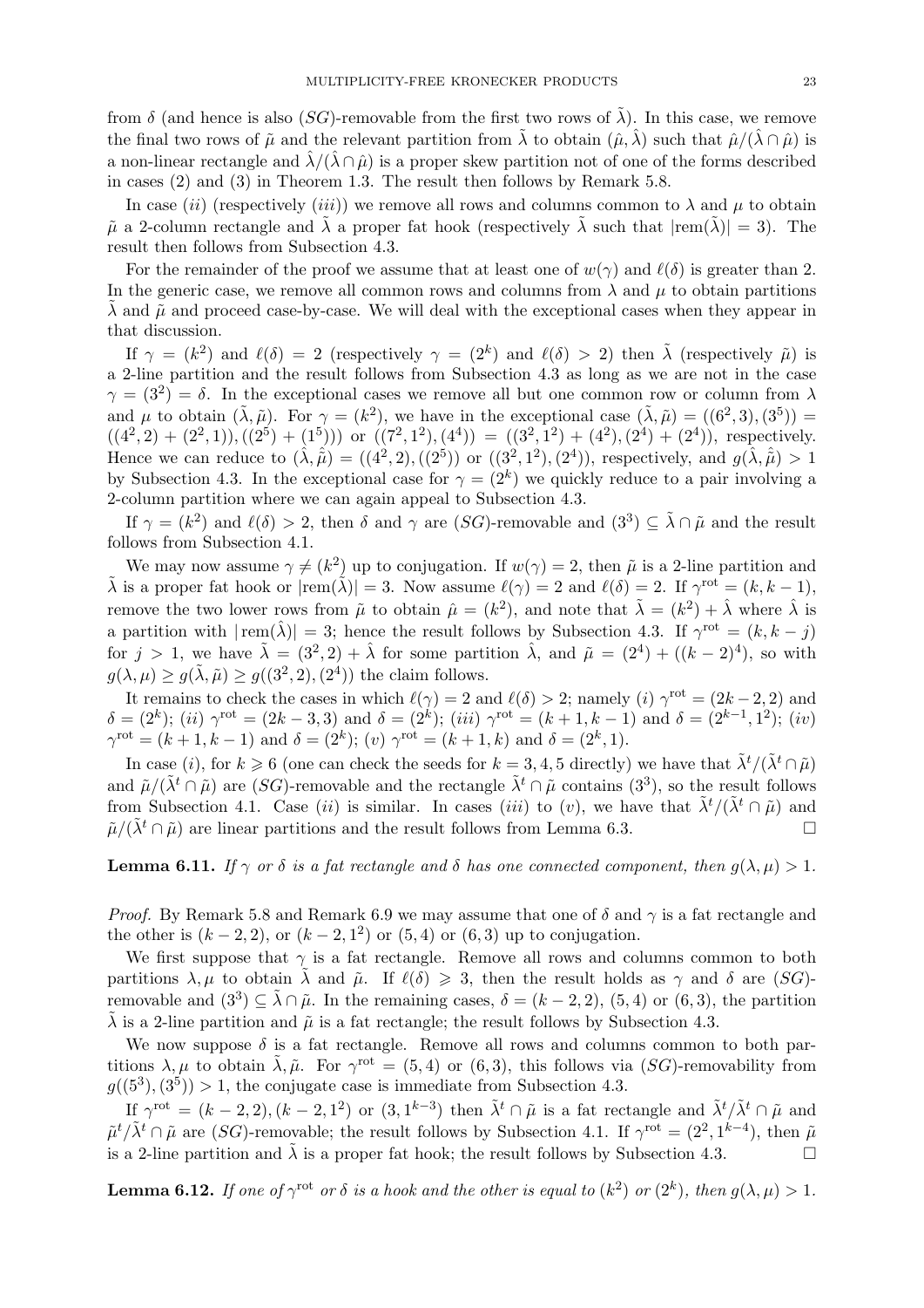from $\delta$ (and hence is also $(SG)$-removable from the first two rows of $\tilde{\lambda}$). In this case, we remove the final two rows of $\tilde{\mu}$ and the relevant partition from $\tilde{\lambda}$ to obtain $(\hat{\mu}, \hat{\lambda})$ such that $\hat{\mu}/(\hat{\lambda} \cap \hat{\mu})$ is a non-linear rectangle and $\hat{\lambda}/(\hat{\lambda} \cap \hat{\mu})$ is a proper skew partition not of one of the forms described in cases (2) and (3) in Theorem 1.3. The result then follows by Remark 5.8.

In case $(ii)$ (respectively $(iii)$) we remove all rows and columns common to $\lambda$ and $\mu$ to obtain $\tilde{\mu}$ a 2-column rectangle and $\tilde{\lambda}$ a proper fat hook (respectively $\tilde{\lambda}$ such that $|\text{rem}(\tilde{\lambda})| = 3$). The result then follows from Subsection 4.3.

For the remainder of the proof we assume that at least one of $w(\gamma)$ and $\ell(\delta)$ is greater than 2. In the generic case, we remove all common rows and columns from $\lambda$ and $\mu$ to obtain partitions $\tilde{\lambda}$ and $\tilde{\mu}$ and proceed case-by-case. We will deal with the exceptional cases when they appear in that discussion.

If $\gamma = (k^2)$ and $\ell(\delta) = 2$ (respectively $\gamma = (2^k)$ and $\ell(\delta) > 2$) then $\tilde{\lambda}$ (respectively $\tilde{\mu}$) is a 2-line partition and the result follows from Subsection 4.3 as long as we are not in the case $\gamma = (3^2) = \delta$. In the exceptional cases we remove all but one common row or column from $\lambda$ and $\mu$ to obtain $(\tilde{\lambda}, \tilde{\mu})$. For $\gamma = (k^2)$, we have in the exceptional case $(\tilde{\lambda}, \tilde{\mu}) = ((6^2, 3), (3^5)) = ((4^2, 2) + (2^2, 1)), ((2^5) + (1^5)))$ or $((7^2, 1^2), (4^4)) = ((3^2, 1^2) + (4^2), (2^4) + (2^4))$, respectively. Hence we can reduce to $(\hat{\lambda}, \hat{\mu}) = ((4^2, 2), ((2^5))$ or $((3^2, 1^2), (2^4))$, respectively, and $g(\hat{\lambda}, \hat{\mu}) > 1$ by Subsection 4.3. In the exceptional case for $\gamma = (2^k)$ we quickly reduce to a pair involving a 2-column partition where we can again appeal to Subsection 4.3.

If $\gamma = (k^2)$ and $\ell(\delta) > 2$, then $\delta$ and $\gamma$ are $(SG)$-removable and $(3^3) \subseteq \tilde{\lambda} \cap \tilde{\mu}$ and the result follows from Subsection 4.1.

We may now assume $\gamma \neq (k^2)$ up to conjugation. If $w(\gamma) = 2$, then $\tilde{\mu}$ is a 2-line partition and $\tilde{\lambda}$ is a proper fat hook or $|\text{rem}(\tilde{\lambda})| = 3$. Now assume $\ell(\gamma) = 2$ and $\ell(\delta) = 2$. If $\gamma^{\text{rot}} = (k, k-1)$, remove the two lower rows from $\tilde{\mu}$ to obtain $\hat{\mu} = (k^2)$, and note that $\tilde{\lambda} = (k^2) + \hat{\lambda}$ where $\hat{\lambda}$ is a partition with $|\text{rem}(\hat{\lambda})| = 3$; hence the result follows by Subsection 4.3. If $\gamma^{\text{rot}} = (k, k-j)$ for $j > 1$, we have $\tilde{\lambda} = (3^2, 2) + \hat{\lambda}$ for some partition $\hat{\lambda}$, and $\tilde{\mu} = (2^4) + ((k-2)^4)$, so with $g(\lambda, \mu) \geq g(\tilde{\lambda}, \tilde{\mu}) \geq g((3^2, 2), (2^4))$ the claim follows.

It remains to check the cases in which $\ell(\gamma) = 2$ and $\ell(\delta) > 2$; namely $(i)$ $\gamma^{\text{rot}} = (2k-2, 2)$ and $\delta = (2^k)$; $(ii)$ $\gamma^{\text{rot}} = (2k-3, 3)$ and $\delta = (2^k)$; $(iii)$ $\gamma^{\text{rot}} = (k+1, k-1)$ and $\delta = (2^{k-1}, 1^2)$; $(iv)$ $\gamma^{\text{rot}} = (k+1, k-1)$ and $\delta = (2^k)$; $(v)$ $\gamma^{\text{rot}} = (k+1, k)$ and $\delta = (2^k, 1)$.

In case $(i)$, for $k \geqslant 6$ (one can check the seeds for $k = 3, 4, 5$ directly) we have that $\tilde{\lambda}^t/(\tilde{\lambda}^t \cap \tilde{\mu})$ and $\tilde{\mu}/(\tilde{\lambda}^t \cap \tilde{\mu})$ are $(SG)$-removable and the rectangle $\tilde{\lambda}^t \cap \tilde{\mu}$ contains $(3^3)$, so the result follows from Subsection 4.1. Case $(ii)$ is similar. In cases $(iii)$ to $(v)$, we have that $\tilde{\lambda}^t/(\tilde{\lambda}^t \cap \tilde{\mu})$ and $\tilde{\mu}/(\tilde{\lambda}^t \cap \tilde{\mu})$ are linear partitions and the result follows from Lemma 6.3. $\square$

**Lemma 6.11.** *If $\gamma$ or $\delta$ is a fat rectangle and $\delta$ has one connected component, then $g(\lambda, \mu) > 1$.*

*Proof.* By Remark 5.8 and Remark 6.9 we may assume that one of $\delta$ and $\gamma$ is a fat rectangle and the other is $(k-2, 2)$, or $(k-2, 1^2)$ or $(5, 4)$ or $(6, 3)$ up to conjugation.

We first suppose that $\gamma$ is a fat rectangle. Remove all rows and columns common to both partitions $\lambda, \mu$ to obtain $\tilde{\lambda}$ and $\tilde{\mu}$. If $\ell(\delta) \geqslant 3$, then the result holds as $\gamma$ and $\delta$ are $(SG)$-removable and $(3^3) \subseteq \tilde{\lambda} \cap \tilde{\mu}$. In the remaining cases, $\delta = (k-2, 2)$, $(5, 4)$ or $(6, 3)$, the partition $\tilde{\lambda}$ is a 2-line partition and $\tilde{\mu}$ is a fat rectangle; the result follows by Subsection 4.3.

We now suppose $\delta$ is a fat rectangle. Remove all rows and columns common to both partitions $\lambda, \mu$ to obtain $\tilde{\lambda}, \tilde{\mu}$. For $\gamma^{\text{rot}} = (5, 4)$ or $(6, 3)$, this follows via $(SG)$-removability from $g((5^3), (3^5)) > 1$, the conjugate case is immediate from Subsection 4.3.

If $\gamma^{\text{rot}} = (k-2, 2), (k-2, 1^2)$ or $(3, 1^{k-3})$ then $\tilde{\lambda}^t \cap \tilde{\mu}$ is a fat rectangle and $\tilde{\lambda}^t/\tilde{\lambda}^t \cap \tilde{\mu}$ and $\tilde{\mu}^t/\tilde{\lambda}^t \cap \tilde{\mu}$ are $(SG)$-removable; the result follows by Subsection 4.1. If $\gamma^{\text{rot}} = (2^2, 1^{k-4})$, then $\tilde{\mu}$ is a 2-line partition and $\tilde{\lambda}$ is a proper fat hook; the result follows by Subsection 4.3. $\square$

**Lemma 6.12.** *If one of $\gamma^{\text{rot}}$ or $\delta$ is a hook and the other is equal to $(k^2)$ or $(2^k)$, then $g(\lambda, \mu) > 1$.*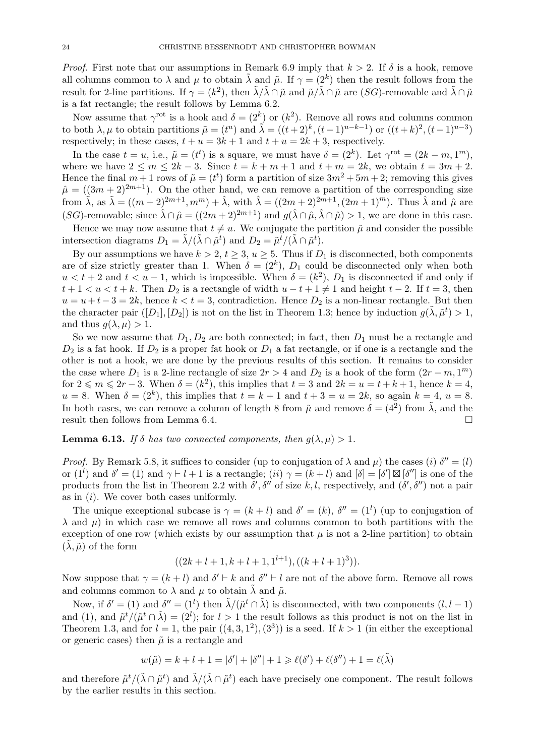*Proof.* First note that our assumptions in Remark 6.9 imply that $k > 2$. If $\delta$ is a hook, remove all columns common to $\lambda$ and $\mu$ to obtain $\tilde{\lambda}$ and $\tilde{\mu}$. If $\gamma = (2^k)$ then the result follows from the result for 2-line partitions. If $\gamma = (k^2)$, then $\tilde{\lambda}/\tilde{\lambda} \cap \tilde{\mu}$ and $\tilde{\mu}/\tilde{\lambda} \cap \tilde{\mu}$ are $(SG)$-removable and $\tilde{\lambda} \cap \tilde{\mu}$ is a fat rectangle; the result follows by Lemma 6.2.

Now assume that $\gamma^{\text{rot}}$ is a hook and $\delta = (2^k)$ or $(k^2)$. Remove all rows and columns common to both $\lambda, \mu$ to obtain partitions $\tilde{\mu} = (t^u)$ and $\tilde{\lambda} = ((t+2)^k, (t-1)^{u-k-1})$ or $((t+k)^2, (t-1)^{u-3})$ respectively; in these cases, $t + u = 3k + 1$ and $t + u = 2k + 3$, respectively.

In the case $t = u$, i.e., $\tilde{\mu} = (t^t)$ is a square, we must have $\delta = (2^k)$. Let $\gamma^{\text{rot}} = (2k - m, 1^m)$, where we have $2 \leq m \leq 2k - 3$. Since $t = k + m + 1$ and $t + m = 2k$, we obtain $t = 3m + 2$. Hence the final $m + 1$ rows of $\tilde{\mu} = (t^t)$ form a partition of size $3m^2 + 5m + 2$; removing this gives $\hat{\mu} = ((3m + 2)^{2m+1})$. On the other hand, we can remove a partition of the corresponding size from $\tilde{\lambda}$, as $\tilde{\lambda} = ((m + 2)^{2m+1}, m^m) + \hat{\lambda}$, with $\hat{\lambda} = ((2m + 2)^{2m+1}, (2m + 1)^m)$. Thus $\hat{\lambda}$ and $\hat{\mu}$ are $(SG)$-removable; since $\hat{\lambda} \cap \hat{\mu} = ((2m + 2)^{2m+1})$ and $g(\hat{\lambda} \cap \hat{\mu}, \hat{\lambda} \cap \hat{\mu}) > 1$, we are done in this case.

Hence we may now assume that $t \neq u$. We conjugate the partition $\tilde{\mu}$ and consider the possible intersection diagrams $D_1 = \tilde{\lambda}/(\tilde{\lambda} \cap \tilde{\mu}^t)$ and $D_2 = \tilde{\mu}^t/(\tilde{\lambda} \cap \tilde{\mu}^t)$.

By our assumptions we have $k > 2$, $t \geq 3$, $u \geq 5$. Thus if $D_1$ is disconnected, both components are of size strictly greater than 1. When $\delta = (2^k)$, $D_1$ could be disconnected only when both $u < t + 2$ and $t < u - 1$, which is impossible. When $\delta = (k^2)$, $D_1$ is disconnected if and only if $t + 1 < u < t + k$. Then $D_2$ is a rectangle of width $u - t + 1 \neq 1$ and height $t - 2$. If $t = 3$, then $u = u + t - 3 = 2k$, hence $k < t = 3$, contradiction. Hence $D_2$ is a non-linear rectangle. But then the character pair $([D_1], [D_2])$ is not on the list in Theorem 1.3; hence by induction $g(\tilde{\lambda}, \tilde{\mu}^t) > 1$, and thus $g(\lambda, \mu) > 1$.

So we now assume that $D_1, D_2$ are both connected; in fact, then $D_1$ must be a rectangle and $D_2$ is a fat hook. If $D_2$ is a proper fat hook or $D_1$ a fat rectangle, or if one is a rectangle and the other is not a hook, we are done by the previous results of this section. It remains to consider the case where $D_1$ is a 2-line rectangle of size $2r > 4$ and $D_2$ is a hook of the form $(2r - m, 1^m)$ for $2 \leqslant m \leqslant 2r - 3$. When $\delta = (k^2)$, this implies that $t = 3$ and $2k = u = t + k + 1$, hence $k = 4$, $u = 8$. When $\delta = (2^k)$, this implies that $t = k + 1$ and $t + 3 = u = 2k$, so again $k = 4$, $u = 8$. In both cases, we can remove a column of length 8 from $\tilde{\mu}$ and remove $\delta = (4^2)$ from $\tilde{\lambda}$, and the result then follows from Lemma 6.4. $\square$

**Lemma 6.13.** *If $\delta$ has two connected components, then $g(\lambda, \mu) > 1$.*

*Proof.* By Remark 5.8, it suffices to consider (up to conjugation of $\lambda$ and $\mu$) the cases $(i)$ $\delta'' = (l)$ or $(1^l)$ and $\delta' = (1)$ and $\gamma \vdash l + 1$ is a rectangle; $(ii)$ $\gamma = (k + l)$ and $[\delta] = [\delta'] \boxtimes [\delta'']$ is one of the products from the list in Theorem 2.2 with $\delta', \delta''$ of size $k, l$, respectively, and $(\delta', \delta'')$ not a pair as in $(i)$. We cover both cases uniformly.

The unique exceptional subcase is $\gamma = (k + l)$ and $\delta' = (k)$, $\delta'' = (1^l)$ (up to conjugation of $\lambda$ and $\mu$) in which case we remove all rows and columns common to both partitions with the exception of one row (which exists by our assumption that $\mu$ is not a 2-line partition) to obtain $(\tilde{\lambda}, \tilde{\mu})$ of the form

$$((2k + l + 1, k + l + 1, 1^{l+1}), ((k + l + 1)^3)).$$

Now suppose that $\gamma = (k + l)$ and $\delta' \vdash k$ and $\delta'' \vdash l$ are not of the above form. Remove all rows and columns common to $\lambda$ and $\mu$ to obtain $\tilde{\lambda}$ and $\tilde{\mu}$.

Now, if $\delta' = (1)$ and $\delta'' = (1^l)$ then $\tilde{\lambda}/(\tilde{\mu}^t \cap \tilde{\lambda})$ is disconnected, with two components $(l, l - 1)$ and $(1)$, and $\tilde{\mu}^t/(\tilde{\mu}^t \cap \tilde{\lambda}) = (2^l)$; for $l > 1$ the result follows as this product is not on the list in Theorem 1.3, and for $l = 1$, the pair $((4, 3, 1^2), (3^3))$ is a seed. If $k > 1$ (in either the exceptional or generic cases) then $\tilde{\mu}$ is a rectangle and

$$w(\tilde{\mu}) = k + l + 1 = |\delta'| + |\delta''| + 1 \geqslant \ell(\delta') + \ell(\delta'') + 1 = \ell(\tilde{\lambda})$$

and therefore $\tilde{\mu}^t/(\tilde{\lambda} \cap \tilde{\mu}^t)$ and $\tilde{\lambda}/(\tilde{\lambda} \cap \tilde{\mu}^t)$ each have precisely one component. The result follows by the earlier results in this section.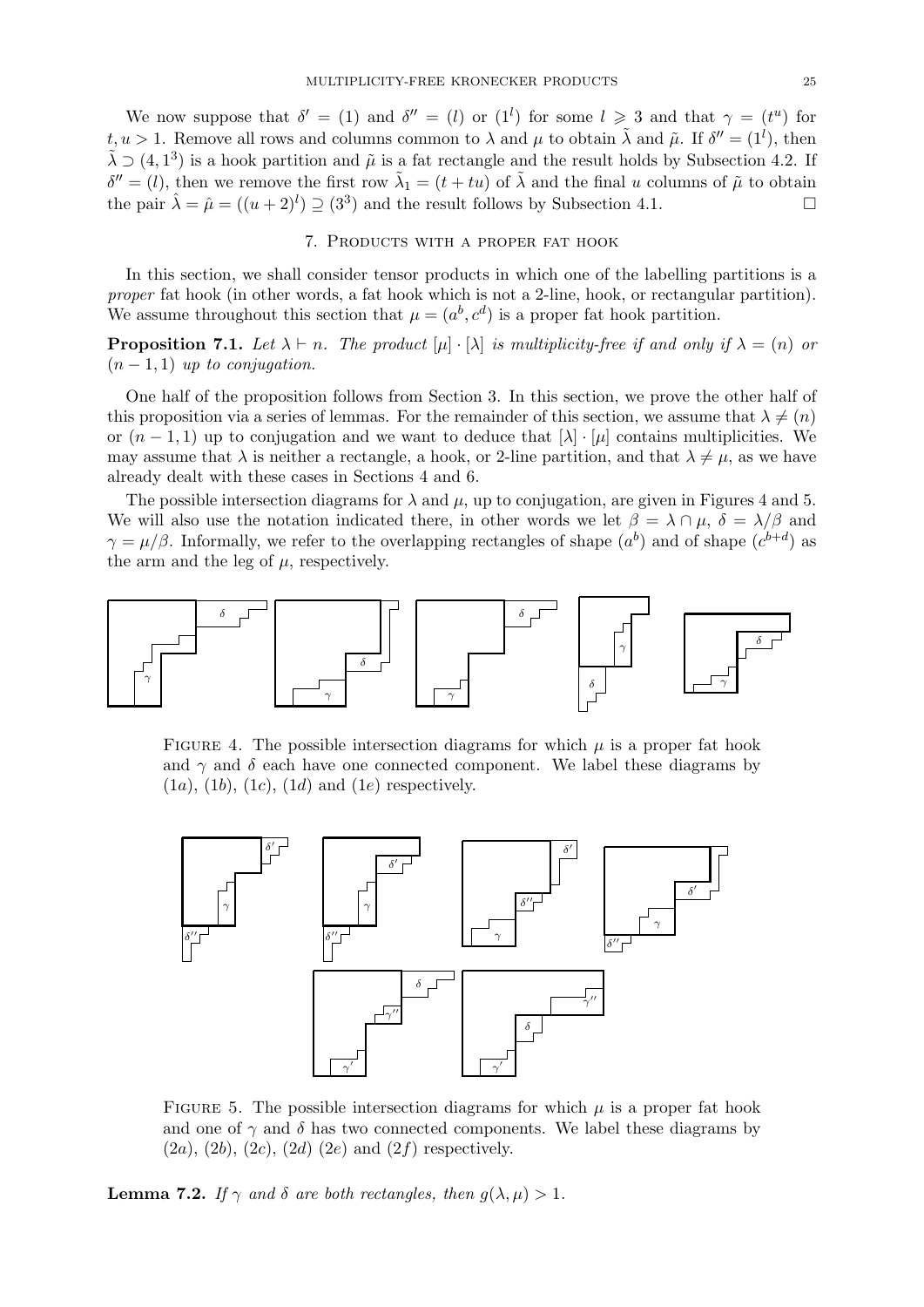We now suppose that $\delta' = (1)$ and $\delta'' = (l)$ or $(1^l)$ for some $l \geqslant 3$ and that $\gamma = (t^u)$ for $t, u > 1$. Remove all rows and columns common to $\lambda$ and $\mu$ to obtain $\tilde{\lambda}$ and $\tilde{\mu}$. If $\delta'' = (1^l)$, then $\tilde{\lambda} \supset (4, 1^3)$ is a hook partition and $\tilde{\mu}$ is a fat rectangle and the result holds by Subsection 4.2. If $\delta'' = (l)$, then we remove the first row $\tilde{\lambda}_1 = (t + tu)$ of $\tilde{\lambda}$ and the final $u$ columns of $\tilde{\mu}$ to obtain the pair $\hat{\lambda} = \hat{\mu} = ((u+2)^l) \supseteq (3^3)$ and the result follows by Subsection 4.1. □

## 7. Products with a proper fat hook

In this section, we shall consider tensor products in which one of the labelling partitions is a *proper* fat hook (in other words, a fat hook which is not a 2-line, hook, or rectangular partition). We assume throughout this section that $\mu = (a^b, c^d)$ is a proper fat hook partition.

**Proposition 7.1.** *Let $\lambda \vdash n$. The product $[\mu] \cdot [\lambda]$ is multiplicity-free if and only if $\lambda = (n)$ or $(n-1, 1)$ up to conjugation.*

One half of the proposition follows from Section 3. In this section, we prove the other half of this proposition via a series of lemmas. For the remainder of this section, we assume that $\lambda \neq (n)$ or $(n-1, 1)$ up to conjugation and we want to deduce that $[\lambda] \cdot [\mu]$ contains multiplicities. We may assume that $\lambda$ is neither a rectangle, a hook, or 2-line partition, and that $\lambda \neq \mu$, as we have already dealt with these cases in Sections 4 and 6.

The possible intersection diagrams for $\lambda$ and $\mu$, up to conjugation, are given in Figures 4 and 5. We will also use the notation indicated there, in other words we let $\beta = \lambda \cap \mu$, $\delta = \lambda/\beta$ and $\gamma = \mu/\beta$. Informally, we refer to the overlapping rectangles of shape $(a^b)$ and of shape $(c^{b+d})$ as the arm and the leg of $\mu$, respectively.

Figure 4. The possible intersection diagrams for which $\mu$ is a proper fat hook and $\gamma$ and $\delta$ each have one connected component. We label these diagrams by $(1a)$, $(1b)$, $(1c)$, $(1d)$ and $(1e)$ respectively.

Figure 5. The possible intersection diagrams for which $\mu$ is a proper fat hook and one of $\gamma$ and $\delta$ has two connected components. We label these diagrams by $(2a)$, $(2b)$, $(2c)$, $(2d)$ $(2e)$ and $(2f)$ respectively.

**Lemma 7.2.** *If $\gamma$ and $\delta$ are both rectangles, then $g(\lambda, \mu) > 1$.*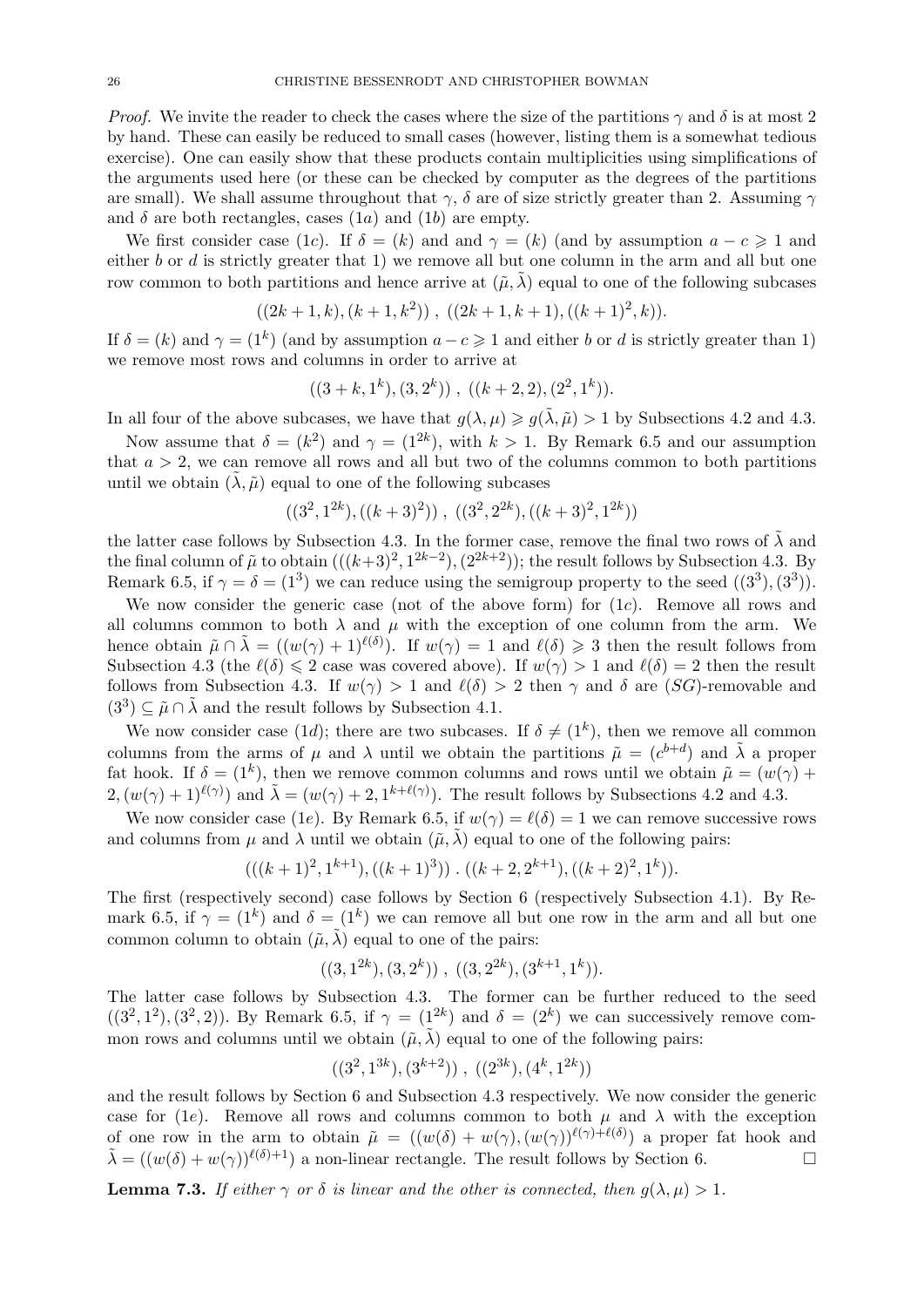*Proof.* We invite the reader to check the cases where the size of the partitions $\gamma$ and $\delta$ is at most 2 by hand. These can easily be reduced to small cases (however, listing them is a somewhat tedious exercise). One can easily show that these products contain multiplicities using simplifications of the arguments used here (or these can be checked by computer as the degrees of the partitions are small). We shall assume throughout that $\gamma$, $\delta$ are of size strictly greater than 2. Assuming $\gamma$ and $\delta$ are both rectangles, cases $(1a)$ and $(1b)$ are empty.

We first consider case $(1c)$. If $\delta = (k)$ and and $\gamma = (k)$ (and by assumption $a - c \geqslant 1$ and either $b$ or $d$ is strictly greater that 1) we remove all but one column in the arm and all but one row common to both partitions and hence arrive at $(\tilde{\mu}, \tilde{\lambda})$ equal to one of the following subcases

$$((2k+1, k), (k+1, k^2)) \ , \ ((2k+1, k+1), ((k+1)^2, k)).$$

If $\delta = (k)$ and $\gamma = (1^k)$ (and by assumption $a - c \geqslant 1$ and either $b$ or $d$ is strictly greater than 1) we remove most rows and columns in order to arrive at

$$((3+k, 1^k), (3, 2^k)) \ , \ ((k+2, 2), (2^2, 1^k)).$$

In all four of the above subcases, we have that $g(\lambda, \mu) \geqslant g(\tilde{\lambda}, \tilde{\mu}) > 1$ by Subsections 4.2 and 4.3.

Now assume that $\delta = (k^2)$ and $\gamma = (1^{2k})$, with $k > 1$. By Remark 6.5 and our assumption that $a > 2$, we can remove all rows and all but two of the columns common to both partitions until we obtain $(\tilde{\lambda}, \tilde{\mu})$ equal to one of the following subcases

$$((3^2, 1^{2k}), ((k+3)^2)) \ , \ ((3^2, 2^{2k}), ((k+3)^2, 1^{2k}))$$

the latter case follows by Subsection 4.3. In the former case, remove the final two rows of $\tilde{\lambda}$ and the final column of $\tilde{\mu}$ to obtain $(((k+3)^2, 1^{2k-2}), (2^{2k+2}))$; the result follows by Subsection 4.3. By Remark 6.5, if $\gamma = \delta = (1^3)$ we can reduce using the semigroup property to the seed $((3^3), (3^3))$.

We now consider the generic case (not of the above form) for $(1c)$. Remove all rows and all columns common to both $\lambda$ and $\mu$ with the exception of one column from the arm. We hence obtain $\tilde{\mu} \cap \tilde{\lambda} = ((w(\gamma)+1)^{\ell(\delta)})$. If $w(\gamma) = 1$ and $\ell(\delta) \geqslant 3$ then the result follows from Subsection 4.3 (the $\ell(\delta) \leqslant 2$ case was covered above). If $w(\gamma) > 1$ and $\ell(\delta) = 2$ then the result follows from Subsection 4.3. If $w(\gamma) > 1$ and $\ell(\delta) > 2$ then $\gamma$ and $\delta$ are $(SG)$-removable and $(3^3) \subseteq \tilde{\mu} \cap \tilde{\lambda}$ and the result follows by Subsection 4.1.

We now consider case $(1d)$; there are two subcases. If $\delta \neq (1^k)$, then we remove all common columns from the arms of $\mu$ and $\lambda$ until we obtain the partitions $\tilde{\mu} = (c^{b+d})$ and $\tilde{\lambda}$ a proper fat hook. If $\delta = (1^k)$, then we remove common columns and rows until we obtain $\tilde{\mu} = (w(\gamma) + 2, (w(\gamma)+1)^{\ell(\gamma)})$ and $\tilde{\lambda} = (w(\gamma)+2, 1^{k+\ell(\gamma)})$. The result follows by Subsections 4.2 and 4.3.

We now consider case $(1e)$. By Remark 6.5, if $w(\gamma) = \ell(\delta) = 1$ we can remove successive rows and columns from $\mu$ and $\lambda$ until we obtain $(\tilde{\mu}, \tilde{\lambda})$ equal to one of the following pairs:

$$(((k+1)^2, 1^{k+1}), ((k+1)^3)) \ . \ ((k+2, 2^{k+1}), ((k+2)^2, 1^k)).$$

The first (respectively second) case follows by Section 6 (respectively Subsection 4.1). By Remark 6.5, if $\gamma = (1^k)$ and $\delta = (1^k)$ we can remove all but one row in the arm and all but one common column to obtain $(\tilde{\mu}, \tilde{\lambda})$ equal to one of the pairs:

$$((3, 1^{2k}), (3, 2^k)) \ , \ ((3, 2^{2k}), (3^{k+1}, 1^k)).$$

The latter case follows by Subsection 4.3. The former can be further reduced to the seed $((3^2, 1^2), (3^2, 2))$. By Remark 6.5, if $\gamma = (1^{2k})$ and $\delta = (2^k)$ we can successively remove common rows and columns until we obtain $(\tilde{\mu}, \tilde{\lambda})$ equal to one of the following pairs:

$$((3^2, 1^{3k}), (3^{k+2})) \ , \ ((2^{3k}), (4^k, 1^{2k}))$$

and the result follows by Section 6 and Subsection 4.3 respectively. We now consider the generic case for $(1e)$. Remove all rows and columns common to both $\mu$ and $\lambda$ with the exception of one row in the arm to obtain $\tilde{\mu} = ((w(\delta) + w(\gamma), (w(\gamma))^{\ell(\gamma)+\ell(\delta)})$ a proper fat hook and $\tilde{\lambda} = ((w(\delta) + w(\gamma))^{\ell(\delta)+1})$ a non-linear rectangle. The result follows by Section 6. $\square$

**Lemma 7.3.** *If either $\gamma$ or $\delta$ is linear and the other is connected, then $g(\lambda, \mu) > 1$.*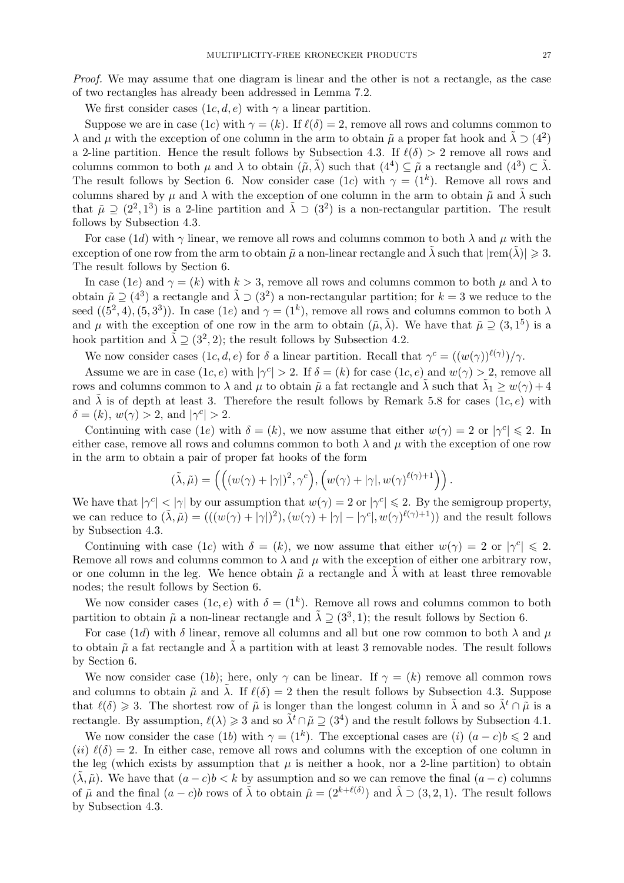*Proof.* We may assume that one diagram is linear and the other is not a rectangle, as the case of two rectangles has already been addressed in Lemma 7.2.

We first consider cases $(1c, d, e)$ with $\gamma$ a linear partition.

Suppose we are in case $(1c)$ with $\gamma = (k)$. If $\ell(\delta) = 2$, remove all rows and columns common to $\lambda$ and $\mu$ with the exception of one column in the arm to obtain $\tilde{\mu}$ a proper fat hook and $\tilde{\lambda} \supset (4^2)$ a 2-line partition. Hence the result follows by Subsection 4.3. If $\ell(\delta) > 2$ remove all rows and columns common to both $\mu$ and $\lambda$ to obtain $(\tilde{\mu}, \tilde{\lambda})$ such that $(4^4) \subseteq \tilde{\mu}$ a rectangle and $(4^3) \subset \tilde{\lambda}$. The result follows by Section 6. Now consider case $(1c)$ with $\gamma = (1^k)$. Remove all rows and columns shared by $\mu$ and $\lambda$ with the exception of one column in the arm to obtain $\tilde{\mu}$ and $\tilde{\lambda}$ such that $\tilde{\mu} \supseteq (2^2, 1^3)$ is a 2-line partition and $\tilde{\lambda} \supset (3^2)$ is a non-rectangular partition. The result follows by Subsection 4.3.

For case $(1d)$ with $\gamma$ linear, we remove all rows and columns common to both $\lambda$ and $\mu$ with the exception of one row from the arm to obtain $\tilde{\mu}$ a non-linear rectangle and $\tilde{\lambda}$ such that $|\text{rem}(\tilde{\lambda})| \geqslant 3$. The result follows by Section 6.

In case $(1e)$ and $\gamma = (k)$ with $k > 3$, remove all rows and columns common to both $\mu$ and $\lambda$ to obtain $\tilde{\mu} \supseteq (4^3)$ a rectangle and $\tilde{\lambda} \supset (3^2)$ a non-rectangular partition; for $k = 3$ we reduce to the seed $((5^2, 4), (5, 3^3))$. In case $(1e)$ and $\gamma = (1^k)$, remove all rows and columns common to both $\lambda$ and $\mu$ with the exception of one row in the arm to obtain $(\tilde{\mu}, \tilde{\lambda})$. We have that $\tilde{\mu} \supseteq (3, 1^5)$ is a hook partition and $\tilde{\lambda} \supseteq (3^2, 2)$; the result follows by Subsection 4.2.

We now consider cases $(1c, d, e)$ for $\delta$ a linear partition. Recall that $\gamma^c = ((w(\gamma))^{\ell(\gamma)})/\gamma$.

Assume we are in case $(1c, e)$ with $|\gamma^c| > 2$. If $\delta = (k)$ for case $(1c, e)$ and $w(\gamma) > 2$, remove all rows and columns common to $\lambda$ and $\mu$ to obtain $\tilde{\mu}$ a fat rectangle and $\tilde{\lambda}$ such that $\tilde{\lambda}_1 \geq w(\gamma) + 4$ and $\tilde{\lambda}$ is of depth at least 3. Therefore the result follows by Remark 5.8 for cases $(1c, e)$ with $\delta = (k)$, $w(\gamma) > 2$, and $|\gamma^c| > 2$.

Continuing with case $(1e)$ with $\delta = (k)$, we now assume that either $w(\gamma) = 2$ or $|\gamma^c| \leqslant 2$. In either case, remove all rows and columns common to both $\lambda$ and $\mu$ with the exception of one row in the arm to obtain a pair of proper fat hooks of the form

$$(\tilde{\lambda}, \tilde{\mu}) = \left( \left( (w(\gamma) + |\gamma|)^2, \gamma^c \right), \left( w(\gamma) + |\gamma|, w(\gamma)^{\ell(\gamma)+1} \right) \right).$$

We have that $|\gamma^c| < |\gamma|$ by our assumption that $w(\gamma) = 2$ or $|\gamma^c| \leqslant 2$. By the semigroup property, we can reduce to $(\tilde{\lambda}, \tilde{\mu}) = (((w(\gamma) + |\gamma|)^2), (w(\gamma) + |\gamma| - |\gamma^c|, w(\gamma)^{\ell(\gamma)+1}))$ and the result follows by Subsection 4.3.

Continuing with case $(1c)$ with $\delta = (k)$, we now assume that either $w(\gamma) = 2$ or $|\gamma^c| \leqslant 2$. Remove all rows and columns common to $\lambda$ and $\mu$ with the exception of either one arbitrary row, or one column in the leg. We hence obtain $\tilde{\mu}$ a rectangle and $\tilde{\lambda}$ with at least three removable nodes; the result follows by Section 6.

We now consider cases $(1c, e)$ with $\delta = (1^k)$. Remove all rows and columns common to both partition to obtain $\tilde{\mu}$ a non-linear rectangle and $\tilde{\lambda} \supseteq (3^3, 1)$; the result follows by Section 6.

For case $(1d)$ with $\delta$ linear, remove all columns and all but one row common to both $\lambda$ and $\mu$ to obtain $\tilde{\mu}$ a fat rectangle and $\tilde{\lambda}$ a partition with at least 3 removable nodes. The result follows by Section 6.

We now consider case $(1b)$; here, only $\gamma$ can be linear. If $\gamma = (k)$ remove all common rows and columns to obtain $\tilde{\mu}$ and $\tilde{\lambda}$. If $\ell(\delta) = 2$ then the result follows by Subsection 4.3. Suppose that $\ell(\delta) \geqslant 3$. The shortest row of $\tilde{\mu}$ is longer than the longest column in $\tilde{\lambda}$ and so $\tilde{\lambda}^t \cap \tilde{\mu}$ is a rectangle. By assumption, $\ell(\lambda) \geqslant 3$ and so $\tilde{\lambda}^t \cap \tilde{\mu} \supseteq (3^4)$ and the result follows by Subsection 4.1.

We now consider the case $(1b)$ with $\gamma = (1^k)$. The exceptional cases are $(i)$ $(a - c)b \leqslant 2$ and $(ii)$ $\ell(\delta) = 2$. In either case, remove all rows and columns with the exception of one column in the leg (which exists by assumption that $\mu$ is neither a hook, nor a 2-line partition) to obtain $(\tilde{\lambda}, \tilde{\mu})$. We have that $(a - c)b < k$ by assumption and so we can remove the final $(a - c)$ columns of $\tilde{\mu}$ and the final $(a - c)b$ rows of $\tilde{\lambda}$ to obtain $\hat{\mu} = (2^{k+\ell(\delta)})$ and $\hat{\lambda} \supset (3, 2, 1)$. The result follows by Subsection 4.3.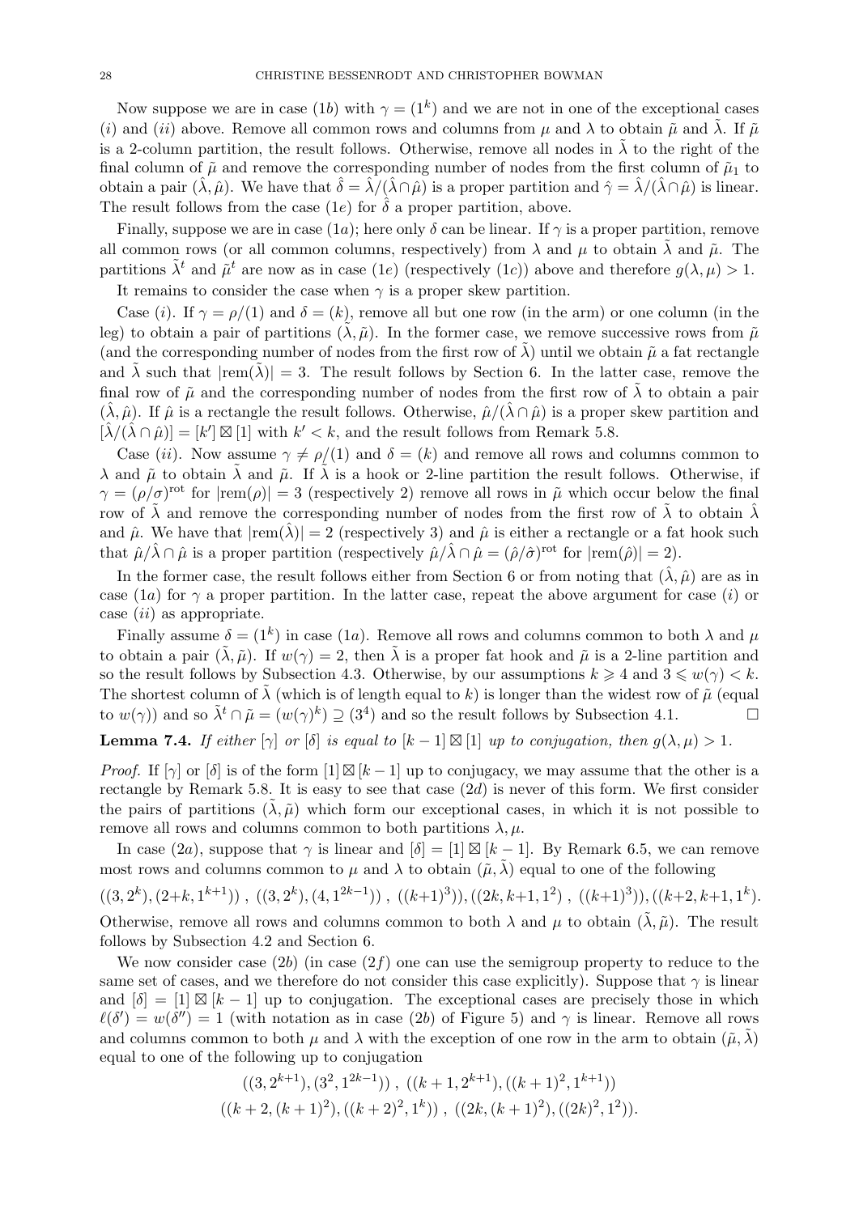Now suppose we are in case $(1b)$ with $\gamma = (1^k)$ and we are not in one of the exceptional cases $(i)$ and $(ii)$ above. Remove all common rows and columns from $\mu$ and $\lambda$ to obtain $\tilde{\mu}$ and $\tilde{\lambda}$. If $\tilde{\mu}$ is a 2-column partition, the result follows. Otherwise, remove all nodes in $\tilde{\lambda}$ to the right of the final column of $\tilde{\mu}$ and remove the corresponding number of nodes from the first column of $\tilde{\mu}_1$ to obtain a pair $(\hat{\lambda}, \hat{\mu})$. We have that $\hat{\delta} = \hat{\lambda}/(\hat{\lambda} \cap \hat{\mu})$ is a proper partition and $\hat{\gamma} = \hat{\lambda}/(\hat{\lambda} \cap \hat{\mu})$ is linear. The result follows from the case $(1e)$ for $\hat{\delta}$ a proper partition, above.

Finally, suppose we are in case $(1a)$; here only $\delta$ can be linear. If $\gamma$ is a proper partition, remove all common rows (or all common columns, respectively) from $\lambda$ and $\mu$ to obtain $\tilde{\lambda}$ and $\tilde{\mu}$. The partitions $\tilde{\lambda}^t$ and $\tilde{\mu}^t$ are now as in case $(1e)$ (respectively $(1c)$) above and therefore $g(\lambda, \mu) > 1$.

It remains to consider the case when $\gamma$ is a proper skew partition.

Case $(i)$. If $\gamma = \rho/(1)$ and $\delta = (k)$, remove all but one row (in the arm) or one column (in the leg) to obtain a pair of partitions $(\tilde{\lambda}, \tilde{\mu})$. In the former case, we remove successive rows from $\tilde{\mu}$ (and the corresponding number of nodes from the first row of $\tilde{\lambda}$) until we obtain $\tilde{\mu}$ a fat rectangle and $\tilde{\lambda}$ such that $|\text{rem}(\tilde{\lambda})| = 3$. The result follows by Section 6. In the latter case, remove the final row of $\tilde{\mu}$ and the corresponding number of nodes from the first row of $\tilde{\lambda}$ to obtain a pair $(\hat{\lambda}, \hat{\mu})$. If $\hat{\mu}$ is a rectangle the result follows. Otherwise, $\hat{\mu}/(\hat{\lambda} \cap \hat{\mu})$ is a proper skew partition and $[\hat{\lambda}/(\hat{\lambda} \cap \hat{\mu})] = [k'] \boxtimes [1]$ with $k' < k$, and the result follows from Remark 5.8.

Case $(ii)$. Now assume $\gamma \neq \rho/(1)$ and $\delta = (k)$ and remove all rows and columns common to $\lambda$ and $\tilde{\mu}$ to obtain $\tilde{\lambda}$ and $\tilde{\mu}$. If $\tilde{\lambda}$ is a hook or 2-line partition the result follows. Otherwise, if $\gamma = (\rho/\sigma)^{\text{rot}}$ for $|\text{rem}(\rho)| = 3$ (respectively 2) remove all rows in $\tilde{\mu}$ which occur below the final row of $\tilde{\lambda}$ and remove the corresponding number of nodes from the first row of $\tilde{\lambda}$ to obtain $\hat{\lambda}$ and $\hat{\mu}$. We have that $|\text{rem}(\hat{\lambda})| = 2$ (respectively 3) and $\hat{\mu}$ is either a rectangle or a fat hook such that $\hat{\mu}/\hat{\lambda} \cap \hat{\mu}$ is a proper partition (respectively $\hat{\mu}/\hat{\lambda} \cap \hat{\mu} = (\hat{\rho}/\hat{\sigma})^{\text{rot}}$ for $|\text{rem}(\hat{\rho})| = 2$).

In the former case, the result follows either from Section 6 or from noting that $(\hat{\lambda}, \hat{\mu})$ are as in case $(1a)$ for $\gamma$ a proper partition. In the latter case, repeat the above argument for case $(i)$ or case $(ii)$ as appropriate.

Finally assume $\delta = (1^k)$ in case $(1a)$. Remove all rows and columns common to both $\lambda$ and $\mu$ to obtain a pair $(\tilde{\lambda}, \tilde{\mu})$. If $w(\gamma) = 2$, then $\tilde{\lambda}$ is a proper fat hook and $\tilde{\mu}$ is a 2-line partition and so the result follows by Subsection 4.3. Otherwise, by our assumptions $k \geqslant 4$ and $3 \leqslant w(\gamma) < k$. The shortest column of $\tilde{\lambda}$ (which is of length equal to $k$) is longer than the widest row of $\tilde{\mu}$ (equal to $w(\gamma)$) and so $\tilde{\lambda}^t \cap \tilde{\mu} = (w(\gamma)^k) \supseteq (3^4)$ and so the result follows by Subsection 4.1. $\square$

**Lemma 7.4.** *If either $[\gamma]$ or $[\delta]$ is equal to $[k-1] \boxtimes [1]$ up to conjugation, then $g(\lambda, \mu) > 1$.*

*Proof.* If $[\gamma]$ or $[\delta]$ is of the form $[1] \boxtimes [k-1]$ up to conjugacy, we may assume that the other is a rectangle by Remark 5.8. It is easy to see that case $(2d)$ is never of this form. We first consider the pairs of partitions $(\tilde{\lambda}, \tilde{\mu})$ which form our exceptional cases, in which it is not possible to remove all rows and columns common to both partitions $\lambda, \mu$.

In case $(2a)$, suppose that $\gamma$ is linear and $[\delta] = [1] \boxtimes [k-1]$. By Remark 6.5, we can remove most rows and columns common to $\mu$ and $\lambda$ to obtain $(\tilde{\mu}, \tilde{\lambda})$ equal to one of the following

$$((3, 2^k), (2+k, 1^{k+1})) \ , \ ((3, 2^k), (4, 1^{2k-1})) \ , \ ((k+1)^3)), ((2k, k+1, 1^2) \ , \ ((k+1)^3)), ((k+2, k+1, 1^k).$$

Otherwise, remove all rows and columns common to both $\lambda$ and $\mu$ to obtain $(\tilde{\lambda}, \tilde{\mu})$. The result follows by Subsection 4.2 and Section 6.

We now consider case $(2b)$ (in case $(2f)$ one can use the semigroup property to reduce to the same set of cases, and we therefore do not consider this case explicitly). Suppose that $\gamma$ is linear and $[\delta] = [1] \boxtimes [k-1]$ up to conjugation. The exceptional cases are precisely those in which $\ell(\delta') = w(\delta'') = 1$ (with notation as in case $(2b)$ of Figure 5) and $\gamma$ is linear. Remove all rows and columns common to both $\mu$ and $\lambda$ with the exception of one row in the arm to obtain $(\tilde{\mu}, \tilde{\lambda})$ equal to one of the following up to conjugation

$$((3, 2^{k+1}), (3^2, 1^{2k-1})) \ , \ ((k+1, 2^{k+1}), ((k+1)^2, 1^{k+1}))$$
$$((k+2, (k+1)^2), ((k+2)^2, 1^k)) \ , \ ((2k, (k+1)^2), ((2k)^2, 1^2)).$$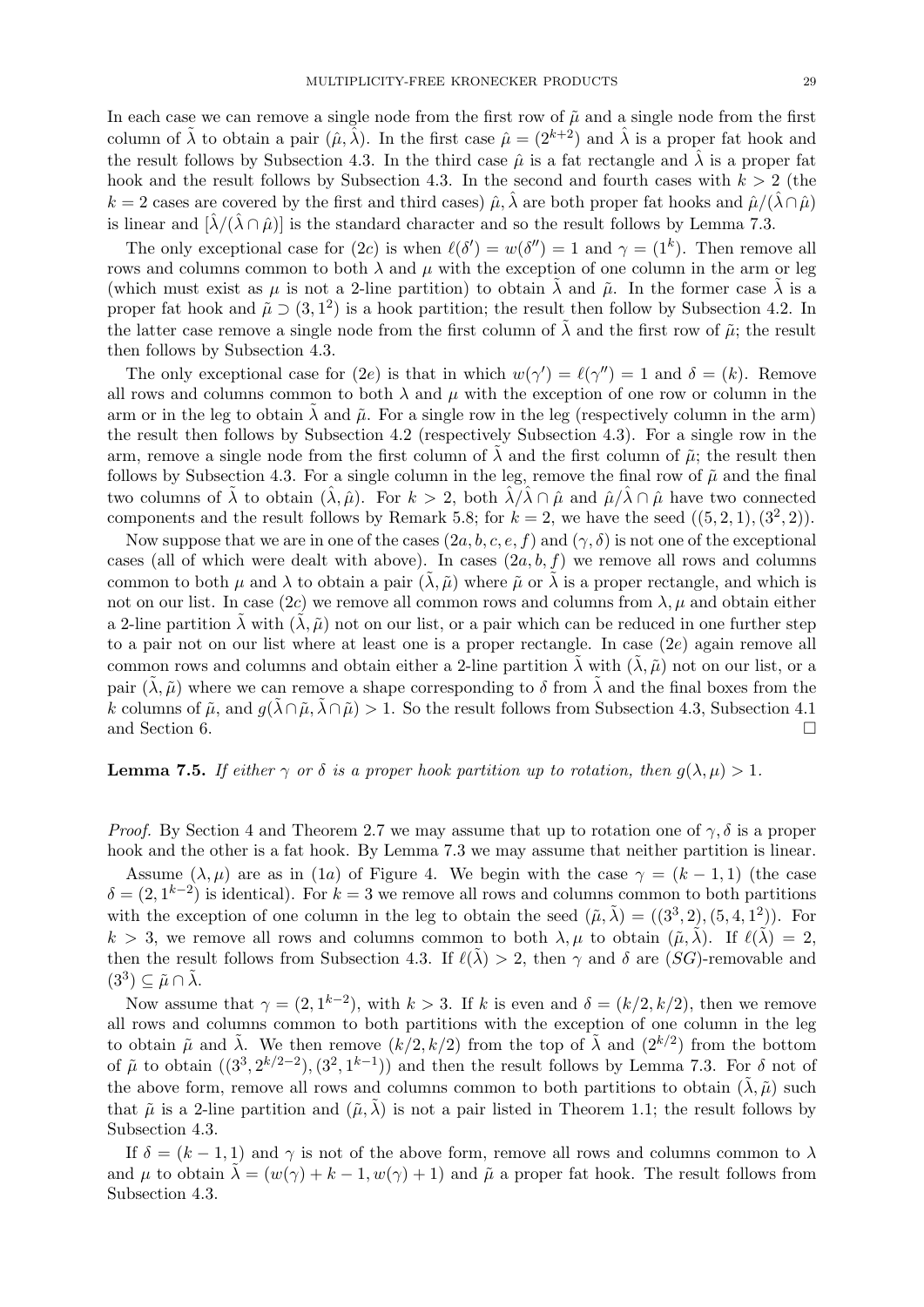In each case we can remove a single node from the first row of $\tilde{\mu}$ and a single node from the first column of $\tilde{\lambda}$ to obtain a pair $(\hat{\mu}, \hat{\lambda})$. In the first case $\hat{\mu} = (2^{k+2})$ and $\hat{\lambda}$ is a proper fat hook and the result follows by Subsection 4.3. In the third case $\hat{\mu}$ is a fat rectangle and $\hat{\lambda}$ is a proper fat hook and the result follows by Subsection 4.3. In the second and fourth cases with $k > 2$ (the $k = 2$ cases are covered by the first and third cases) $\hat{\mu}, \hat{\lambda}$ are both proper fat hooks and $\hat{\mu}/(\hat{\lambda} \cap \hat{\mu})$ is linear and $[\hat{\lambda}/(\hat{\lambda} \cap \hat{\mu})]$ is the standard character and so the result follows by Lemma 7.3.

The only exceptional case for $(2c)$ is when $\ell(\delta') = w(\delta'') = 1$ and $\gamma = (1^k)$. Then remove all rows and columns common to both $\lambda$ and $\mu$ with the exception of one column in the arm or leg (which must exist as $\mu$ is not a 2-line partition) to obtain $\tilde{\lambda}$ and $\tilde{\mu}$. In the former case $\tilde{\lambda}$ is a proper fat hook and $\tilde{\mu} \supset (3, 1^2)$ is a hook partition; the result then follow by Subsection 4.2. In the latter case remove a single node from the first column of $\tilde{\lambda}$ and the first row of $\tilde{\mu}$; the result then follows by Subsection 4.3.

The only exceptional case for $(2e)$ is that in which $w(\gamma') = \ell(\gamma'') = 1$ and $\delta = (k)$. Remove all rows and columns common to both $\lambda$ and $\mu$ with the exception of one row or column in the arm or in the leg to obtain $\tilde{\lambda}$ and $\tilde{\mu}$. For a single row in the leg (respectively column in the arm) the result then follows by Subsection 4.2 (respectively Subsection 4.3). For a single row in the arm, remove a single node from the first column of $\tilde{\lambda}$ and the first column of $\tilde{\mu}$; the result then follows by Subsection 4.3. For a single column in the leg, remove the final row of $\tilde{\mu}$ and the final two columns of $\tilde{\lambda}$ to obtain $(\hat{\lambda}, \hat{\mu})$. For $k > 2$, both $\hat{\lambda}/\hat{\lambda} \cap \hat{\mu}$ and $\hat{\mu}/\hat{\lambda} \cap \hat{\mu}$ have two connected components and the result follows by Remark 5.8; for $k = 2$, we have the seed $((5, 2, 1), (3^2, 2))$.

Now suppose that we are in one of the cases $(2a, b, c, e, f)$ and $(\gamma, \delta)$ is not one of the exceptional cases (all of which were dealt with above). In cases $(2a, b, f)$ we remove all rows and columns common to both $\mu$ and $\lambda$ to obtain a pair $(\tilde{\lambda}, \tilde{\mu})$ where $\tilde{\mu}$ or $\tilde{\lambda}$ is a proper rectangle, and which is not on our list. In case $(2c)$ we remove all common rows and columns from $\lambda, \mu$ and obtain either a 2-line partition $\tilde{\lambda}$ with $(\tilde{\lambda}, \tilde{\mu})$ not on our list, or a pair which can be reduced in one further step to a pair not on our list where at least one is a proper rectangle. In case $(2e)$ again remove all common rows and columns and obtain either a 2-line partition $\tilde{\lambda}$ with $(\tilde{\lambda}, \tilde{\mu})$ not on our list, or a pair $(\tilde{\lambda}, \tilde{\mu})$ where we can remove a shape corresponding to $\delta$ from $\tilde{\lambda}$ and the final boxes from the $k$ columns of $\tilde{\mu}$, and $g(\tilde{\lambda} \cap \tilde{\mu}, \tilde{\lambda} \cap \tilde{\mu}) > 1$. So the result follows from Subsection 4.3, Subsection 4.1 and Section 6. $\square$

**Lemma 7.5.** *If either $\gamma$ or $\delta$ is a proper hook partition up to rotation, then $g(\lambda, \mu) > 1$.*

*Proof.* By Section 4 and Theorem 2.7 we may assume that up to rotation one of $\gamma, \delta$ is a proper hook and the other is a fat hook. By Lemma 7.3 we may assume that neither partition is linear.

Assume $(\lambda, \mu)$ are as in $(1a)$ of Figure 4. We begin with the case $\gamma = (k-1, 1)$ (the case $\delta = (2, 1^{k-2})$ is identical). For $k = 3$ we remove all rows and columns common to both partitions with the exception of one column in the leg to obtain the seed $(\tilde{\mu}, \tilde{\lambda}) = ((3^3, 2), (5, 4, 1^2))$. For $k > 3$, we remove all rows and columns common to both $\lambda, \mu$ to obtain $(\tilde{\mu}, \tilde{\lambda})$. If $\ell(\tilde{\lambda}) = 2$, then the result follows from Subsection 4.3. If $\ell(\tilde{\lambda}) > 2$, then $\gamma$ and $\delta$ are $(SG)$-removable and $(3^3) \subseteq \tilde{\mu} \cap \tilde{\lambda}$.

Now assume that $\gamma = (2, 1^{k-2})$, with $k > 3$. If $k$ is even and $\delta = (k/2, k/2)$, then we remove all rows and columns common to both partitions with the exception of one column in the leg to obtain $\tilde{\mu}$ and $\tilde{\lambda}$. We then remove $(k/2, k/2)$ from the top of $\tilde{\lambda}$ and $(2^{k/2})$ from the bottom of $\tilde{\mu}$ to obtain $((3^3, 2^{k/2-2}), (3^2, 1^{k-1}))$ and then the result follows by Lemma 7.3. For $\delta$ not of the above form, remove all rows and columns common to both partitions to obtain $(\tilde{\lambda}, \tilde{\mu})$ such that $\tilde{\mu}$ is a 2-line partition and $(\tilde{\mu}, \tilde{\lambda})$ is not a pair listed in Theorem 1.1; the result follows by Subsection 4.3.

If $\delta = (k-1, 1)$ and $\gamma$ is not of the above form, remove all rows and columns common to $\lambda$ and $\mu$ to obtain $\tilde{\lambda} = (w(\gamma) + k - 1, w(\gamma) + 1)$ and $\tilde{\mu}$ a proper fat hook. The result follows from Subsection 4.3.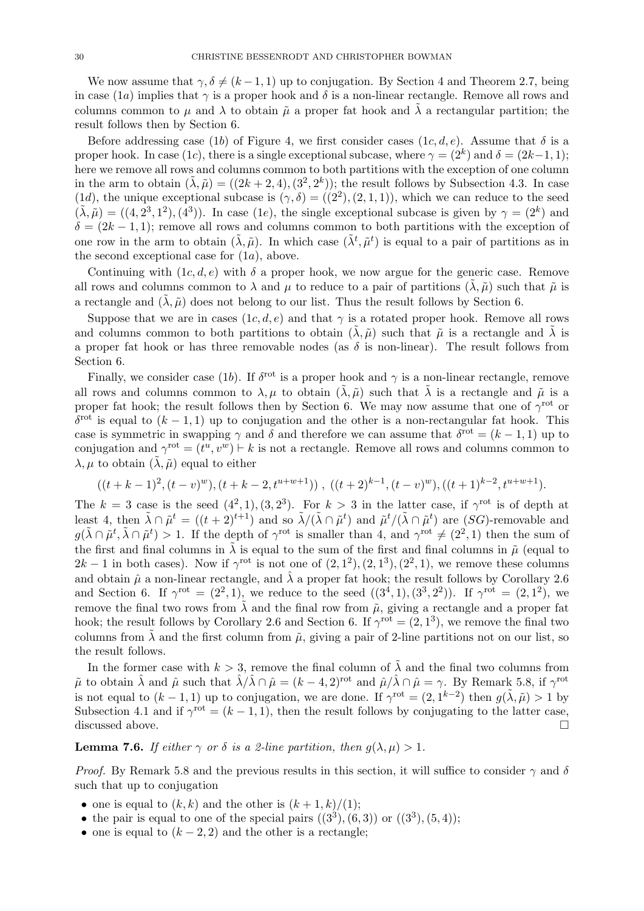We now assume that $\gamma, \delta \neq (k-1,1)$ up to conjugation. By Section 4 and Theorem 2.7, being in case $(1a)$ implies that $\gamma$ is a proper hook and $\delta$ is a non-linear rectangle. Remove all rows and columns common to $\mu$ and $\lambda$ to obtain $\tilde{\mu}$ a proper fat hook and $\tilde{\lambda}$ a rectangular partition; the result follows then by Section 6.

Before addressing case $(1b)$ of Figure 4, we first consider cases $(1c, d, e)$. Assume that $\delta$ is a proper hook. In case $(1c)$, there is a single exceptional subcase, where $\gamma = (2^k)$ and $\delta = (2k-1, 1)$; here we remove all rows and columns common to both partitions with the exception of one column in the arm to obtain $(\tilde{\lambda}, \tilde{\mu}) = ((2k+2, 4), (3^2, 2^k))$; the result follows by Subsection 4.3. In case $(1d)$, the unique exceptional subcase is $(\gamma, \delta) = ((2^2), (2,1,1))$, which we can reduce to the seed $(\tilde{\lambda}, \tilde{\mu}) = ((4, 2^3, 1^2), (4^3))$. In case $(1e)$, the single exceptional subcase is given by $\gamma = (2^k)$ and $\delta = (2k-1, 1)$; remove all rows and columns common to both partitions with the exception of one row in the arm to obtain $(\tilde{\lambda}, \tilde{\mu})$. In which case $(\tilde{\lambda}^t, \tilde{\mu}^t)$ is equal to a pair of partitions as in the second exceptional case for $(1a)$, above.

Continuing with $(1c, d, e)$ with $\delta$ a proper hook, we now argue for the generic case. Remove all rows and columns common to $\lambda$ and $\mu$ to reduce to a pair of partitions $(\tilde{\lambda}, \tilde{\mu})$ such that $\tilde{\mu}$ is a rectangle and $(\tilde{\lambda}, \tilde{\mu})$ does not belong to our list. Thus the result follows by Section 6.

Suppose that we are in cases $(1c, d, e)$ and that $\gamma$ is a rotated proper hook. Remove all rows and columns common to both partitions to obtain $(\tilde{\lambda}, \tilde{\mu})$ such that $\tilde{\mu}$ is a rectangle and $\tilde{\lambda}$ is a proper fat hook or has three removable nodes (as $\delta$ is non-linear). The result follows from Section 6.

Finally, we consider case $(1b)$. If $\delta^{\text{rot}}$ is a proper hook and $\gamma$ is a non-linear rectangle, remove all rows and columns common to $\lambda, \mu$ to obtain $(\tilde{\lambda}, \tilde{\mu})$ such that $\tilde{\lambda}$ is a rectangle and $\tilde{\mu}$ is a proper fat hook; the result follows then by Section 6. We may now assume that one of $\gamma^{\text{rot}}$ or $\delta^{\text{rot}}$ is equal to $(k-1, 1)$ up to conjugation and the other is a non-rectangular fat hook. This case is symmetric in swapping $\gamma$ and $\delta$ and therefore we can assume that $\delta^{\text{rot}} = (k-1, 1)$ up to conjugation and $\gamma^{\text{rot}} = (t^u, v^w) \vdash k$ is not a rectangle. Remove all rows and columns common to $\lambda, \mu$ to obtain $(\tilde{\lambda}, \tilde{\mu})$ equal to either

$$((t+k-1)^2, (t-v)^w), (t+k-2, t^{u+w+1})) \ , \ ((t+2)^{k-1}, (t-v)^w), ((t+1)^{k-2}, t^{u+w+1}).$$

The $k = 3$ case is the seed $(4^2, 1), (3, 2^3)$. For $k > 3$ in the latter case, if $\gamma^{\text{rot}}$ is of depth at least 4, then $\tilde{\lambda} \cap \tilde{\mu}^t = ((t+2)^{t+1})$ and so $\tilde{\lambda}/(\tilde{\lambda} \cap \tilde{\mu}^t)$ and $\tilde{\mu}^t/(\tilde{\lambda} \cap \tilde{\mu}^t)$ are $(SG)$-removable and $g(\tilde{\lambda} \cap \tilde{\mu}^t, \tilde{\lambda} \cap \tilde{\mu}^t) > 1$. If the depth of $\gamma^{\text{rot}}$ is smaller than 4, and $\gamma^{\text{rot}} \neq (2^2, 1)$ then the sum of the first and final columns in $\tilde{\lambda}$ is equal to the sum of the first and final columns in $\tilde{\mu}$ (equal to $2k-1$ in both cases). Now if $\gamma^{\text{rot}}$ is not one of $(2, 1^2), (2, 1^3), (2^2, 1)$, we remove these columns and obtain $\hat{\mu}$ a non-linear rectangle, and $\hat{\lambda}$ a proper fat hook; the result follows by Corollary 2.6 and Section 6. If $\gamma^{\text{rot}} = (2^2, 1)$, we reduce to the seed $((3^4, 1), (3^3, 2^2))$. If $\gamma^{\text{rot}} = (2, 1^2)$, we remove the final two rows from $\tilde{\lambda}$ and the final row from $\tilde{\mu}$, giving a rectangle and a proper fat hook; the result follows by Corollary 2.6 and Section 6. If $\gamma^{\text{rot}} = (2, 1^3)$, we remove the final two columns from $\tilde{\lambda}$ and the first column from $\tilde{\mu}$, giving a pair of 2-line partitions not on our list, so the result follows.

In the former case with $k > 3$, remove the final column of $\tilde{\lambda}$ and the final two columns from $\tilde{\mu}$ to obtain $\hat{\lambda}$ and $\hat{\mu}$ such that $\hat{\lambda}/\hat{\lambda} \cap \hat{\mu} = (k-4, 2)^{\text{rot}}$ and $\hat{\mu}/\hat{\lambda} \cap \hat{\mu} = \gamma$. By Remark 5.8, if $\gamma^{\text{rot}}$ is not equal to $(k-1, 1)$ up to conjugation, we are done. If $\gamma^{\text{rot}} = (2, 1^{k-2})$ then $g(\tilde{\lambda}, \tilde{\mu}) > 1$ by Subsection 4.1 and if $\gamma^{\text{rot}} = (k-1, 1)$, then the result follows by conjugating to the latter case, discussed above. $\square$

**Lemma 7.6.** *If either $\gamma$ or $\delta$ is a 2-line partition, then $g(\lambda, \mu) > 1$.*

*Proof.* By Remark 5.8 and the previous results in this section, it will suffice to consider $\gamma$ and $\delta$ such that up to conjugation

- one is equal to $(k, k)$ and the other is $(k+1, k)/(1)$;
- the pair is equal to one of the special pairs $((3^3), (6, 3))$ or $((3^3), (5, 4))$;
- one is equal to $(k-2, 2)$ and the other is a rectangle;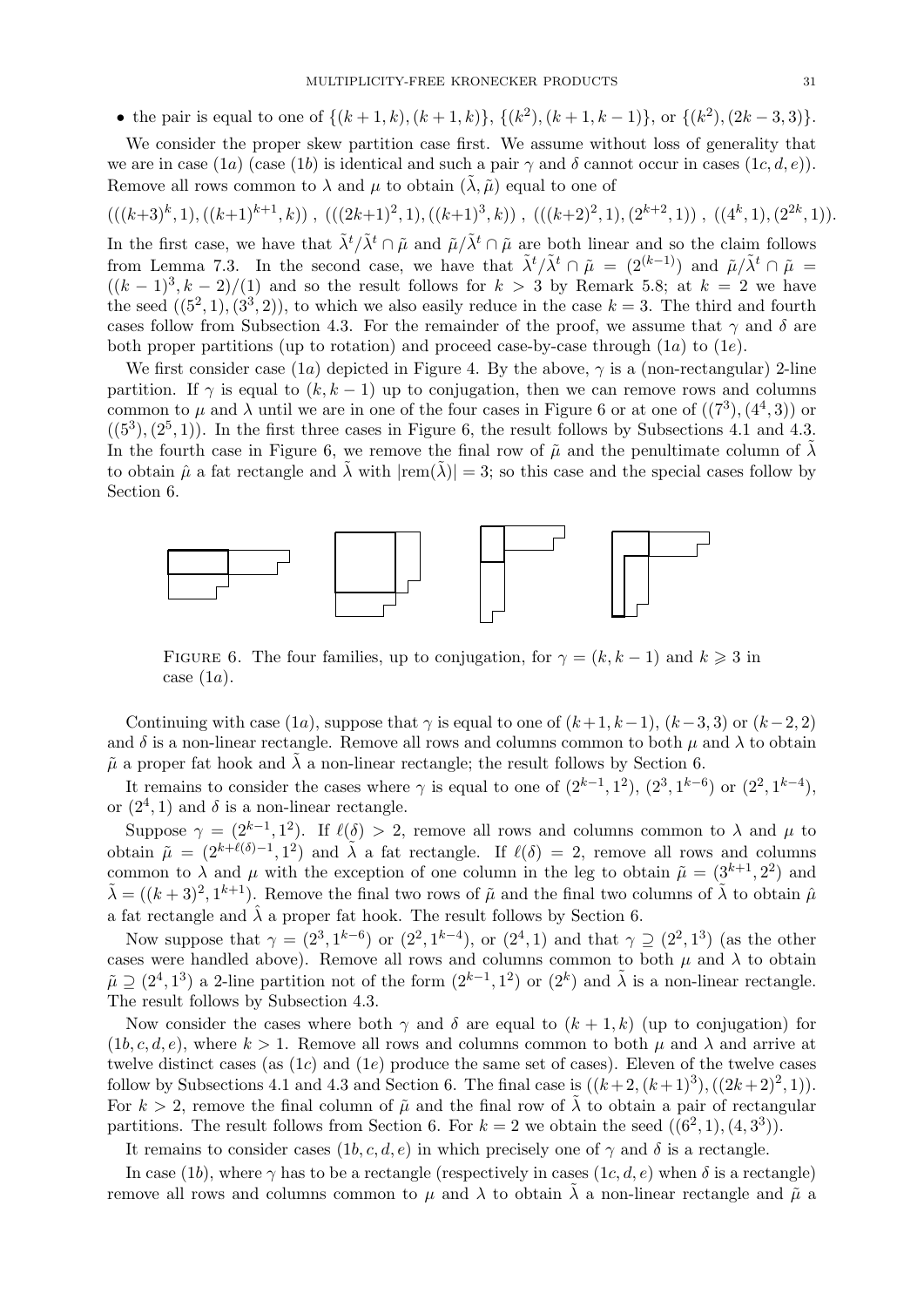- the pair is equal to one of $\{(k+1,k),(k+1,k)\}$, $\{(k^2),(k+1,k-1)\}$, or $\{(k^2),(2k-3,3)\}$.

We consider the proper skew partition case first. We assume without loss of generality that we are in case $(1a)$ (case $(1b)$ is identical and such a pair $\gamma$ and $\delta$ cannot occur in cases $(1c,d,e)$). Remove all rows common to $\lambda$ and $\mu$ to obtain $(\tilde{\lambda},\tilde{\mu})$ equal to one of

$$(((k+3)^k,1),((k+1)^{k+1},k))\ ,\ (((2k+1)^2,1),((k+1)^3,k))\ ,\ (((k+2)^2,1),(2^{k+2},1))\ ,\ ((4^k,1),(2^{2k},1)).$$

In the first case, we have that $\tilde{\lambda}^t/\tilde{\lambda}^t\cap\tilde{\mu}$ and $\tilde{\mu}/\tilde{\lambda}^t\cap\tilde{\mu}$ are both linear and so the claim follows from Lemma 7.3. In the second case, we have that $\tilde{\lambda}^t/\tilde{\lambda}^t\cap\tilde{\mu}=(2^{(k-1)})$ and $\tilde{\mu}/\tilde{\lambda}^t\cap\tilde{\mu}=((k-1)^3,k-2)/(1)$ and so the result follows for $k>3$ by Remark 5.8; at $k=2$ we have the seed $((5^2,1),(3^3,2))$, to which we also easily reduce in the case $k=3$. The third and fourth cases follow from Subsection 4.3. For the remainder of the proof, we assume that $\gamma$ and $\delta$ are both proper partitions (up to rotation) and proceed case-by-case through $(1a)$ to $(1e)$.

We first consider case $(1a)$ depicted in Figure 4. By the above, $\gamma$ is a (non-rectangular) 2-line partition. If $\gamma$ is equal to $(k,k-1)$ up to conjugation, then we can remove rows and columns common to $\mu$ and $\lambda$ until we are in one of the four cases in Figure 6 or at one of $((7^3),(4^4,3))$ or $((5^3),(2^5,1))$. In the first three cases in Figure 6, the result follows by Subsections 4.1 and 4.3. In the fourth case in Figure 6, we remove the final row of $\tilde{\mu}$ and the penultimate column of $\tilde{\lambda}$ to obtain $\hat{\mu}$ a fat rectangle and $\hat{\lambda}$ with $|\mathrm{rem}(\hat{\lambda})|=3$; so this case and the special cases follow by Section 6.

Figure 6. The four families, up to conjugation, for $\gamma=(k,k-1)$ and $k\geqslant 3$ in case $(1a)$.

Continuing with case $(1a)$, suppose that $\gamma$ is equal to one of $(k+1,k-1)$, $(k-3,3)$ or $(k-2,2)$ and $\delta$ is a non-linear rectangle. Remove all rows and columns common to both $\mu$ and $\lambda$ to obtain $\tilde{\mu}$ a proper fat hook and $\tilde{\lambda}$ a non-linear rectangle; the result follows by Section 6.

It remains to consider the cases where $\gamma$ is equal to one of $(2^{k-1},1^2)$, $(2^3,1^{k-6})$ or $(2^2,1^{k-4})$, or $(2^4,1)$ and $\delta$ is a non-linear rectangle.

Suppose $\gamma=(2^{k-1},1^2)$. If $\ell(\delta)>2$, remove all rows and columns common to $\lambda$ and $\mu$ to obtain $\tilde{\mu}=(2^{k+\ell(\delta)-1},1^2)$ and $\tilde{\lambda}$ a fat rectangle. If $\ell(\delta)=2$, remove all rows and columns common to $\lambda$ and $\mu$ with the exception of one column in the leg to obtain $\tilde{\mu}=(3^{k+1},2^2)$ and $\tilde{\lambda}=((k+3)^2,1^{k+1})$. Remove the final two rows of $\tilde{\mu}$ and the final two columns of $\tilde{\lambda}$ to obtain $\hat{\mu}$ a fat rectangle and $\hat{\lambda}$ a proper fat hook. The result follows by Section 6.

Now suppose that $\gamma=(2^3,1^{k-6})$ or $(2^2,1^{k-4})$, or $(2^4,1)$ and that $\gamma\supseteq(2^2,1^3)$ (as the other cases were handled above). Remove all rows and columns common to both $\mu$ and $\lambda$ to obtain $\tilde{\mu}\supseteq(2^4,1^3)$ a 2-line partition not of the form $(2^{k-1},1^2)$ or $(2^k)$ and $\tilde{\lambda}$ is a non-linear rectangle. The result follows by Subsection 4.3.

Now consider the cases where both $\gamma$ and $\delta$ are equal to $(k+1,k)$ (up to conjugation) for $(1b,c,d,e)$, where $k>1$. Remove all rows and columns common to both $\mu$ and $\lambda$ and arrive at twelve distinct cases (as $(1c)$ and $(1e)$ produce the same set of cases). Eleven of the twelve cases follow by Subsections 4.1 and 4.3 and Section 6. The final case is $((k+2,(k+1)^3),((2k+2)^2,1))$. For $k>2$, remove the final column of $\tilde{\mu}$ and the final row of $\tilde{\lambda}$ to obtain a pair of rectangular partitions. The result follows from Section 6. For $k=2$ we obtain the seed $((6^2,1),(4,3^3))$.

It remains to consider cases $(1b,c,d,e)$ in which precisely one of $\gamma$ and $\delta$ is a rectangle.

In case $(1b)$, where $\gamma$ has to be a rectangle (respectively in cases $(1c,d,e)$ when $\delta$ is a rectangle) remove all rows and columns common to $\mu$ and $\lambda$ to obtain $\tilde{\lambda}$ a non-linear rectangle and $\tilde{\mu}$ a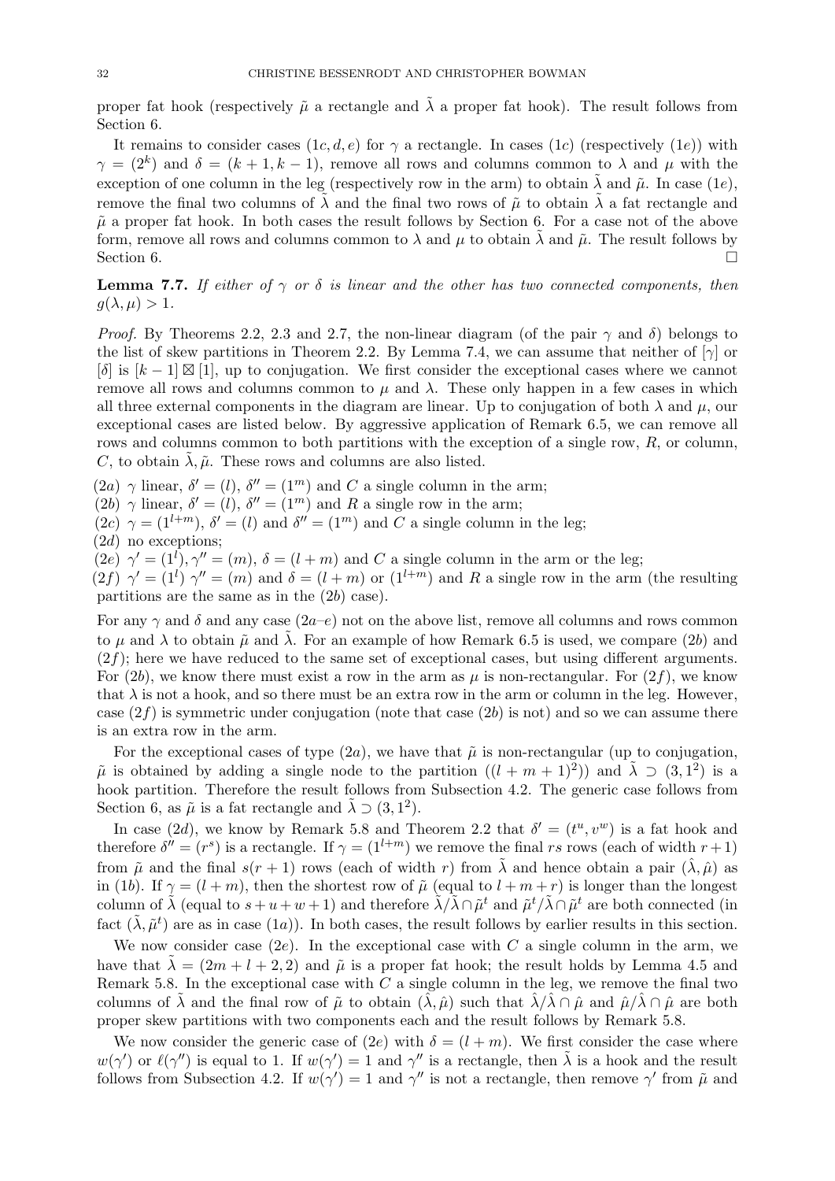proper fat hook (respectively $\tilde{\mu}$ a rectangle and $\tilde{\lambda}$ a proper fat hook). The result follows from Section 6.

It remains to consider cases $(1c, d, e)$ for $\gamma$ a rectangle. In cases $(1c)$ (respectively $(1e)$) with $\gamma = (2^k)$ and $\delta = (k+1, k-1)$, remove all rows and columns common to $\lambda$ and $\mu$ with the exception of one column in the leg (respectively row in the arm) to obtain $\tilde{\lambda}$ and $\tilde{\mu}$. In case $(1e)$, remove the final two columns of $\tilde{\lambda}$ and the final two rows of $\tilde{\mu}$ to obtain $\tilde{\lambda}$ a fat rectangle and $\tilde{\mu}$ a proper fat hook. In both cases the result follows by Section 6. For a case not of the above form, remove all rows and columns common to $\lambda$ and $\mu$ to obtain $\tilde{\lambda}$ and $\tilde{\mu}$. The result follows by Section 6. □

**Lemma 7.7.** *If either of $\gamma$ or $\delta$ is linear and the other has two connected components, then $g(\lambda, \mu) > 1$.*

*Proof.* By Theorems 2.2, 2.3 and 2.7, the non-linear diagram (of the pair $\gamma$ and $\delta$) belongs to the list of skew partitions in Theorem 2.2. By Lemma 7.4, we can assume that neither of $[\gamma]$ or $[\delta]$ is $[k-1] \boxtimes [1]$, up to conjugation. We first consider the exceptional cases where we cannot remove all rows and columns common to $\mu$ and $\lambda$. These only happen in a few cases in which all three external components in the diagram are linear. Up to conjugation of both $\lambda$ and $\mu$, our exceptional cases are listed below. By aggressive application of Remark 6.5, we can remove all rows and columns common to both partitions with the exception of a single row, $R$, or column, $C$, to obtain $\tilde{\lambda}, \tilde{\mu}$. These rows and columns are also listed.

$(2a)$ $\gamma$ linear, $\delta' = (l)$, $\delta'' = (1^m)$ and $C$ a single column in the arm;
$(2b)$ $\gamma$ linear, $\delta' = (l)$, $\delta'' = (1^m)$ and $R$ a single row in the arm;
$(2c)$ $\gamma = (1^{l+m})$, $\delta' = (l)$ and $\delta'' = (1^m)$ and $C$ a single column in the leg;
$(2d)$ no exceptions;
$(2e)$ $\gamma' = (1^l), \gamma'' = (m)$, $\delta = (l+m)$ and $C$ a single column in the arm or the leg;
$(2f)$ $\gamma' = (1^l)$ $\gamma'' = (m)$ and $\delta = (l+m)$ or $(1^{l+m})$ and $R$ a single row in the arm (the resulting partitions are the same as in the $(2b)$ case).

For any $\gamma$ and $\delta$ and any case $(2a$–$e)$ not on the above list, remove all columns and rows common to $\mu$ and $\lambda$ to obtain $\tilde{\mu}$ and $\tilde{\lambda}$. For an example of how Remark 6.5 is used, we compare $(2b)$ and $(2f)$; here we have reduced to the same set of exceptional cases, but using different arguments. For $(2b)$, we know there must exist a row in the arm as $\mu$ is non-rectangular. For $(2f)$, we know that $\lambda$ is not a hook, and so there must be an extra row in the arm or column in the leg. However, case $(2f)$ is symmetric under conjugation (note that case $(2b)$ is not) and so we can assume there is an extra row in the arm.

For the exceptional cases of type $(2a)$, we have that $\tilde{\mu}$ is non-rectangular (up to conjugation, $\tilde{\mu}$ is obtained by adding a single node to the partition $((l+m+1)^2)$) and $\tilde{\lambda} \supset (3, 1^2)$ is a hook partition. Therefore the result follows from Subsection 4.2. The generic case follows from Section 6, as $\tilde{\mu}$ is a fat rectangle and $\tilde{\lambda} \supset (3, 1^2)$.

In case $(2d)$, we know by Remark 5.8 and Theorem 2.2 that $\delta' = (t^u, v^w)$ is a fat hook and therefore $\delta'' = (r^s)$ is a rectangle. If $\gamma = (1^{l+m})$ we remove the final $rs$ rows (each of width $r+1$) from $\tilde{\mu}$ and the final $s(r+1)$ rows (each of width $r$) from $\tilde{\lambda}$ and hence obtain a pair $(\hat{\lambda}, \hat{\mu})$ as in $(1b)$. If $\gamma = (l+m)$, then the shortest row of $\tilde{\mu}$ (equal to $l+m+r$) is longer than the longest column of $\tilde{\lambda}$ (equal to $s+u+w+1$) and therefore $\tilde{\lambda}/\tilde{\lambda} \cap \tilde{\mu}^t$ and $\tilde{\mu}^t/\tilde{\lambda} \cap \tilde{\mu}^t$ are both connected (in fact $(\tilde{\lambda}, \tilde{\mu}^t)$ are as in case $(1a)$). In both cases, the result follows by earlier results in this section.

We now consider case $(2e)$. In the exceptional case with $C$ a single column in the arm, we have that $\tilde{\lambda} = (2m+l+2, 2)$ and $\tilde{\mu}$ is a proper fat hook; the result holds by Lemma 4.5 and Remark 5.8. In the exceptional case with $C$ a single column in the leg, we remove the final two columns of $\tilde{\lambda}$ and the final row of $\tilde{\mu}$ to obtain $(\hat{\lambda}, \hat{\mu})$ such that $\hat{\lambda}/\hat{\lambda} \cap \hat{\mu}$ and $\hat{\mu}/\hat{\lambda} \cap \hat{\mu}$ are both proper skew partitions with two components each and the result follows by Remark 5.8.

We now consider the generic case of $(2e)$ with $\delta = (l+m)$. We first consider the case where $w(\gamma')$ or $\ell(\gamma'')$ is equal to 1. If $w(\gamma') = 1$ and $\gamma''$ is a rectangle, then $\tilde{\lambda}$ is a hook and the result follows from Subsection 4.2. If $w(\gamma') = 1$ and $\gamma''$ is not a rectangle, then remove $\gamma'$ from $\tilde{\mu}$ and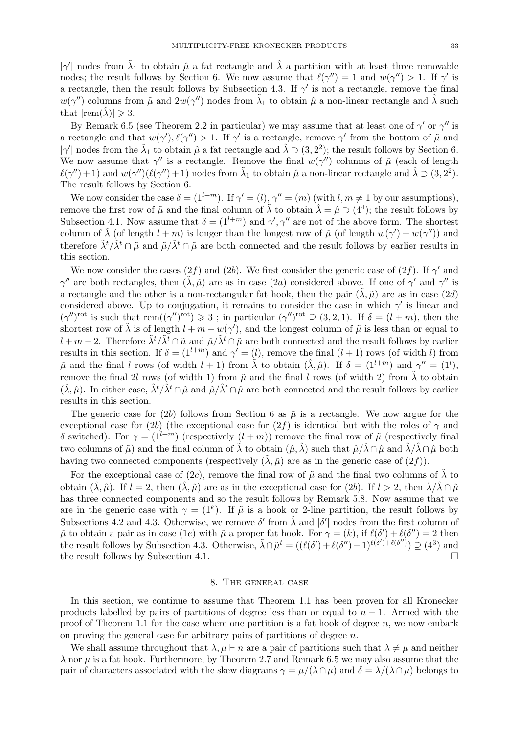$|\gamma'|$ nodes from $\tilde{\lambda}_1$ to obtain $\hat{\mu}$ a fat rectangle and $\hat{\lambda}$ a partition with at least three removable nodes; the result follows by Section 6. We now assume that $\ell(\gamma'')=1$ and $w(\gamma'')>1$. If $\gamma'$ is a rectangle, then the result follows by Subsection 4.3. If $\gamma'$ is not a rectangle, remove the final $w(\gamma'')$ columns from $\tilde{\mu}$ and $2w(\gamma'')$ nodes from $\tilde{\lambda}_1$ to obtain $\hat{\mu}$ a non-linear rectangle and $\hat{\lambda}$ such that $|\mathrm{rem}(\hat{\lambda})| \geqslant 3$.

By Remark 6.5 (see Theorem 2.2 in particular) we may assume that at least one of $\gamma'$ or $\gamma''$ is a rectangle and that $w(\gamma'), \ell(\gamma'')>1$. If $\gamma'$ is a rectangle, remove $\gamma'$ from the bottom of $\tilde{\mu}$ and $|\gamma'|$ nodes from the $\tilde{\lambda}_1$ to obtain $\hat{\mu}$ a fat rectangle and $\hat{\lambda} \supset (3,2^2)$; the result follows by Section 6. We now assume that $\gamma''$ is a rectangle. Remove the final $w(\gamma'')$ columns of $\tilde{\mu}$ (each of length $\ell(\gamma'')+1$) and $w(\gamma'')(\ell(\gamma'')+1)$ nodes from $\tilde{\lambda}_1$ to obtain $\hat{\mu}$ a non-linear rectangle and $\hat{\lambda} \supset (3,2^2)$. The result follows by Section 6.

We now consider the case $\delta=(1^{l+m})$. If $\gamma'=(l)$, $\gamma''=(m)$ (with $l,m\neq 1$ by our assumptions), remove the first row of $\tilde{\mu}$ and the final column of $\tilde{\lambda}$ to obtain $\hat{\lambda}=\hat{\mu}\supset(4^4)$; the result follows by Subsection 4.1. Now assume that $\delta=(1^{l+m})$ and $\gamma',\gamma''$ are not of the above form. The shortest column of $\tilde{\lambda}$ (of length $l+m$) is longer than the longest row of $\tilde{\mu}$ (of length $w(\gamma')+w(\gamma'')$) and therefore $\tilde{\lambda}^t/\tilde{\lambda}^t\cap\tilde{\mu}$ and $\tilde{\mu}/\tilde{\lambda}^t\cap\tilde{\mu}$ are both connected and the result follows by earlier results in this section.

We now consider the cases $(2f)$ and $(2b)$. We first consider the generic case of $(2f)$. If $\gamma'$ and $\gamma''$ are both rectangles, then $(\tilde{\lambda},\tilde{\mu})$ are as in case $(2a)$ considered above. If one of $\gamma'$ and $\gamma''$ is a rectangle and the other is a non-rectangular fat hook, then the pair $(\tilde{\lambda},\tilde{\mu})$ are as in case $(2d)$ considered above. Up to conjugation, it remains to consider the case in which $\gamma'$ is linear and $(\gamma'')^{\mathrm{rot}}$ is such that $\mathrm{rem}((\gamma'')^{\mathrm{rot}})\geqslant 3$ ; in particular $(\gamma'')^{\mathrm{rot}}\supseteq(3,2,1)$. If $\delta=(l+m)$, then the shortest row of $\tilde{\lambda}$ is of length $l+m+w(\gamma')$, and the longest column of $\tilde{\mu}$ is less than or equal to $l+m-2$. Therefore $\tilde{\lambda}^t/\tilde{\lambda}^t\cap\tilde{\mu}$ and $\tilde{\mu}/\tilde{\lambda}^t\cap\tilde{\mu}$ are both connected and the result follows by earlier results in this section. If $\delta=(1^{l+m})$ and $\gamma'=(l)$, remove the final $(l+1)$ rows (of width $l$) from $\tilde{\mu}$ and the final $l$ rows (of width $l+1$) from $\tilde{\lambda}$ to obtain $(\hat{\lambda},\hat{\mu})$. If $\delta=(1^{l+m})$ and $\gamma''=(1^l)$, remove the final $2l$ rows (of width 1) from $\tilde{\mu}$ and the final $l$ rows (of width 2) from $\tilde{\lambda}$ to obtain $(\hat{\lambda},\hat{\mu})$. In either case, $\hat{\lambda}^t/\hat{\lambda}^t\cap\hat{\mu}$ and $\hat{\mu}/\hat{\lambda}^t\cap\hat{\mu}$ are both connected and the result follows by earlier results in this section.

The generic case for $(2b)$ follows from Section 6 as $\tilde{\mu}$ is a rectangle. We now argue for the exceptional case for $(2b)$ (the exceptional case for $(2f)$ is identical but with the roles of $\gamma$ and $\delta$ switched). For $\gamma=(1^{l+m})$ (respectively $(l+m)$) remove the final row of $\tilde{\mu}$ (respectively final two columns of $\tilde{\mu}$) and the final column of $\tilde{\lambda}$ to obtain $(\hat{\mu},\hat{\lambda})$ such that $\hat{\mu}/\hat{\lambda}\cap\hat{\mu}$ and $\hat{\lambda}/\hat{\lambda}\cap\hat{\mu}$ both having two connected components (respectively $(\tilde{\lambda},\tilde{\mu})$ are as in the generic case of $(2f)$).

For the exceptional case of $(2c)$, remove the final row of $\tilde{\mu}$ and the final two columns of $\tilde{\lambda}$ to obtain $(\hat{\lambda},\hat{\mu})$. If $l=2$, then $(\hat{\lambda},\hat{\mu})$ are as in the exceptional case for $(2b)$. If $l>2$, then $\hat{\lambda}/\hat{\lambda}\cap\hat{\mu}$ has three connected components and so the result follows by Remark 5.8. Now assume that we are in the generic case with $\gamma=(1^k)$. If $\tilde{\mu}$ is a hook or 2-line partition, the result follows by Subsections 4.2 and 4.3. Otherwise, we remove $\delta'$ from $\tilde{\lambda}$ and $|\delta'|$ nodes from the first column of $\tilde{\mu}$ to obtain a pair as in case $(1e)$ with $\tilde{\mu}$ a proper fat hook. For $\gamma=(k)$, if $\ell(\delta')+\ell(\delta'')=2$ then the result follows by Subsection 4.3. Otherwise, $\tilde{\lambda}\cap\tilde{\mu}^t=((\ell(\delta')+\ell(\delta'')+1)^{\ell(\delta')+\ell(\delta'')})\supseteq(4^3)$ and the result follows by Subsection 4.1. $\square$

## 8. The general case

In this section, we continue to assume that Theorem 1.1 has been proven for all Kronecker products labelled by pairs of partitions of degree less than or equal to $n-1$. Armed with the proof of Theorem 1.1 for the case where one partition is a fat hook of degree $n$, we now embark on proving the general case for arbitrary pairs of partitions of degree $n$.

We shall assume throughout that $\lambda,\mu\vdash n$ are a pair of partitions such that $\lambda\neq\mu$ and neither $\lambda$ nor $\mu$ is a fat hook. Furthermore, by Theorem 2.7 and Remark 6.5 we may also assume that the pair of characters associated with the skew diagrams $\gamma=\mu/(\lambda\cap\mu)$ and $\delta=\lambda/(\lambda\cap\mu)$ belongs to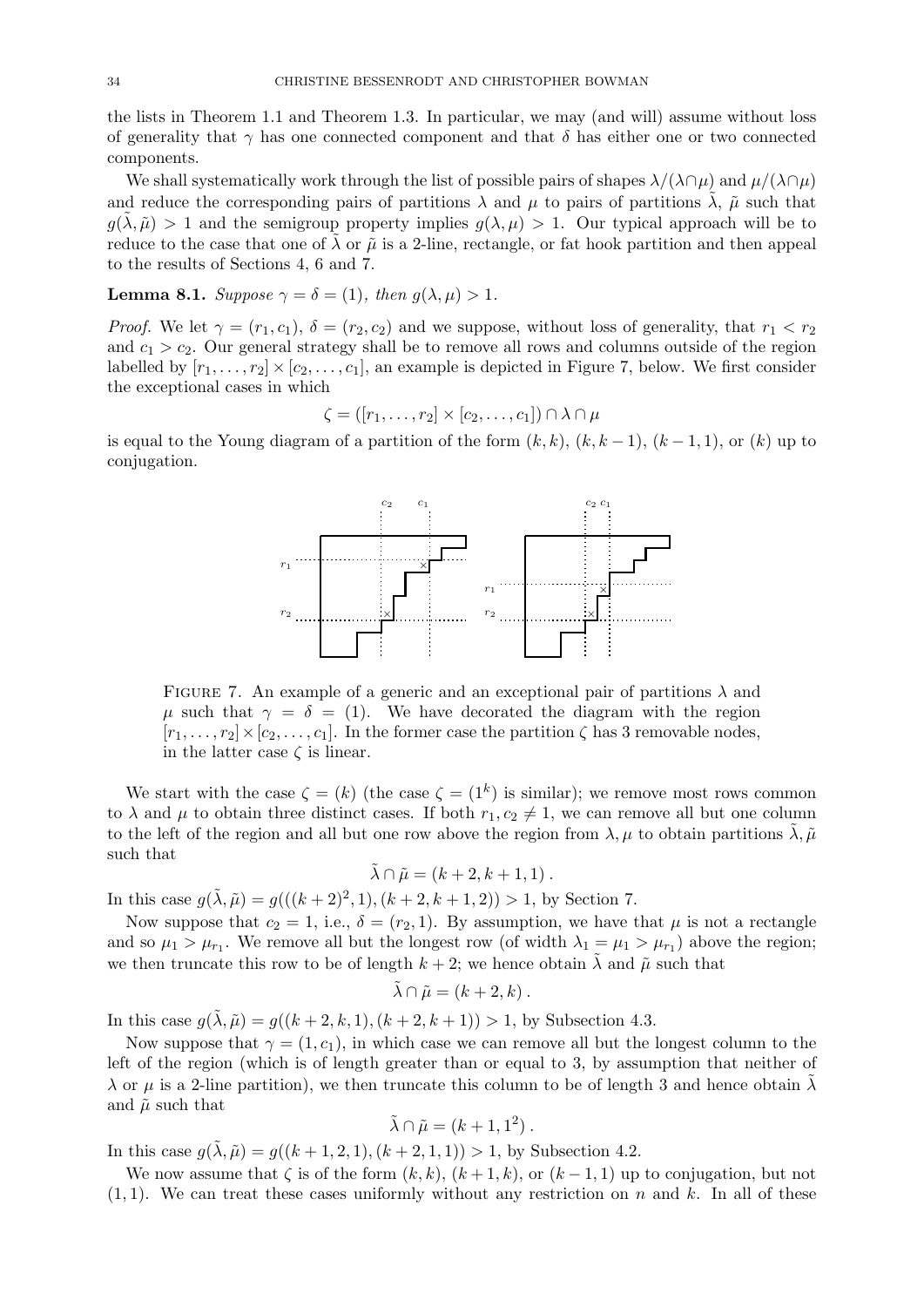the lists in Theorem 1.1 and Theorem 1.3. In particular, we may (and will) assume without loss of generality that $\gamma$ has one connected component and that $\delta$ has either one or two connected components.

We shall systematically work through the list of possible pairs of shapes $\lambda/(\lambda\cap\mu)$ and $\mu/(\lambda\cap\mu)$ and reduce the corresponding pairs of partitions $\lambda$ and $\mu$ to pairs of partitions $\tilde{\lambda}$, $\tilde{\mu}$ such that $g(\tilde{\lambda},\tilde{\mu}) > 1$ and the semigroup property implies $g(\lambda,\mu) > 1$. Our typical approach will be to reduce to the case that one of $\tilde{\lambda}$ or $\tilde{\mu}$ is a 2-line, rectangle, or fat hook partition and then appeal to the results of Sections 4, 6 and 7.

**Lemma 8.1.** *Suppose $\gamma = \delta = (1)$, then $g(\lambda,\mu) > 1$.*

*Proof.* We let $\gamma = (r_1, c_1)$, $\delta = (r_2, c_2)$ and we suppose, without loss of generality, that $r_1 < r_2$ and $c_1 > c_2$. Our general strategy shall be to remove all rows and columns outside of the region labelled by $[r_1,\dots,r_2]\times[c_2,\dots,c_1]$, an example is depicted in Figure 7, below. We first consider the exceptional cases in which

$$\zeta = ([r_1,\dots,r_2]\times[c_2,\dots,c_1]) \cap \lambda\cap\mu$$

is equal to the Young diagram of a partition of the form $(k,k)$, $(k,k-1)$, $(k-1,1)$, or $(k)$ up to conjugation.

FIGURE 7. An example of a generic and an exceptional pair of partitions $\lambda$ and $\mu$ such that $\gamma = \delta = (1)$. We have decorated the diagram with the region $[r_1,\dots,r_2]\times[c_2,\dots,c_1]$. In the former case the partition $\zeta$ has 3 removable nodes, in the latter case $\zeta$ is linear.

We start with the case $\zeta = (k)$ (the case $\zeta = (1^k)$ is similar); we remove most rows common to $\lambda$ and $\mu$ to obtain three distinct cases. If both $r_1, c_2 \neq 1$, we can remove all but one column to the left of the region and all but one row above the region from $\lambda,\mu$ to obtain partitions $\tilde{\lambda},\tilde{\mu}$ such that

$$\tilde{\lambda}\cap\tilde{\mu} = (k+2, k+1, 1)\,.$$

In this case $g(\tilde{\lambda},\tilde{\mu}) = g(((k+2)^2,1),(k+2,k+1,2)) > 1$, by Section 7.

Now suppose that $c_2 = 1$, i.e., $\delta = (r_2, 1)$. By assumption, we have that $\mu$ is not a rectangle and so $\mu_1 > \mu_{r_1}$. We remove all but the longest row (of width $\lambda_1 = \mu_1 > \mu_{r_1}$) above the region; we then truncate this row to be of length $k+2$; we hence obtain $\tilde{\lambda}$ and $\tilde{\mu}$ such that

$$\tilde{\lambda}\cap\tilde{\mu} = (k+2, k)\,.$$

In this case $g(\tilde{\lambda},\tilde{\mu}) = g((k+2,k,1),(k+2,k+1)) > 1$, by Subsection 4.3.

Now suppose that $\gamma = (1, c_1)$, in which case we can remove all but the longest column to the left of the region (which is of length greater than or equal to 3, by assumption that neither of $\lambda$ or $\mu$ is a 2-line partition), we then truncate this column to be of length 3 and hence obtain $\tilde{\lambda}$ and $\tilde{\mu}$ such that

$$\tilde{\lambda}\cap\tilde{\mu} = (k+1, 1^2)\,.$$

In this case $g(\tilde{\lambda},\tilde{\mu}) = g((k+1,2,1),(k+2,1,1)) > 1$, by Subsection 4.2.

We now assume that $\zeta$ is of the form $(k,k)$, $(k+1,k)$, or $(k-1,1)$ up to conjugation, but not $(1,1)$. We can treat these cases uniformly without any restriction on $n$ and $k$. In all of these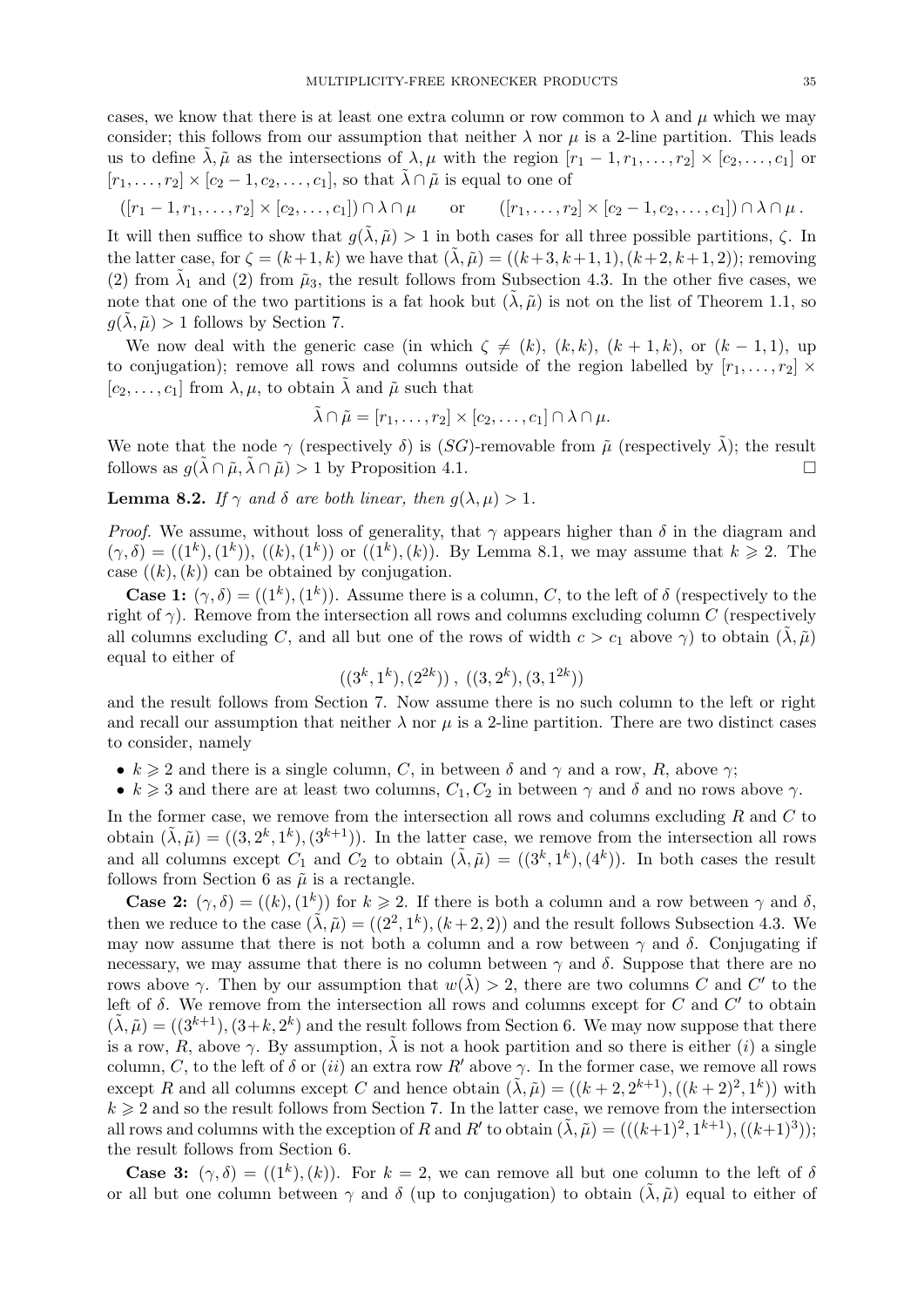cases, we know that there is at least one extra column or row common to $\lambda$ and $\mu$ which we may consider; this follows from our assumption that neither $\lambda$ nor $\mu$ is a 2-line partition. This leads us to define $\tilde{\lambda}, \tilde{\mu}$ as the intersections of $\lambda, \mu$ with the region $[r_1 - 1, r_1, \dots, r_2] \times [c_2, \dots, c_1]$ or $[r_1, \dots, r_2] \times [c_2 - 1, c_2, \dots, c_1]$, so that $\tilde{\lambda} \cap \tilde{\mu}$ is equal to one of

$$([r_1 - 1, r_1, \dots, r_2] \times [c_2, \dots, c_1]) \cap \lambda \cap \mu \qquad \text{or} \qquad ([r_1, \dots, r_2] \times [c_2 - 1, c_2, \dots, c_1]) \cap \lambda \cap \mu\,.$$

It will then suffice to show that $g(\tilde{\lambda}, \tilde{\mu}) > 1$ in both cases for all three possible partitions, $\zeta$. In the latter case, for $\zeta = (k+1, k)$ we have that $(\tilde{\lambda}, \tilde{\mu}) = ((k+3, k+1, 1), (k+2, k+1, 2))$; removing $(2)$ from $\tilde{\lambda}_1$ and $(2)$ from $\tilde{\mu}_3$, the result follows from Subsection 4.3. In the other five cases, we note that one of the two partitions is a fat hook but $(\tilde{\lambda}, \tilde{\mu})$ is not on the list of Theorem 1.1, so $g(\tilde{\lambda}, \tilde{\mu}) > 1$ follows by Section 7.

We now deal with the generic case (in which $\zeta \neq (k)$, $(k, k)$, $(k+1, k)$, or $(k-1, 1)$, up to conjugation); remove all rows and columns outside of the region labelled by $[r_1, \dots, r_2] \times [c_2, \dots, c_1]$ from $\lambda, \mu$, to obtain $\tilde{\lambda}$ and $\tilde{\mu}$ such that

$$\tilde{\lambda} \cap \tilde{\mu} = [r_1, \dots, r_2] \times [c_2, \dots, c_1] \cap \lambda \cap \mu.$$

We note that the node $\gamma$ (respectively $\delta$) is $(SG)$-removable from $\tilde{\mu}$ (respectively $\tilde{\lambda}$); the result follows as $g(\tilde{\lambda} \cap \tilde{\mu}, \tilde{\lambda} \cap \tilde{\mu}) > 1$ by Proposition 4.1. $\square$

**Lemma 8.2.** *If $\gamma$ and $\delta$ are both linear, then $g(\lambda, \mu) > 1$.*

*Proof.* We assume, without loss of generality, that $\gamma$ appears higher than $\delta$ in the diagram and $(\gamma, \delta) = ((1^k), (1^k))$, $((k), (1^k))$ or $((1^k), (k))$. By Lemma 8.1, we may assume that $k \geqslant 2$. The case $((k), (k))$ can be obtained by conjugation.

**Case 1:** $(\gamma, \delta) = ((1^k), (1^k))$. Assume there is a column, $C$, to the left of $\delta$ (respectively to the right of $\gamma$). Remove from the intersection all rows and columns excluding column $C$ (respectively all columns excluding $C$, and all but one of the rows of width $c > c_1$ above $\gamma$) to obtain $(\tilde{\lambda}, \tilde{\mu})$ equal to either of

$$((3^k, 1^k), (2^{2k}))\,,\ ((3, 2^k), (3, 1^{2k}))$$

and the result follows from Section 7. Now assume there is no such column to the left or right and recall our assumption that neither $\lambda$ nor $\mu$ is a 2-line partition. There are two distinct cases to consider, namely

- $k \geqslant 2$ and there is a single column, $C$, in between $\delta$ and $\gamma$ and a row, $R$, above $\gamma$;
- $k \geqslant 3$ and there are at least two columns, $C_1, C_2$ in between $\gamma$ and $\delta$ and no rows above $\gamma$.

In the former case, we remove from the intersection all rows and columns excluding $R$ and $C$ to obtain $(\tilde{\lambda}, \tilde{\mu}) = ((3, 2^k, 1^k), (3^{k+1}))$. In the latter case, we remove from the intersection all rows and all columns except $C_1$ and $C_2$ to obtain $(\tilde{\lambda}, \tilde{\mu}) = ((3^k, 1^k), (4^k))$. In both cases the result follows from Section 6 as $\tilde{\mu}$ is a rectangle.

**Case 2:** $(\gamma, \delta) = ((k), (1^k))$ for $k \geqslant 2$. If there is both a column and a row between $\gamma$ and $\delta$, then we reduce to the case $(\tilde{\lambda}, \tilde{\mu}) = ((2^2, 1^k), (k+2, 2))$ and the result follows Subsection 4.3. We may now assume that there is not both a column and a row between $\gamma$ and $\delta$. Conjugating if necessary, we may assume that there is no column between $\gamma$ and $\delta$. Suppose that there are no rows above $\gamma$. Then by our assumption that $w(\tilde{\lambda}) > 2$, there are two columns $C$ and $C'$ to the left of $\delta$. We remove from the intersection all rows and columns except for $C$ and $C'$ to obtain $(\tilde{\lambda}, \tilde{\mu}) = ((3^{k+1}), (3+k, 2^k)$ and the result follows from Section 6. We may now suppose that there is a row, $R$, above $\gamma$. By assumption, $\tilde{\lambda}$ is not a hook partition and so there is either $(i)$ a single column, $C$, to the left of $\delta$ or $(ii)$ an extra row $R'$ above $\gamma$. In the former case, we remove all rows except $R$ and all columns except $C$ and hence obtain $(\tilde{\lambda}, \tilde{\mu}) = ((k+2, 2^{k+1}), ((k+2)^2, 1^k))$ with $k \geqslant 2$ and so the result follows from Section 7. In the latter case, we remove from the intersection all rows and columns with the exception of $R$ and $R'$ to obtain $(\tilde{\lambda}, \tilde{\mu}) = (((k+1)^2, 1^{k+1}), ((k+1)^3))$; the result follows from Section 6.

**Case 3:** $(\gamma, \delta) = ((1^k), (k))$. For $k = 2$, we can remove all but one column to the left of $\delta$ or all but one column between $\gamma$ and $\delta$ (up to conjugation) to obtain $(\tilde{\lambda}, \tilde{\mu})$ equal to either of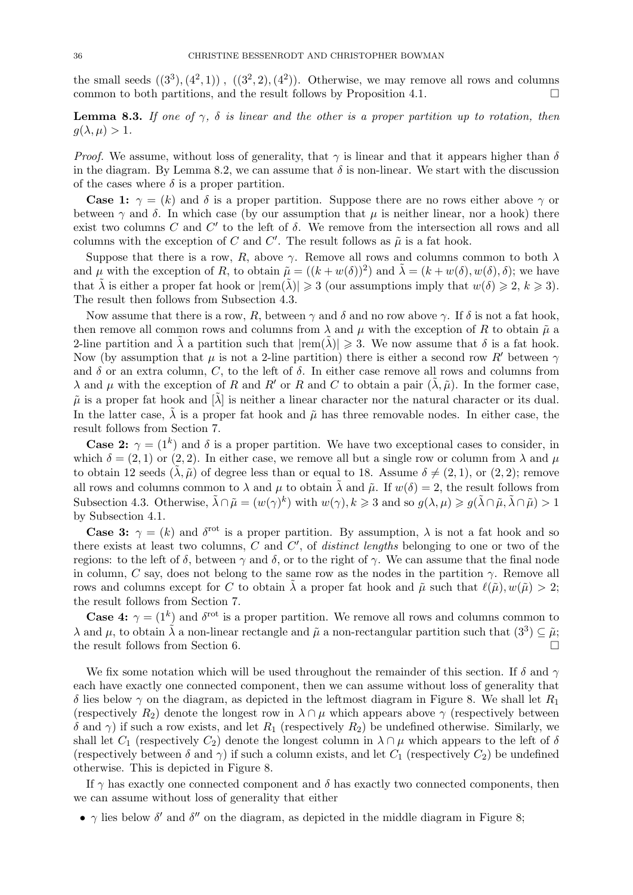the small seeds $((3^3),(4^2,1))$ , $((3^2,2),(4^2))$. Otherwise, we may remove all rows and columns common to both partitions, and the result follows by Proposition 4.1. □

**Lemma 8.3.** *If one of $\gamma$, $\delta$ is linear and the other is a proper partition up to rotation, then $g(\lambda,\mu) > 1$.*

*Proof.* We assume, without loss of generality, that $\gamma$ is linear and that it appears higher than $\delta$ in the diagram. By Lemma 8.2, we can assume that $\delta$ is non-linear. We start with the discussion of the cases where $\delta$ is a proper partition.

**Case 1:** $\gamma = (k)$ and $\delta$ is a proper partition. Suppose there are no rows either above $\gamma$ or between $\gamma$ and $\delta$. In which case (by our assumption that $\mu$ is neither linear, nor a hook) there exist two columns $C$ and $C'$ to the left of $\delta$. We remove from the intersection all rows and all columns with the exception of $C$ and $C'$. The result follows as $\tilde{\mu}$ is a fat hook.

Suppose that there is a row, $R$, above $\gamma$. Remove all rows and columns common to both $\lambda$ and $\mu$ with the exception of $R$, to obtain $\tilde{\mu} = ((k + w(\delta))^2)$ and $\tilde{\lambda} = (k + w(\delta), w(\delta), \delta)$; we have that $\tilde{\lambda}$ is either a proper fat hook or $|\mathrm{rem}(\tilde{\lambda})| \geqslant 3$ (our assumptions imply that $w(\delta) \geqslant 2$, $k \geqslant 3$). The result then follows from Subsection 4.3.

Now assume that there is a row, $R$, between $\gamma$ and $\delta$ and no row above $\gamma$. If $\delta$ is not a fat hook, then remove all common rows and columns from $\lambda$ and $\mu$ with the exception of $R$ to obtain $\tilde{\mu}$ a 2-line partition and $\tilde{\lambda}$ a partition such that $|\mathrm{rem}(\tilde{\lambda})| \geqslant 3$. We now assume that $\delta$ is a fat hook. Now (by assumption that $\mu$ is not a 2-line partition) there is either a second row $R'$ between $\gamma$ and $\delta$ or an extra column, $C$, to the left of $\delta$. In either case remove all rows and columns from $\lambda$ and $\mu$ with the exception of $R$ and $R'$ or $R$ and $C$ to obtain a pair $(\tilde{\lambda}, \tilde{\mu})$. In the former case, $\tilde{\mu}$ is a proper fat hook and $[\tilde{\lambda}]$ is neither a linear character nor the natural character or its dual. In the latter case, $\tilde{\lambda}$ is a proper fat hook and $\tilde{\mu}$ has three removable nodes. In either case, the result follows from Section 7.

**Case 2:** $\gamma = (1^k)$ and $\delta$ is a proper partition. We have two exceptional cases to consider, in which $\delta = (2,1)$ or $(2,2)$. In either case, we remove all but a single row or column from $\lambda$ and $\mu$ to obtain 12 seeds $(\tilde{\lambda}, \tilde{\mu})$ of degree less than or equal to 18. Assume $\delta \neq (2,1)$, or $(2,2)$; remove all rows and columns common to $\lambda$ and $\mu$ to obtain $\tilde{\lambda}$ and $\tilde{\mu}$. If $w(\delta) = 2$, the result follows from Subsection 4.3. Otherwise, $\tilde{\lambda} \cap \tilde{\mu} = (w(\gamma)^k)$ with $w(\gamma), k \geqslant 3$ and so $g(\lambda,\mu) \geqslant g(\tilde{\lambda} \cap \tilde{\mu}, \tilde{\lambda} \cap \tilde{\mu}) > 1$ by Subsection 4.1.

**Case 3:** $\gamma = (k)$ and $\delta^{\mathrm{rot}}$ is a proper partition. By assumption, $\lambda$ is not a fat hook and so there exists at least two columns, $C$ and $C'$, of *distinct lengths* belonging to one or two of the regions: to the left of $\delta$, between $\gamma$ and $\delta$, or to the right of $\gamma$. We can assume that the final node in column, $C$ say, does not belong to the same row as the nodes in the partition $\gamma$. Remove all rows and columns except for $C$ to obtain $\tilde{\lambda}$ a proper fat hook and $\tilde{\mu}$ such that $\ell(\tilde{\mu}), w(\tilde{\mu}) > 2$; the result follows from Section 7.

**Case 4:** $\gamma = (1^k)$ and $\delta^{\mathrm{rot}}$ is a proper partition. We remove all rows and columns common to $\lambda$ and $\mu$, to obtain $\tilde{\lambda}$ a non-linear rectangle and $\tilde{\mu}$ a non-rectangular partition such that $(3^3) \subseteq \tilde{\mu}$; the result follows from Section 6. □

We fix some notation which will be used throughout the remainder of this section. If $\delta$ and $\gamma$ each have exactly one connected component, then we can assume without loss of generality that $\delta$ lies below $\gamma$ on the diagram, as depicted in the leftmost diagram in Figure 8. We shall let $R_1$ (respectively $R_2$) denote the longest row in $\lambda \cap \mu$ which appears above $\gamma$ (respectively between $\delta$ and $\gamma$) if such a row exists, and let $R_1$ (respectively $R_2$) be undefined otherwise. Similarly, we shall let $C_1$ (respectively $C_2$) denote the longest column in $\lambda \cap \mu$ which appears to the left of $\delta$ (respectively between $\delta$ and $\gamma$) if such a column exists, and let $C_1$ (respectively $C_2$) be undefined otherwise. This is depicted in Figure 8.

If $\gamma$ has exactly one connected component and $\delta$ has exactly two connected components, then we can assume without loss of generality that either

- $\gamma$ lies below $\delta'$ and $\delta''$ on the diagram, as depicted in the middle diagram in Figure 8;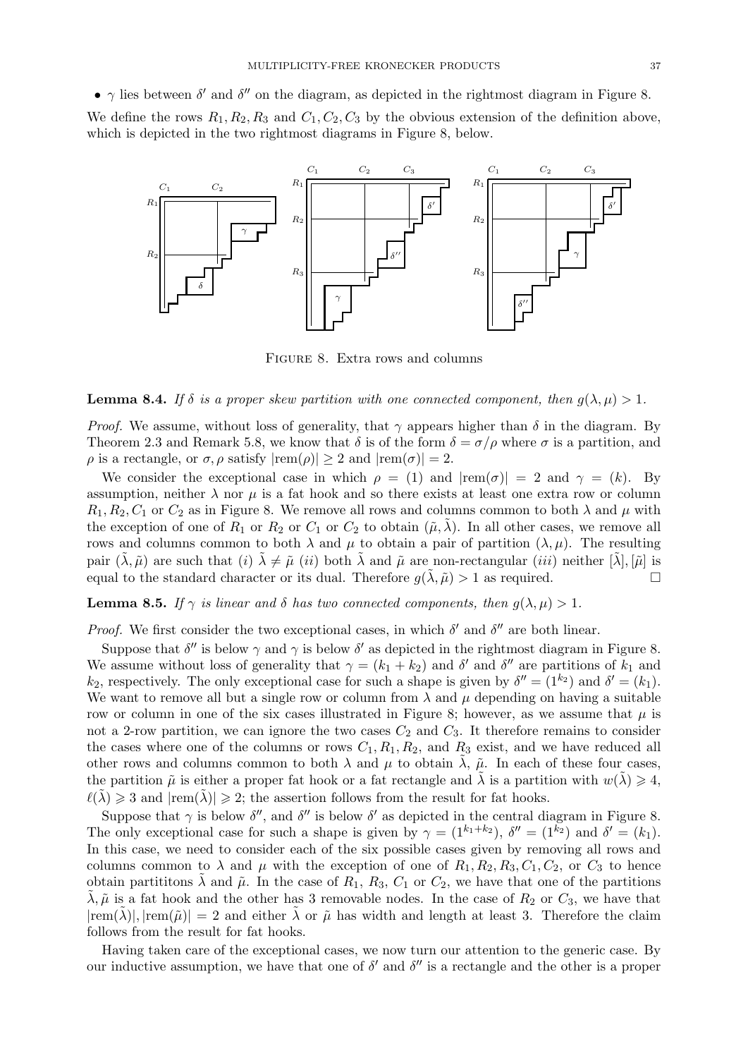- $\gamma$ lies between $\delta'$ and $\delta''$ on the diagram, as depicted in the rightmost diagram in Figure 8.

We define the rows $R_1, R_2, R_3$ and $C_1, C_2, C_3$ by the obvious extension of the definition above, which is depicted in the two rightmost diagrams in Figure 8, below.

Figure 8. Extra rows and columns

**Lemma 8.4.** *If $\delta$ is a proper skew partition with one connected component, then $g(\lambda, \mu) > 1$.*

*Proof.* We assume, without loss of generality, that $\gamma$ appears higher than $\delta$ in the diagram. By Theorem 2.3 and Remark 5.8, we know that $\delta$ is of the form $\delta = \sigma/\rho$ where $\sigma$ is a partition, and $\rho$ is a rectangle, or $\sigma, \rho$ satisfy $|\text{rem}(\rho)| \geq 2$ and $|\text{rem}(\sigma)| = 2$.

We consider the exceptional case in which $\rho = (1)$ and $|\text{rem}(\sigma)| = 2$ and $\gamma = (k)$. By assumption, neither $\lambda$ nor $\mu$ is a fat hook and so there exists at least one extra row or column $R_1, R_2, C_1$ or $C_2$ as in Figure 8. We remove all rows and columns common to both $\lambda$ and $\mu$ with the exception of one of $R_1$ or $R_2$ or $C_1$ or $C_2$ to obtain $(\tilde{\mu}, \tilde{\lambda})$. In all other cases, we remove all rows and columns common to both $\lambda$ and $\mu$ to obtain a pair of partition $(\lambda, \mu)$. The resulting pair $(\tilde{\lambda}, \tilde{\mu})$ are such that $(i)$ $\tilde{\lambda} \neq \tilde{\mu}$ $(ii)$ both $\tilde{\lambda}$ and $\tilde{\mu}$ are non-rectangular $(iii)$ neither $[\tilde{\lambda}], [\tilde{\mu}]$ is equal to the standard character or its dual. Therefore $g(\tilde{\lambda}, \tilde{\mu}) > 1$ as required. $\square$

**Lemma 8.5.** *If $\gamma$ is linear and $\delta$ has two connected components, then $g(\lambda, \mu) > 1$.*

*Proof.* We first consider the two exceptional cases, in which $\delta'$ and $\delta''$ are both linear.

Suppose that $\delta''$ is below $\gamma$ and $\gamma$ is below $\delta'$ as depicted in the rightmost diagram in Figure 8. We assume without loss of generality that $\gamma = (k_1 + k_2)$ and $\delta'$ and $\delta''$ are partitions of $k_1$ and $k_2$, respectively. The only exceptional case for such a shape is given by $\delta'' = (1^{k_2})$ and $\delta' = (k_1)$. We want to remove all but a single row or column from $\lambda$ and $\mu$ depending on having a suitable row or column in one of the six cases illustrated in Figure 8; however, as we assume that $\mu$ is not a 2-row partition, we can ignore the two cases $C_2$ and $C_3$. It therefore remains to consider the cases where one of the columns or rows $C_1, R_1, R_2$, and $R_3$ exist, and we have reduced all other rows and columns common to both $\lambda$ and $\mu$ to obtain $\tilde{\lambda}$, $\tilde{\mu}$. In each of these four cases, the partition $\tilde{\mu}$ is either a proper fat hook or a fat rectangle and $\tilde{\lambda}$ is a partition with $w(\tilde{\lambda}) \geqslant 4$, $\ell(\tilde{\lambda}) \geqslant 3$ and $|\text{rem}(\tilde{\lambda})| \geqslant 2$; the assertion follows from the result for fat hooks.

Suppose that $\gamma$ is below $\delta''$, and $\delta''$ is below $\delta'$ as depicted in the central diagram in Figure 8. The only exceptional case for such a shape is given by $\gamma = (1^{k_1+k_2})$, $\delta'' = (1^{k_2})$ and $\delta' = (k_1)$. In this case, we need to consider each of the six possible cases given by removing all rows and columns common to $\lambda$ and $\mu$ with the exception of one of $R_1, R_2, R_3, C_1, C_2$, or $C_3$ to hence obtain partititons $\tilde{\lambda}$ and $\tilde{\mu}$. In the case of $R_1$, $R_3$, $C_1$ or $C_2$, we have that one of the partitions $\tilde{\lambda}, \tilde{\mu}$ is a fat hook and the other has 3 removable nodes. In the case of $R_2$ or $C_3$, we have that $|\text{rem}(\tilde{\lambda})|, |\text{rem}(\tilde{\mu})| = 2$ and either $\tilde{\lambda}$ or $\tilde{\mu}$ has width and length at least 3. Therefore the claim follows from the result for fat hooks.

Having taken care of the exceptional cases, we now turn our attention to the generic case. By our inductive assumption, we have that one of $\delta'$ and $\delta''$ is a rectangle and the other is a proper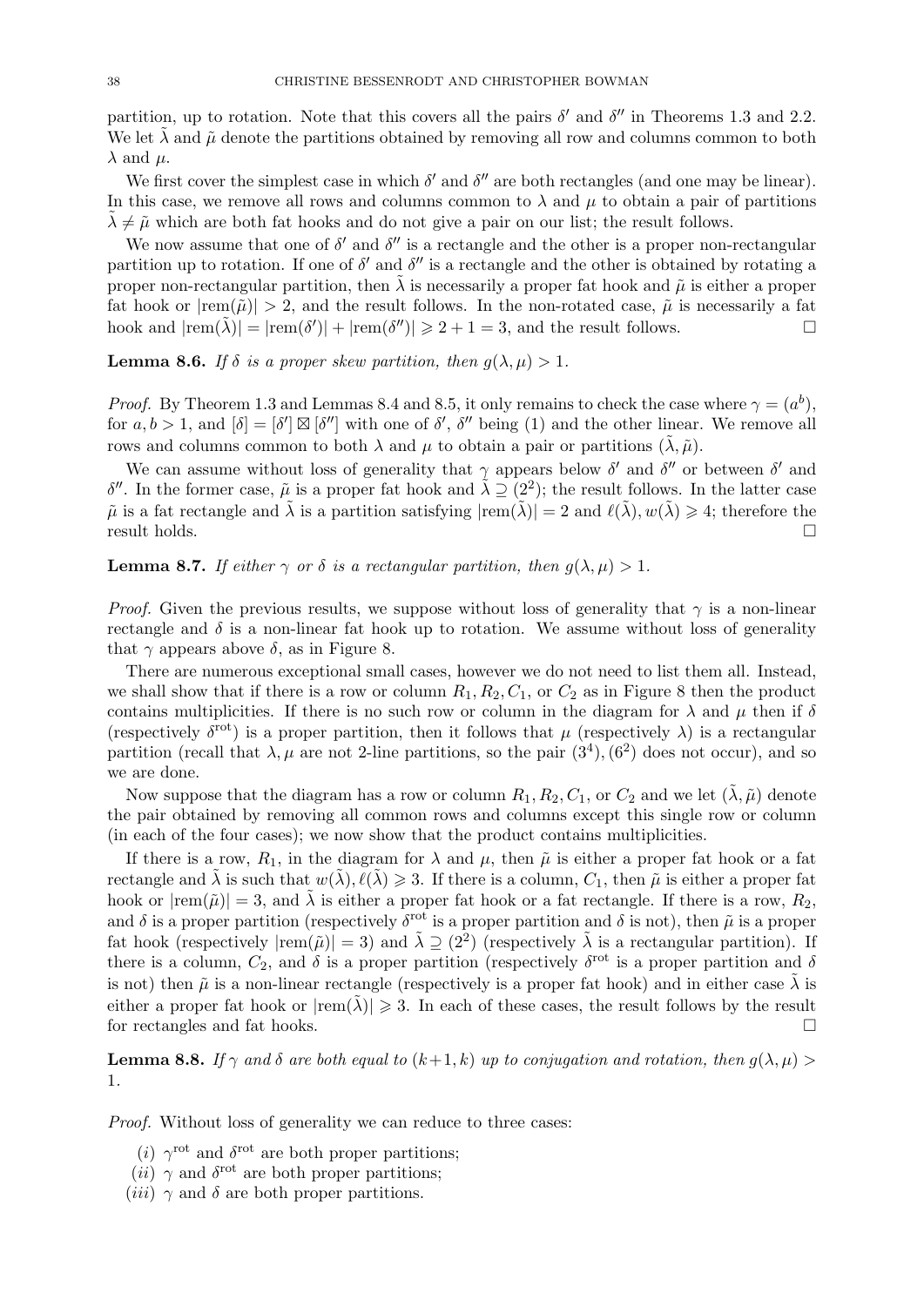partition, up to rotation. Note that this covers all the pairs $\delta'$ and $\delta''$ in Theorems 1.3 and 2.2. We let $\tilde{\lambda}$ and $\tilde{\mu}$ denote the partitions obtained by removing all row and columns common to both $\lambda$ and $\mu$.

We first cover the simplest case in which $\delta'$ and $\delta''$ are both rectangles (and one may be linear). In this case, we remove all rows and columns common to $\lambda$ and $\mu$ to obtain a pair of partitions $\tilde{\lambda} \neq \tilde{\mu}$ which are both fat hooks and do not give a pair on our list; the result follows.

We now assume that one of $\delta'$ and $\delta''$ is a rectangle and the other is a proper non-rectangular partition up to rotation. If one of $\delta'$ and $\delta''$ is a rectangle and the other is obtained by rotating a proper non-rectangular partition, then $\tilde{\lambda}$ is necessarily a proper fat hook and $\tilde{\mu}$ is either a proper fat hook or $|\text{rem}(\tilde{\mu})| > 2$, and the result follows. In the non-rotated case, $\tilde{\mu}$ is necessarily a fat hook and $|\text{rem}(\tilde{\lambda})| = |\text{rem}(\delta')| + |\text{rem}(\delta'')| \geqslant 2 + 1 = 3$, and the result follows. □

**Lemma 8.6.** *If $\delta$ is a proper skew partition, then $g(\lambda, \mu) > 1$.*

*Proof.* By Theorem 1.3 and Lemmas 8.4 and 8.5, it only remains to check the case where $\gamma = (a^b)$, for $a, b > 1$, and $[\delta] = [\delta'] \boxtimes [\delta'']$ with one of $\delta'$, $\delta''$ being $(1)$ and the other linear. We remove all rows and columns common to both $\lambda$ and $\mu$ to obtain a pair or partitions $(\tilde{\lambda}, \tilde{\mu})$.

We can assume without loss of generality that $\gamma$ appears below $\delta'$ and $\delta''$ or between $\delta'$ and $\delta''$. In the former case, $\tilde{\mu}$ is a proper fat hook and $\tilde{\lambda} \supseteq (2^2)$; the result follows. In the latter case $\tilde{\mu}$ is a fat rectangle and $\tilde{\lambda}$ is a partition satisfying $|\text{rem}(\tilde{\lambda})| = 2$ and $\ell(\tilde{\lambda}), w(\tilde{\lambda}) \geqslant 4$; therefore the result holds. □

**Lemma 8.7.** *If either $\gamma$ or $\delta$ is a rectangular partition, then $g(\lambda, \mu) > 1$.*

*Proof.* Given the previous results, we suppose without loss of generality that $\gamma$ is a non-linear rectangle and $\delta$ is a non-linear fat hook up to rotation. We assume without loss of generality that $\gamma$ appears above $\delta$, as in Figure 8.

There are numerous exceptional small cases, however we do not need to list them all. Instead, we shall show that if there is a row or column $R_1, R_2, C_1$, or $C_2$ as in Figure 8 then the product contains multiplicities. If there is no such row or column in the diagram for $\lambda$ and $\mu$ then if $\delta$ (respectively $\delta^{\text{rot}}$) is a proper partition, then it follows that $\mu$ (respectively $\lambda$) is a rectangular partition (recall that $\lambda, \mu$ are not 2-line partitions, so the pair $(3^4), (6^2)$ does not occur), and so we are done.

Now suppose that the diagram has a row or column $R_1, R_2, C_1$, or $C_2$ and we let $(\tilde{\lambda}, \tilde{\mu})$ denote the pair obtained by removing all common rows and columns except this single row or column (in each of the four cases); we now show that the product contains multiplicities.

If there is a row, $R_1$, in the diagram for $\lambda$ and $\mu$, then $\tilde{\mu}$ is either a proper fat hook or a fat rectangle and $\tilde{\lambda}$ is such that $w(\tilde{\lambda}), \ell(\tilde{\lambda}) \geqslant 3$. If there is a column, $C_1$, then $\tilde{\mu}$ is either a proper fat hook or $|\text{rem}(\tilde{\mu})| = 3$, and $\tilde{\lambda}$ is either a proper fat hook or a fat rectangle. If there is a row, $R_2$, and $\delta$ is a proper partition (respectively $\delta^{\text{rot}}$ is a proper partition and $\delta$ is not), then $\tilde{\mu}$ is a proper fat hook (respectively $|\text{rem}(\tilde{\mu})| = 3$) and $\tilde{\lambda} \supseteq (2^2)$ (respectively $\tilde{\lambda}$ is a rectangular partition). If there is a column, $C_2$, and $\delta$ is a proper partition (respectively $\delta^{\text{rot}}$ is a proper partition and $\delta$ is not) then $\tilde{\mu}$ is a non-linear rectangle (respectively is a proper fat hook) and in either case $\tilde{\lambda}$ is either a proper fat hook or $|\text{rem}(\tilde{\lambda})| \geqslant 3$. In each of these cases, the result follows by the result for rectangles and fat hooks. □

**Lemma 8.8.** *If $\gamma$ and $\delta$ are both equal to $(k+1, k)$ up to conjugation and rotation, then $g(\lambda, \mu) > 1$.*

*Proof.* Without loss of generality we can reduce to three cases:

(*i*) $\gamma^{\text{rot}}$ and $\delta^{\text{rot}}$ are both proper partitions;
(*ii*) $\gamma$ and $\delta^{\text{rot}}$ are both proper partitions;
(*iii*) $\gamma$ and $\delta$ are both proper partitions.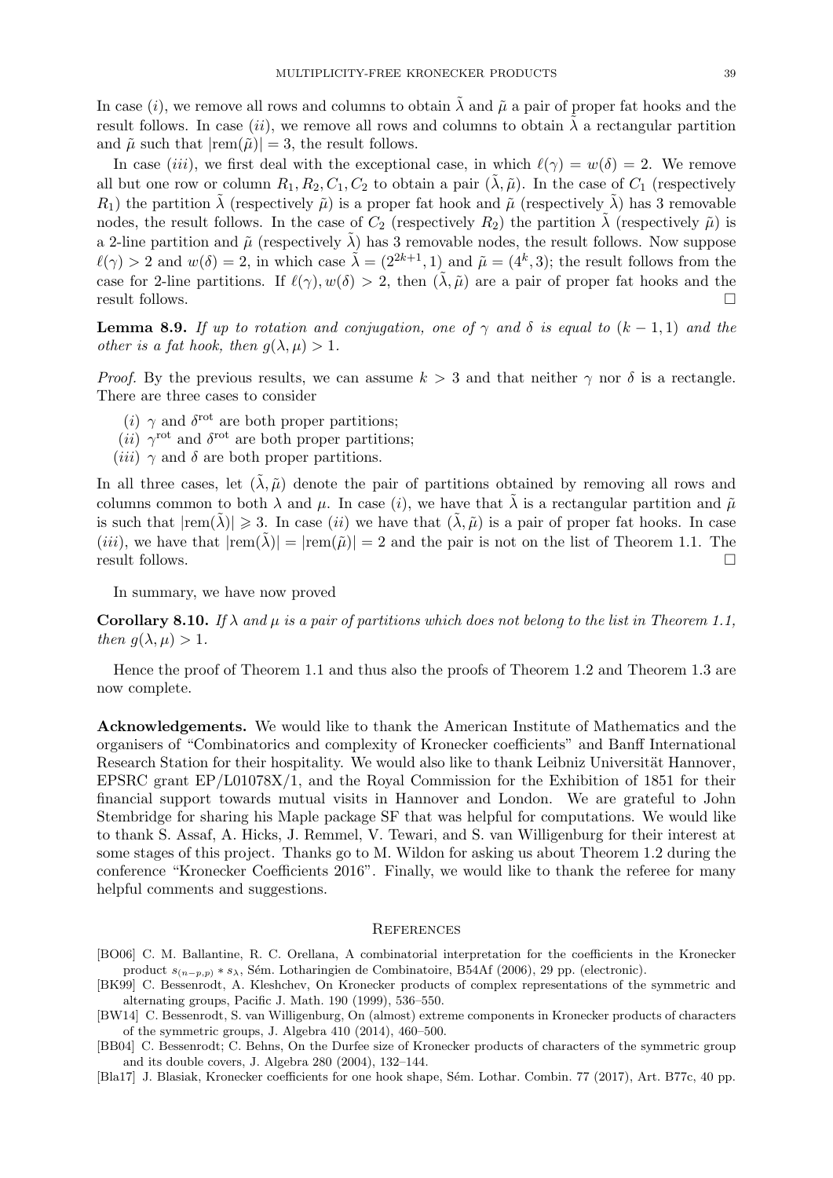In case $(i)$, we remove all rows and columns to obtain $\tilde{\lambda}$ and $\tilde{\mu}$ a pair of proper fat hooks and the result follows. In case $(ii)$, we remove all rows and columns to obtain $\tilde{\lambda}$ a rectangular partition and $\tilde{\mu}$ such that $|\mathrm{rem}(\tilde{\mu})| = 3$, the result follows.

In case $(iii)$, we first deal with the exceptional case, in which $\ell(\gamma) = w(\delta) = 2$. We remove all but one row or column $R_1, R_2, C_1, C_2$ to obtain a pair $(\tilde{\lambda}, \tilde{\mu})$. In the case of $C_1$ (respectively $R_1$) the partition $\tilde{\lambda}$ (respectively $\tilde{\mu}$) is a proper fat hook and $\tilde{\mu}$ (respectively $\tilde{\lambda}$) has 3 removable nodes, the result follows. In the case of $C_2$ (respectively $R_2$) the partition $\tilde{\lambda}$ (respectively $\tilde{\mu}$) is a 2-line partition and $\tilde{\mu}$ (respectively $\tilde{\lambda}$) has 3 removable nodes, the result follows. Now suppose $\ell(\gamma) > 2$ and $w(\delta) = 2$, in which case $\tilde{\lambda} = (2^{2k+1}, 1)$ and $\tilde{\mu} = (4^k, 3)$; the result follows from the case for 2-line partitions. If $\ell(\gamma), w(\delta) > 2$, then $(\tilde{\lambda}, \tilde{\mu})$ are a pair of proper fat hooks and the result follows. $\square$

**Lemma 8.9.** *If up to rotation and conjugation, one of $\gamma$ and $\delta$ is equal to $(k-1, 1)$ and the other is a fat hook, then $g(\lambda, \mu) > 1$.*

*Proof.* By the previous results, we can assume $k > 3$ and that neither $\gamma$ nor $\delta$ is a rectangle. There are three cases to consider

- $(i)$ $\gamma$ and $\delta^{\mathrm{rot}}$ are both proper partitions;
- $(ii)$ $\gamma^{\mathrm{rot}}$ and $\delta^{\mathrm{rot}}$ are both proper partitions;
- $(iii)$ $\gamma$ and $\delta$ are both proper partitions.

In all three cases, let $(\tilde{\lambda}, \tilde{\mu})$ denote the pair of partitions obtained by removing all rows and columns common to both $\lambda$ and $\mu$. In case $(i)$, we have that $\tilde{\lambda}$ is a rectangular partition and $\tilde{\mu}$ is such that $|\mathrm{rem}(\tilde{\lambda})| \geqslant 3$. In case $(ii)$ we have that $(\tilde{\lambda}, \tilde{\mu})$ is a pair of proper fat hooks. In case $(iii)$, we have that $|\mathrm{rem}(\tilde{\lambda})| = |\mathrm{rem}(\tilde{\mu})| = 2$ and the pair is not on the list of Theorem 1.1. The result follows. $\square$

In summary, we have now proved

**Corollary 8.10.** *If $\lambda$ and $\mu$ is a pair of partitions which does not belong to the list in Theorem 1.1, then $g(\lambda, \mu) > 1$.*

Hence the proof of Theorem 1.1 and thus also the proofs of Theorem 1.2 and Theorem 1.3 are now complete.

**Acknowledgements.** We would like to thank the American Institute of Mathematics and the organisers of "Combinatorics and complexity of Kronecker coefficients" and Banff International Research Station for their hospitality. We would also like to thank Leibniz Universität Hannover, EPSRC grant EP/L01078X/1, and the Royal Commission for the Exhibition of 1851 for their financial support towards mutual visits in Hannover and London. We are grateful to John Stembridge for sharing his Maple package SF that was helpful for computations. We would like to thank S. Assaf, A. Hicks, J. Remmel, V. Tewari, and S. van Willigenburg for their interest at some stages of this project. Thanks go to M. Wildon for asking us about Theorem 1.2 during the conference "Kronecker Coefficients 2016". Finally, we would like to thank the referee for many helpful comments and suggestions.

## References

[BO06] C. M. Ballantine, R. C. Orellana, A combinatorial interpretation for the coefficients in the Kronecker product $s_{(n-p,p)} * s_\lambda$, Sém. Lotharingien de Combinatoire, B54Af (2006), 29 pp. (electronic).

[BK99] C. Bessenrodt, A. Kleshchev, On Kronecker products of complex representations of the symmetric and alternating groups, Pacific J. Math. 190 (1999), 536–550.

[BW14] C. Bessenrodt, S. van Willigenburg, On (almost) extreme components in Kronecker products of characters of the symmetric groups, J. Algebra 410 (2014), 460–500.

[BB04] C. Bessenrodt; C. Behns, On the Durfee size of Kronecker products of characters of the symmetric group and its double covers, J. Algebra 280 (2004), 132–144.

[Bla17] J. Blasiak, Kronecker coefficients for one hook shape, Sém. Lothar. Combin. 77 (2017), Art. B77c, 40 pp.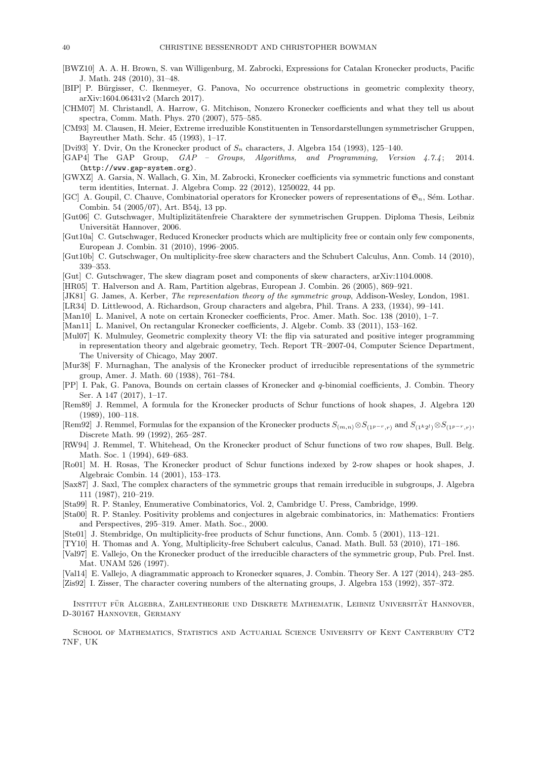[BWZ10] A. A. H. Brown, S. van Willigenburg, M. Zabrocki, Expressions for Catalan Kronecker products, Pacific J. Math. 248 (2010), 31–48.

[BIP] P. Bürgisser, C. Ikenmeyer, G. Panova, No occurrence obstructions in geometric complexity theory, arXiv:1604.06431v2 (March 2017).

[CHM07] M. Christandl, A. Harrow, G. Mitchison, Nonzero Kronecker coefficients and what they tell us about spectra, Comm. Math. Phys. 270 (2007), 575–585.

[CM93] M. Clausen, H. Meier, Extreme irreduzible Konstituenten in Tensordarstellungen symmetrischer Gruppen, Bayreuther Math. Schr. 45 (1993), 1–17.

[Dvi93] Y. Dvir, On the Kronecker product of $S_n$ characters, J. Algebra 154 (1993), 125–140.

[GAP4] The GAP Group, *GAP – Groups, Algorithms, and Programming, Version 4.7.4*; 2014. (http://www.gap-system.org).

[GWXZ] A. Garsia, N. Wallach, G. Xin, M. Zabrocki, Kronecker coefficients via symmetric functions and constant term identities, Internat. J. Algebra Comp. 22 (2012), 1250022, 44 pp.

[GC] A. Goupil, C. Chauve, Combinatorial operators for Kronecker powers of representations of $\mathfrak{S}_n$, Sém. Lothar. Combin. 54 (2005/07), Art. B54j, 13 pp.

[Gut06] C. Gutschwager, Multiplizitätenfreie Charaktere der symmetrischen Gruppen. Diploma Thesis, Leibniz Universität Hannover, 2006.

[Gut10a] C. Gutschwager, Reduced Kronecker products which are multiplicity free or contain only few components, European J. Combin. 31 (2010), 1996–2005.

[Gut10b] C. Gutschwager, On multiplicity-free skew characters and the Schubert Calculus, Ann. Comb. 14 (2010), 339–353.

[Gut] C. Gutschwager, The skew diagram poset and components of skew characters, arXiv:1104.0008.

[HR05] T. Halverson and A. Ram, Partition algebras, European J. Combin. 26 (2005), 869–921.

[JK81] G. James, A. Kerber, *The representation theory of the symmetric group*, Addison-Wesley, London, 1981.

[LR34] D. Littlewood, A. Richardson, Group characters and algebra, Phil. Trans. A 233, (1934), 99–141.

[Man10] L. Manivel, A note on certain Kronecker coefficients, Proc. Amer. Math. Soc. 138 (2010), 1–7.

[Man11] L. Manivel, On rectangular Kronecker coefficients, J. Algebr. Comb. 33 (2011), 153–162.

[Mul07] K. Mulmuley, Geometric complexity theory VI: the flip via saturated and positive integer programming in representation theory and algebraic geometry, Tech. Report TR–2007-04, Computer Science Department, The University of Chicago, May 2007.

[Mur38] F. Murnaghan, The analysis of the Kronecker product of irreducible representations of the symmetric group, Amer. J. Math. 60 (1938), 761–784.

[PP] I. Pak, G. Panova, Bounds on certain classes of Kronecker and $q$-binomial coefficients, J. Combin. Theory Ser. A 147 (2017), 1–17.

[Rem89] J. Remmel, A formula for the Kronecker products of Schur functions of hook shapes, J. Algebra 120 (1989), 100–118.

[Rem92] J. Remmel, Formulas for the expansion of the Kronecker products $S_{(m,n)}\otimes S_{(1^{p-r},r)}$ and $S_{(1^k2^l)}\otimes S_{(1^{p-r},r)}$, Discrete Math. 99 (1992), 265–287.

[RW94] J. Remmel, T. Whitehead, On the Kronecker product of Schur functions of two row shapes, Bull. Belg. Math. Soc. 1 (1994), 649–683.

[Ro01] M. H. Rosas, The Kronecker product of Schur functions indexed by 2-row shapes or hook shapes, J. Algebraic Combin. 14 (2001), 153–173.

[Sax87] J. Saxl, The complex characters of the symmetric groups that remain irreducible in subgroups, J. Algebra 111 (1987), 210–219.

[Sta99] R. P. Stanley, Enumerative Combinatorics, Vol. 2, Cambridge U. Press, Cambridge, 1999.

[Sta00] R. P. Stanley. Positivity problems and conjectures in algebraic combinatorics, in: Mathematics: Frontiers and Perspectives, 295–319. Amer. Math. Soc., 2000.

[Ste01] J. Stembridge, On multiplicity-free products of Schur functions, Ann. Comb. 5 (2001), 113–121.

[TY10] H. Thomas and A. Yong, Multiplicity-free Schubert calculus, Canad. Math. Bull. 53 (2010), 171–186.

[Val97] E. Vallejo, On the Kronecker product of the irreducible characters of the symmetric group, Pub. Prel. Inst. Mat. UNAM 526 (1997).

[Val14] E. Vallejo, A diagrammatic approach to Kronecker squares, J. Combin. Theory Ser. A 127 (2014), 243–285.

[Zis92] I. Zisser, The character covering numbers of the alternating groups, J. Algebra 153 (1992), 357–372.

Institut für Algebra, Zahlentheorie und Diskrete Mathematik, Leibniz Universität Hannover, D-30167 Hannover, Germany

School of Mathematics, Statistics and Actuarial Science University of Kent Canterbury CT2 7NF, UK